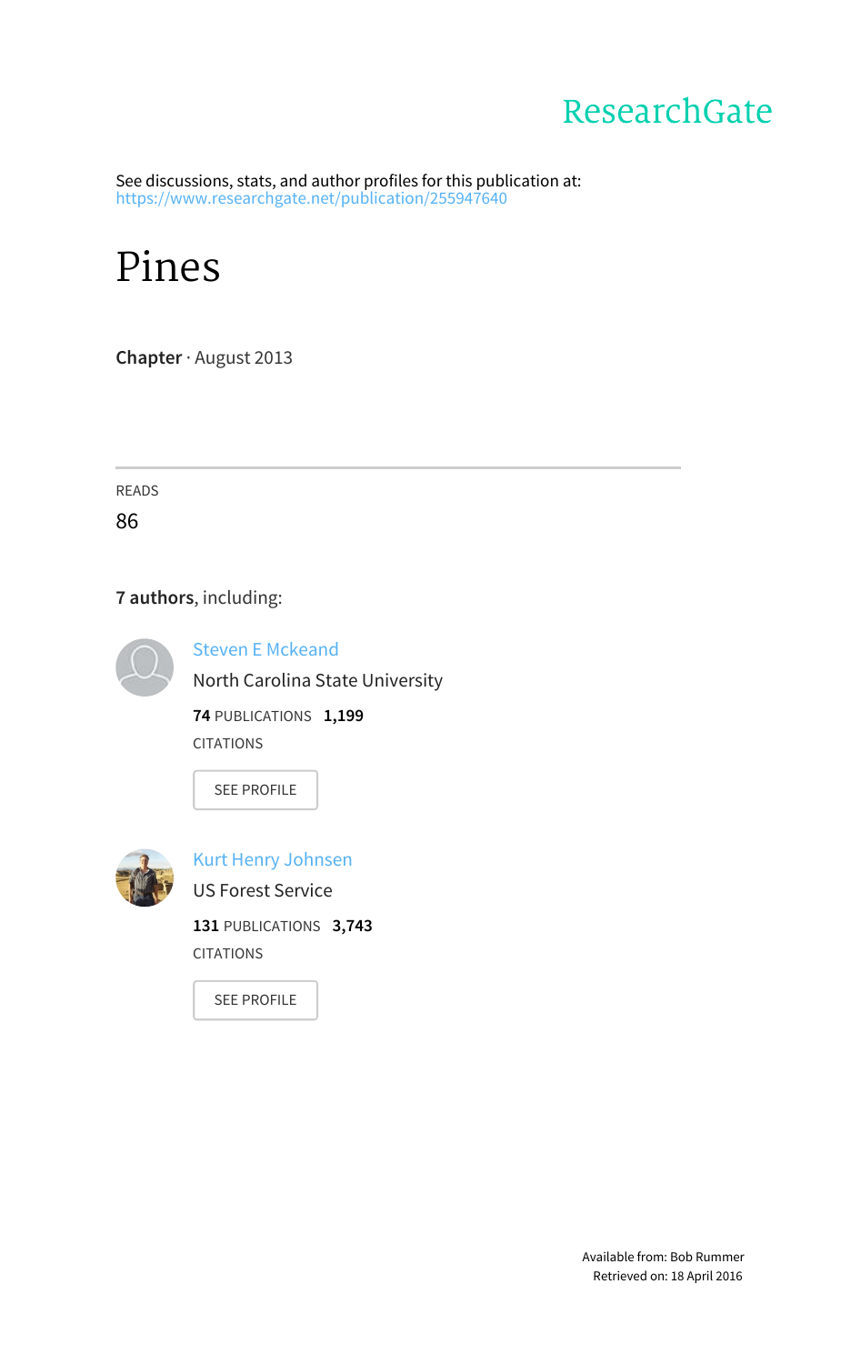ResearchGate

See discussions, stats, and author profiles for this publication at: https://www.researchgate.net/publication/255947640

# Pines

**Chapter** · August 2013

READS

86

**7 authors**, including:

Steven E Mckeand

North Carolina State University

**74** PUBLICATIONS **1,199** CITATIONS

SEE PROFILE

Kurt Henry Johnsen

US Forest Service

**131** PUBLICATIONS **3,743** CITATIONS

SEE PROFILE

Available from: Bob Rummer

Retrieved on: 18 April 2016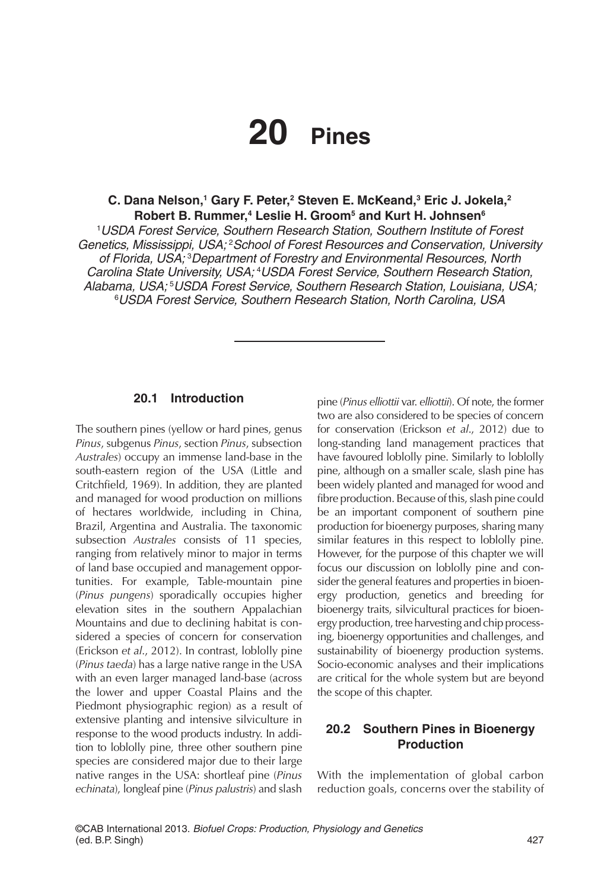# 20 Pines

**C. Dana Nelson,[1] Gary F. Peter,[2] Steven E. McKeand,[3] Eric J. Jokela,[2] Robert B. Rummer,[4] Leslie H. Groom[5] and Kurt H. Johnsen[6]**

[1]*USDA Forest Service, Southern Research Station, Southern Institute of Forest Genetics, Mississippi, USA;* [2]*School of Forest Resources and Conservation, University of Florida, USA;* [3]*Department of Forestry and Environmental Resources, North Carolina State University, USA;* [4]*USDA Forest Service, Southern Research Station, Alabama, USA;* [5]*USDA Forest Service, Southern Research Station, Louisiana, USA;* [6]*USDA Forest Service, Southern Research Station, North Carolina, USA*

## 20.1 Introduction

The southern pines (yellow or hard pines, genus *Pinus*, subgenus *Pinus*, section *Pinus*, subsection *Australes*) occupy an immense land-base in the south-eastern region of the USA (Little and Critchfield, 1969). In addition, they are planted and managed for wood production on millions of hectares worldwide, including in China, Brazil, Argentina and Australia. The taxonomic subsection *Australes* consists of 11 species, ranging from relatively minor to major in terms of land base occupied and management opportunities. For example, Table-mountain pine (*Pinus pungens*) sporadically occupies higher elevation sites in the southern Appalachian Mountains and due to declining habitat is considered a species of concern for conservation (Erickson *et al*., 2012). In contrast, loblolly pine (*Pinus taeda*) has a large native range in the USA with an even larger managed land-base (across the lower and upper Coastal Plains and the Piedmont physiographic region) as a result of extensive planting and intensive silviculture in response to the wood products industry. In addition to loblolly pine, three other southern pine species are considered major due to their large native ranges in the USA: shortleaf pine (*Pinus echinata*), longleaf pine (*Pinus palustris*) and slash pine (*Pinus elliottii* var. *elliottii*). Of note, the former two are also considered to be species of concern for conservation (Erickson *et al*., 2012) due to long-standing land management practices that have favoured loblolly pine. Similarly to loblolly pine, although on a smaller scale, slash pine has been widely planted and managed for wood and fibre production. Because of this, slash pine could be an important component of southern pine production for bioenergy purposes, sharing many similar features in this respect to loblolly pine. However, for the purpose of this chapter we will focus our discussion on loblolly pine and consider the general features and properties in bioenergy production, genetics and breeding for bioenergy traits, silvicultural practices for bioenergy production, tree harvesting and chip processing, bioenergy opportunities and challenges, and sustainability of bioenergy production systems. Socio-economic analyses and their implications are critical for the whole system but are beyond the scope of this chapter.

## 20.2 Southern Pines in Bioenergy Production

With the implementation of global carbon reduction goals, concerns over the stability of

©CAB International 2013. *Biofuel Crops: Production, Physiology and Genetics* (ed. B.P. Singh)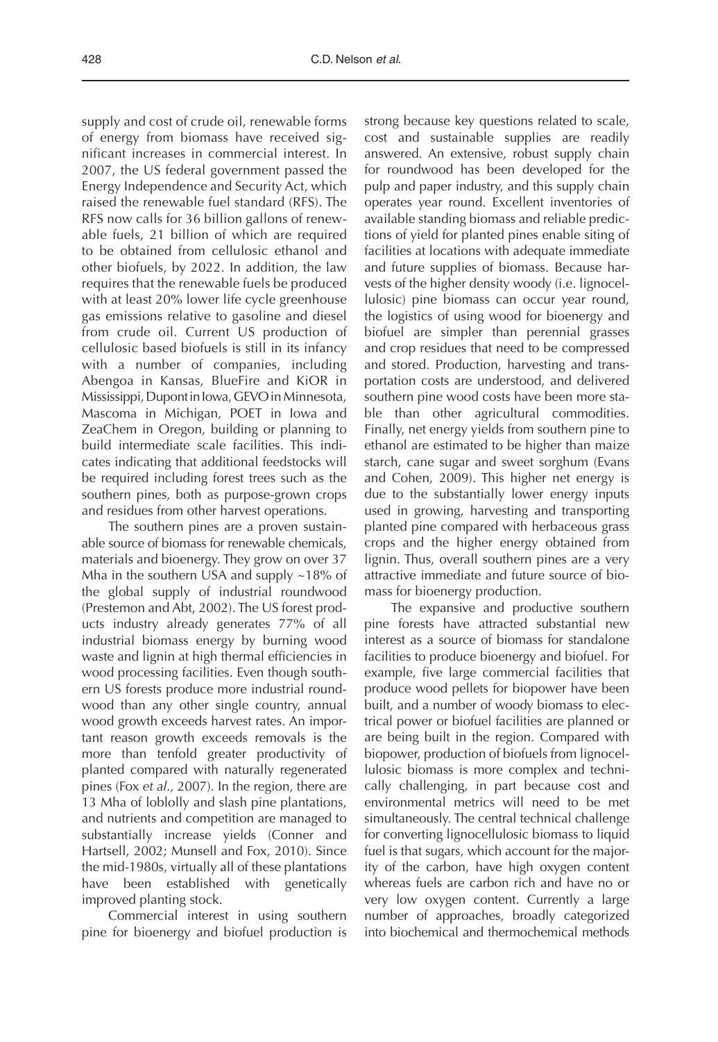supply and cost of crude oil, renewable forms of energy from biomass have received significant increases in commercial interest. In 2007, the US federal government passed the Energy Independence and Security Act, which raised the renewable fuel standard (RFS). The RFS now calls for 36 billion gallons of renewable fuels, 21 billion of which are required to be obtained from cellulosic ethanol and other biofuels, by 2022. In addition, the law requires that the renewable fuels be produced with at least 20% lower life cycle greenhouse gas emissions relative to gasoline and diesel from crude oil. Current US production of cellulosic based biofuels is still in its infancy with a number of companies, including Abengoa in Kansas, BlueFire and KiOR in Mississippi, Dupont in Iowa, GEVO in Minnesota, Mascoma in Michigan, POET in Iowa and ZeaChem in Oregon, building or planning to build intermediate scale facilities. This indicates indicating that additional feedstocks will be required including forest trees such as the southern pines, both as purpose-grown crops and residues from other harvest operations.

The southern pines are a proven sustainable source of biomass for renewable chemicals, materials and bioenergy. They grow on over 37 Mha in the southern USA and supply ~18% of the global supply of industrial roundwood (Prestemon and Abt, 2002). The US forest products industry already generates 77% of all industrial biomass energy by burning wood waste and lignin at high thermal efficiencies in wood processing facilities. Even though southern US forests produce more industrial roundwood than any other single country, annual wood growth exceeds harvest rates. An important reason growth exceeds removals is the more than tenfold greater productivity of planted compared with naturally regenerated pines (Fox *et al.*, 2007). In the region, there are 13 Mha of loblolly and slash pine plantations, and nutrients and competition are managed to substantially increase yields (Conner and Hartsell, 2002; Munsell and Fox, 2010). Since the mid-1980s, virtually all of these plantations have been established with genetically improved planting stock.

Commercial interest in using southern pine for bioenergy and biofuel production is strong because key questions related to scale, cost and sustainable supplies are readily answered. An extensive, robust supply chain for roundwood has been developed for the pulp and paper industry, and this supply chain operates year round. Excellent inventories of available standing biomass and reliable predictions of yield for planted pines enable siting of facilities at locations with adequate immediate and future supplies of biomass. Because harvests of the higher density woody (i.e. lignocellulosic) pine biomass can occur year round, the logistics of using wood for bioenergy and biofuel are simpler than perennial grasses and crop residues that need to be compressed and stored. Production, harvesting and transportation costs are understood, and delivered southern pine wood costs have been more stable than other agricultural commodities. Finally, net energy yields from southern pine to ethanol are estimated to be higher than maize starch, cane sugar and sweet sorghum (Evans and Cohen, 2009). This higher net energy is due to the substantially lower energy inputs used in growing, harvesting and transporting planted pine compared with herbaceous grass crops and the higher energy obtained from lignin. Thus, overall southern pines are a very attractive immediate and future source of biomass for bioenergy production.

The expansive and productive southern pine forests have attracted substantial new interest as a source of biomass for standalone facilities to produce bioenergy and biofuel. For example, five large commercial facilities that produce wood pellets for biopower have been built, and a number of woody biomass to electrical power or biofuel facilities are planned or are being built in the region. Compared with biopower, production of biofuels from lignocellulosic biomass is more complex and technically challenging, in part because cost and environmental metrics will need to be met simultaneously. The central technical challenge for converting lignocellulosic biomass to liquid fuel is that sugars, which account for the majority of the carbon, have high oxygen content whereas fuels are carbon rich and have no or very low oxygen content. Currently a large number of approaches, broadly categorized into biochemical and thermochemical methods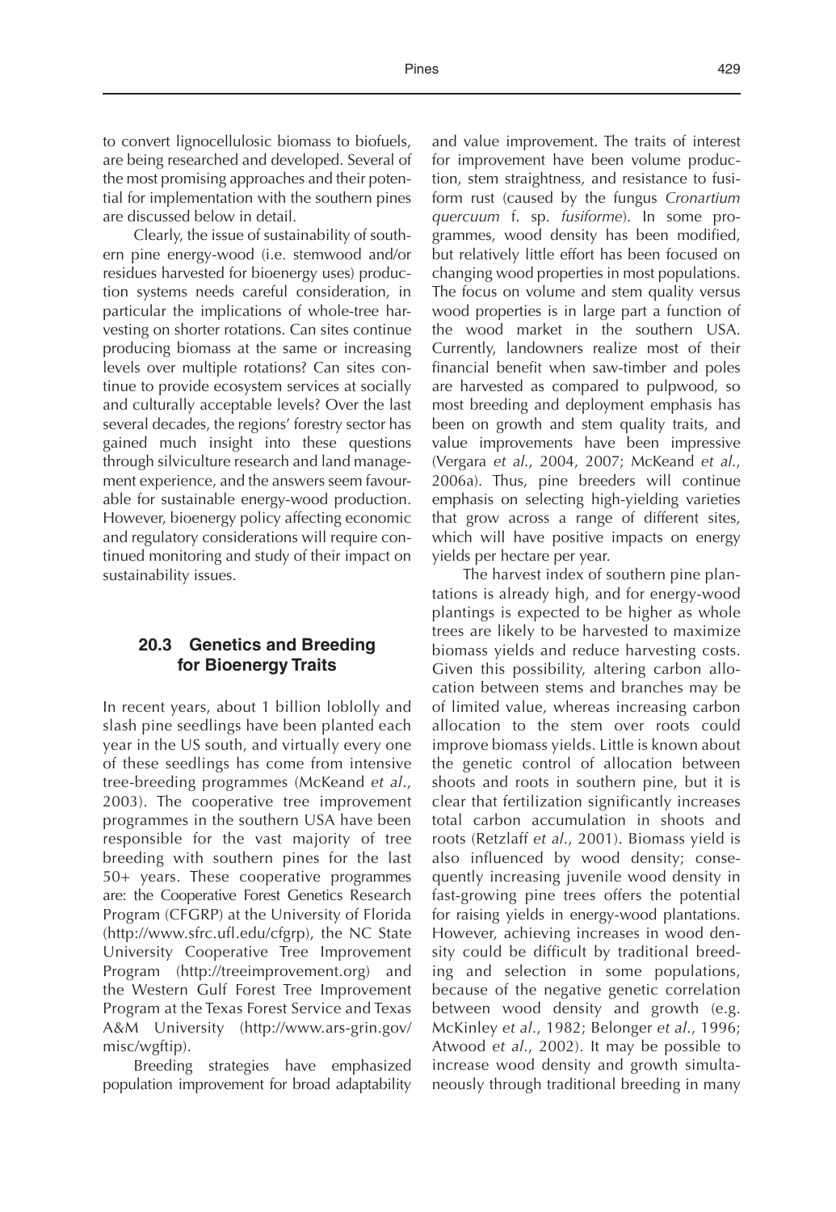to convert lignocellulosic biomass to biofuels, are being researched and developed. Several of the most promising approaches and their potential for implementation with the southern pines are discussed below in detail.

Clearly, the issue of sustainability of southern pine energy-wood (i.e. stemwood and/or residues harvested for bioenergy uses) production systems needs careful consideration, in particular the implications of whole-tree harvesting on shorter rotations. Can sites continue producing biomass at the same or increasing levels over multiple rotations? Can sites continue to provide ecosystem services at socially and culturally acceptable levels? Over the last several decades, the regions' forestry sector has gained much insight into these questions through silviculture research and land management experience, and the answers seem favourable for sustainable energy-wood production. However, bioenergy policy affecting economic and regulatory considerations will require continued monitoring and study of their impact on sustainability issues.

## 20.3 Genetics and Breeding for Bioenergy Traits

In recent years, about 1 billion loblolly and slash pine seedlings have been planted each year in the US south, and virtually every one of these seedlings has come from intensive tree-breeding programmes (McKeand *et al*., 2003). The cooperative tree improvement programmes in the southern USA have been responsible for the vast majority of tree breeding with southern pines for the last 50+ years. These cooperative programmes are: the Cooperative Forest Genetics Research Program (CFGRP) at the University of Florida (http://www.sfrc.ufl.edu/cfgrp), the NC State University Cooperative Tree Improvement Program (http://treeimprovement.org) and the Western Gulf Forest Tree Improvement Program at the Texas Forest Service and Texas A&M University (http://www.ars-grin.gov/misc/wgftip).

Breeding strategies have emphasized population improvement for broad adaptability and value improvement. The traits of interest for improvement have been volume production, stem straightness, and resistance to fusiform rust (caused by the fungus *Cronartium quercuum* f. sp. *fusiforme*). In some programmes, wood density has been modified, but relatively little effort has been focused on changing wood properties in most populations. The focus on volume and stem quality versus wood properties is in large part a function of the wood market in the southern USA. Currently, landowners realize most of their financial benefit when saw-timber and poles are harvested as compared to pulpwood, so most breeding and deployment emphasis has been on growth and stem quality traits, and value improvements have been impressive (Vergara *et al*., 2004, 2007; McKeand *et al*., 2006a). Thus, pine breeders will continue emphasis on selecting high-yielding varieties that grow across a range of different sites, which will have positive impacts on energy yields per hectare per year.

The harvest index of southern pine plantations is already high, and for energy-wood plantings is expected to be higher as whole trees are likely to be harvested to maximize biomass yields and reduce harvesting costs. Given this possibility, altering carbon allocation between stems and branches may be of limited value, whereas increasing carbon allocation to the stem over roots could improve biomass yields. Little is known about the genetic control of allocation between shoots and roots in southern pine, but it is clear that fertilization significantly increases total carbon accumulation in shoots and roots (Retzlaff *et al*., 2001). Biomass yield is also influenced by wood density; consequently increasing juvenile wood density in fast-growing pine trees offers the potential for raising yields in energy-wood plantations. However, achieving increases in wood density could be difficult by traditional breeding and selection in some populations, because of the negative genetic correlation between wood density and growth (e.g. McKinley *et al*., 1982; Belonger *et al*., 1996; Atwood *et al*., 2002). It may be possible to increase wood density and growth simultaneously through traditional breeding in many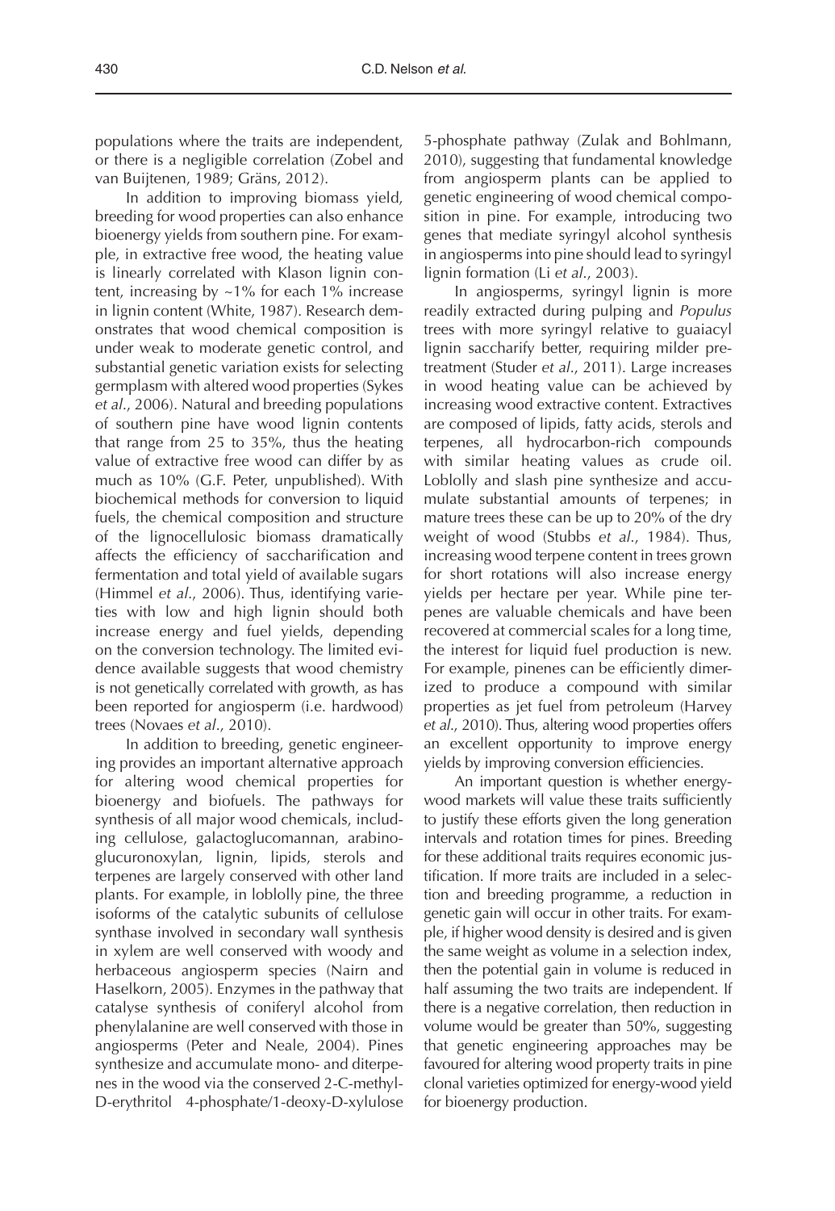populations where the traits are independent, or there is a negligible correlation (Zobel and van Buijtenen, 1989; Gräns, 2012).

In addition to improving biomass yield, breeding for wood properties can also enhance bioenergy yields from southern pine. For example, in extractive free wood, the heating value is linearly correlated with Klason lignin content, increasing by ~1% for each 1% increase in lignin content (White, 1987). Research demonstrates that wood chemical composition is under weak to moderate genetic control, and substantial genetic variation exists for selecting germplasm with altered wood properties (Sykes *et al.*, 2006). Natural and breeding populations of southern pine have wood lignin contents that range from 25 to 35%, thus the heating value of extractive free wood can differ by as much as 10% (G.F. Peter, unpublished). With biochemical methods for conversion to liquid fuels, the chemical composition and structure of the lignocellulosic biomass dramatically affects the efficiency of saccharification and fermentation and total yield of available sugars (Himmel *et al.*, 2006). Thus, identifying varieties with low and high lignin should both increase energy and fuel yields, depending on the conversion technology. The limited evidence available suggests that wood chemistry is not genetically correlated with growth, as has been reported for angiosperm (i.e. hardwood) trees (Novaes *et al.*, 2010).

In addition to breeding, genetic engineering provides an important alternative approach for altering wood chemical properties for bioenergy and biofuels. The pathways for synthesis of all major wood chemicals, including cellulose, galactoglucomannan, arabinoglucuronoxylan, lignin, lipids, sterols and terpenes are largely conserved with other land plants. For example, in loblolly pine, the three isoforms of the catalytic subunits of cellulose synthase involved in secondary wall synthesis in xylem are well conserved with woody and herbaceous angiosperm species (Nairn and Haselkorn, 2005). Enzymes in the pathway that catalyse synthesis of coniferyl alcohol from phenylalanine are well conserved with those in angiosperms (Peter and Neale, 2004). Pines synthesize and accumulate mono- and diterpenes in the wood via the conserved 2-C-methyl-D-erythritol 4-phosphate/1-deoxy-D-xylulose 5-phosphate pathway (Zulak and Bohlmann, 2010), suggesting that fundamental knowledge from angiosperm plants can be applied to genetic engineering of wood chemical composition in pine. For example, introducing two genes that mediate syringyl alcohol synthesis in angiosperms into pine should lead to syringyl lignin formation (Li *et al.*, 2003).

In angiosperms, syringyl lignin is more readily extracted during pulping and *Populus* trees with more syringyl relative to guaiacyl lignin saccharify better, requiring milder pretreatment (Studer *et al.*, 2011). Large increases in wood heating value can be achieved by increasing wood extractive content. Extractives are composed of lipids, fatty acids, sterols and terpenes, all hydrocarbon-rich compounds with similar heating values as crude oil. Loblolly and slash pine synthesize and accumulate substantial amounts of terpenes; in mature trees these can be up to 20% of the dry weight of wood (Stubbs *et al.*, 1984). Thus, increasing wood terpene content in trees grown for short rotations will also increase energy yields per hectare per year. While pine terpenes are valuable chemicals and have been recovered at commercial scales for a long time, the interest for liquid fuel production is new. For example, pinenes can be efficiently dimerized to produce a compound with similar properties as jet fuel from petroleum (Harvey *et al.*, 2010). Thus, altering wood properties offers an excellent opportunity to improve energy yields by improving conversion efficiencies.

An important question is whether energy-wood markets will value these traits sufficiently to justify these efforts given the long generation intervals and rotation times for pines. Breeding for these additional traits requires economic justification. If more traits are included in a selection and breeding programme, a reduction in genetic gain will occur in other traits. For example, if higher wood density is desired and is given the same weight as volume in a selection index, then the potential gain in volume is reduced in half assuming the two traits are independent. If there is a negative correlation, then reduction in volume would be greater than 50%, suggesting that genetic engineering approaches may be favoured for altering wood property traits in pine clonal varieties optimized for energy-wood yield for bioenergy production.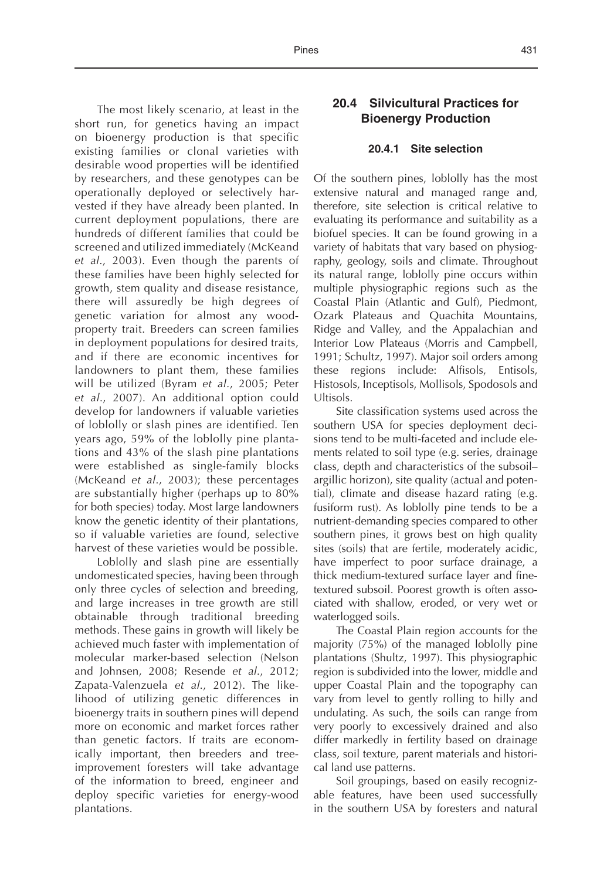The most likely scenario, at least in the short run, for genetics having an impact on bioenergy production is that specific existing families or clonal varieties with desirable wood properties will be identified by researchers, and these genotypes can be operationally deployed or selectively harvested if they have already been planted. In current deployment populations, there are hundreds of different families that could be screened and utilized immediately (McKeand *et al*., 2003). Even though the parents of these families have been highly selected for growth, stem quality and disease resistance, there will assuredly be high degrees of genetic variation for almost any wood-property trait. Breeders can screen families in deployment populations for desired traits, and if there are economic incentives for landowners to plant them, these families will be utilized (Byram *et al*., 2005; Peter *et al*., 2007). An additional option could develop for landowners if valuable varieties of loblolly or slash pines are identified. Ten years ago, 59% of the loblolly pine plantations and 43% of the slash pine plantations were established as single-family blocks (McKeand *et al*., 2003); these percentages are substantially higher (perhaps up to 80% for both species) today. Most large landowners know the genetic identity of their plantations, so if valuable varieties are found, selective harvest of these varieties would be possible.

Loblolly and slash pine are essentially undomesticated species, having been through only three cycles of selection and breeding, and large increases in tree growth are still obtainable through traditional breeding methods. These gains in growth will likely be achieved much faster with implementation of molecular marker-based selection (Nelson and Johnsen, 2008; Resende *et al*., 2012; Zapata-Valenzuela *et al*., 2012). The likelihood of utilizing genetic differences in bioenergy traits in southern pines will depend more on economic and market forces rather than genetic factors. If traits are economically important, then breeders and tree-improvement foresters will take advantage of the information to breed, engineer and deploy specific varieties for energy-wood plantations.

## 20.4 Silvicultural Practices for Bioenergy Production

### 20.4.1 Site selection

Of the southern pines, loblolly has the most extensive natural and managed range and, therefore, site selection is critical relative to evaluating its performance and suitability as a biofuel species. It can be found growing in a variety of habitats that vary based on physiography, geology, soils and climate. Throughout its natural range, loblolly pine occurs within multiple physiographic regions such as the Coastal Plain (Atlantic and Gulf), Piedmont, Ozark Plateaus and Quachita Mountains, Ridge and Valley, and the Appalachian and Interior Low Plateaus (Morris and Campbell, 1991; Schultz, 1997). Major soil orders among these regions include: Alfisols, Entisols, Histosols, Inceptisols, Mollisols, Spodosols and Ultisols.

Site classification systems used across the southern USA for species deployment decisions tend to be multi-faceted and include elements related to soil type (e.g. series, drainage class, depth and characteristics of the subsoil–argillic horizon), site quality (actual and potential), climate and disease hazard rating (e.g. fusiform rust). As loblolly pine tends to be a nutrient-demanding species compared to other southern pines, it grows best on high quality sites (soils) that are fertile, moderately acidic, have imperfect to poor surface drainage, a thick medium-textured surface layer and fine-textured subsoil. Poorest growth is often associated with shallow, eroded, or very wet or waterlogged soils.

The Coastal Plain region accounts for the majority (75%) of the managed loblolly pine plantations (Shultz, 1997). This physiographic region is subdivided into the lower, middle and upper Coastal Plain and the topography can vary from level to gently rolling to hilly and undulating. As such, the soils can range from very poorly to excessively drained and also differ markedly in fertility based on drainage class, soil texture, parent materials and historical land use patterns.

Soil groupings, based on easily recognizable features, have been used successfully in the southern USA by foresters and natural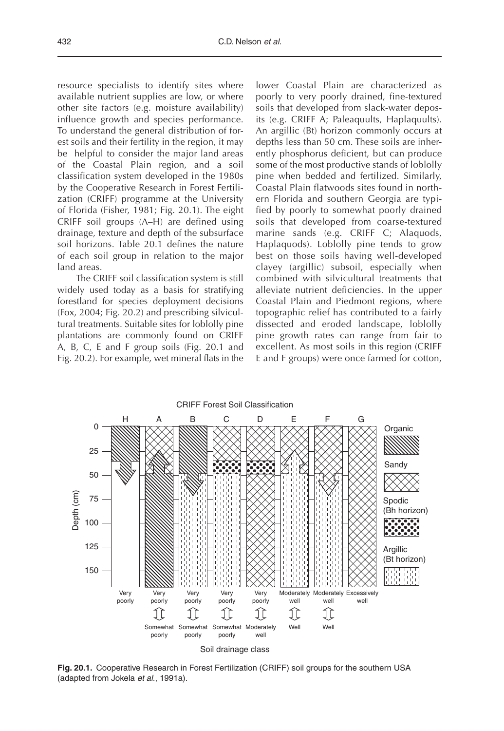resource specialists to identify sites where available nutrient supplies are low, or where other site factors (e.g. moisture availability) influence growth and species performance. To understand the general distribution of forest soils and their fertility in the region, it may be helpful to consider the major land areas of the Coastal Plain region, and a soil classification system developed in the 1980s by the Cooperative Research in Forest Fertilization (CRIFF) programme at the University of Florida (Fisher, 1981; Fig. 20.1). The eight CRIFF soil groups (A–H) are defined using drainage, texture and depth of the subsurface soil horizons. Table 20.1 defines the nature of each soil group in relation to the major land areas.

The CRIFF soil classification system is still widely used today as a basis for stratifying forestland for species deployment decisions (Fox, 2004; Fig. 20.2) and prescribing silvicultural treatments. Suitable sites for loblolly pine plantations are commonly found on CRIFF A, B, C, E and F group soils (Fig. 20.1 and Fig. 20.2). For example, wet mineral flats in the lower Coastal Plain are characterized as poorly to very poorly drained, fine-textured soils that developed from slack-water deposits (e.g. CRIFF A; Paleaquults, Haplaquults). An argillic (Bt) horizon commonly occurs at depths less than 50 cm. These soils are inherently phosphorus deficient, but can produce some of the most productive stands of loblolly pine when bedded and fertilized. Similarly, Coastal Plain flatwoods sites found in northern Florida and southern Georgia are typified by poorly to somewhat poorly drained soils that developed from coarse-textured marine sands (e.g. CRIFF C; Alaquods, Haplaquods). Loblolly pine tends to grow best on those soils having well-developed clayey (argillic) subsoil, especially when combined with silvicultural treatments that alleviate nutrient deficiencies. In the upper Coastal Plain and Piedmont regions, where topographic relief has contributed to a fairly dissected and eroded landscape, loblolly pine growth rates can range from fair to excellent. As most soils in this region (CRIFF E and F groups) were once farmed for cotton,

**Fig. 20.1.** Cooperative Research in Forest Fertilization (CRIFF) soil groups for the southern USA (adapted from Jokela *et al.*, 1991a).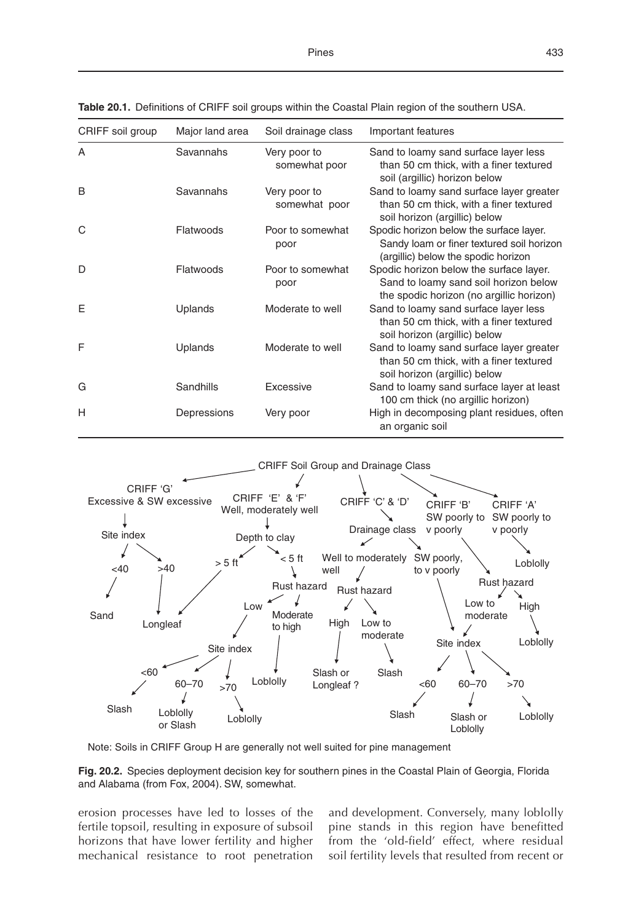**Table 20.1.** Definitions of CRIFF soil groups within the Coastal Plain region of the southern USA.

| CRIFF soil group | Major land area | Soil drainage class | Important features |
|---|---|---|---|
| A | Savannahs | Very poor to somewhat poor | Sand to loamy sand surface layer less than 50 cm thick, with a finer textured soil (argillic) horizon below |
| B | Savannahs | Very poor to somewhat poor | Sand to loamy sand surface layer greater than 50 cm thick, with a finer textured soil horizon (argillic) below |
| C | Flatwoods | Poor to somewhat poor | Spodic horizon below the surface layer. Sandy loam or finer textured soil horizon (argillic) below the spodic horizon |
| D | Flatwoods | Poor to somewhat poor | Spodic horizon below the surface layer. Sand to loamy sand soil horizon below the spodic horizon (no argillic horizon) |
| E | Uplands | Moderate to well | Sand to loamy sand surface layer less than 50 cm thick, with a finer textured soil horizon (argillic) below |
| F | Uplands | Moderate to well | Sand to loamy sand surface layer greater than 50 cm thick, with a finer textured soil horizon (argillic) below |
| G | Sandhills | Excessive | Sand to loamy sand surface layer at least 100 cm thick (no argillic horizon) |
| H | Depressions | Very poor | High in decomposing plant residues, often an organic soil |

CRIFF Soil Group and Drainage Class

- CRIFF 'G' Excessive & SW excessive → Site index
  - <40 → Sand
  - >40 → Longleaf
- CRIFF 'E' & 'F' Well, moderately well → Depth to clay
  - > 5 ft → Longleaf
  - < 5 ft → Rust hazard
    - Low → Site index
      - <60 → Slash
      - 60–70 → Loblolly or Slash
      - >70 → Loblolly
    - Moderate to high → Loblolly
- CRIFF 'C' & 'D' → Drainage class
  - Well to moderately well → Rust hazard
    - High → Slash or Longleaf ?
    - Low to moderate → Slash
  - SW poorly, to v poorly → Site index
    - <60 → Slash
    - 60–70 → Slash or Loblolly
    - >70 → Loblolly
- CRIFF 'B' SW poorly to v poorly → Rust hazard
  - Low to moderate → Site index
    - <60 → Slash
    - 60–70 → Slash or Loblolly
    - >70 → Loblolly
  - High → Loblolly
- CRIFF 'A' SW poorly to v poorly → Loblolly

Note: Soils in CRIFF Group H are generally not well suited for pine management

**Fig. 20.2.** Species deployment decision key for southern pines in the Coastal Plain of Georgia, Florida and Alabama (from Fox, 2004). SW, somewhat.

erosion processes have led to losses of the fertile topsoil, resulting in exposure of subsoil horizons that have lower fertility and higher mechanical resistance to root penetration and development. Conversely, many loblolly pine stands in this region have benefitted from the 'old-field' effect, where residual soil fertility levels that resulted from recent or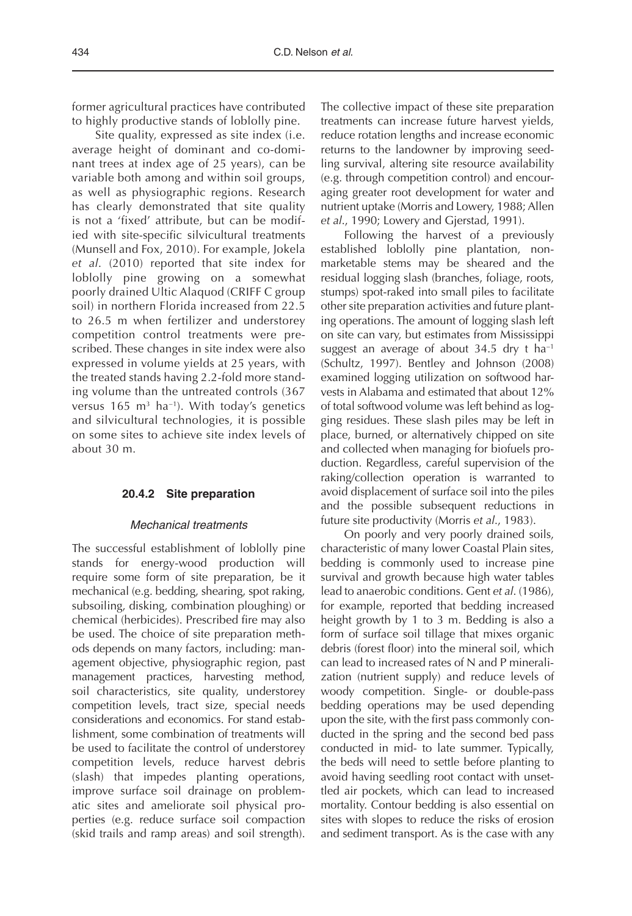former agricultural practices have contributed to highly productive stands of loblolly pine.

Site quality, expressed as site index (i.e. average height of dominant and co-dominant trees at index age of 25 years), can be variable both among and within soil groups, as well as physiographic regions. Research has clearly demonstrated that site quality is not a 'fixed' attribute, but can be modified with site-specific silvicultural treatments (Munsell and Fox, 2010). For example, Jokela *et al*. (2010) reported that site index for loblolly pine growing on a somewhat poorly drained Ultic Alaquod (CRIFF C group soil) in northern Florida increased from 22.5 to 26.5 m when fertilizer and understorey competition control treatments were prescribed. These changes in site index were also expressed in volume yields at 25 years, with the treated stands having 2.2-fold more standing volume than the untreated controls (367 versus 165 $m^3$ $ha^{-1}$). With today's genetics and silvicultural technologies, it is possible on some sites to achieve site index levels of about 30 m.

### 20.4.2 Site preparation

#### *Mechanical treatments*

The successful establishment of loblolly pine stands for energy-wood production will require some form of site preparation, be it mechanical (e.g. bedding, shearing, spot raking, subsoiling, disking, combination ploughing) or chemical (herbicides). Prescribed fire may also be used. The choice of site preparation methods depends on many factors, including: management objective, physiographic region, past management practices, harvesting method, soil characteristics, site quality, understorey competition levels, tract size, special needs considerations and economics. For stand establishment, some combination of treatments will be used to facilitate the control of understorey competition levels, reduce harvest debris (slash) that impedes planting operations, improve surface soil drainage on problematic sites and ameliorate soil physical properties (e.g. reduce surface soil compaction (skid trails and ramp areas) and soil strength). The collective impact of these site preparation treatments can increase future harvest yields, reduce rotation lengths and increase economic returns to the landowner by improving seedling survival, altering site resource availability (e.g. through competition control) and encouraging greater root development for water and nutrient uptake (Morris and Lowery, 1988; Allen *et al*., 1990; Lowery and Gjerstad, 1991).

Following the harvest of a previously established loblolly pine plantation, non-marketable stems may be sheared and the residual logging slash (branches, foliage, roots, stumps) spot-raked into small piles to facilitate other site preparation activities and future planting operations. The amount of logging slash left on site can vary, but estimates from Mississippi suggest an average of about 34.5 dry t $ha^{-1}$ (Schultz, 1997). Bentley and Johnson (2008) examined logging utilization on softwood harvests in Alabama and estimated that about 12% of total softwood volume was left behind as logging residues. These slash piles may be left in place, burned, or alternatively chipped on site and collected when managing for biofuels production. Regardless, careful supervision of the raking/collection operation is warranted to avoid displacement of surface soil into the piles and the possible subsequent reductions in future site productivity (Morris *et al*., 1983).

On poorly and very poorly drained soils, characteristic of many lower Coastal Plain sites, bedding is commonly used to increase pine survival and growth because high water tables lead to anaerobic conditions. Gent *et al*. (1986), for example, reported that bedding increased height growth by 1 to 3 m. Bedding is also a form of surface soil tillage that mixes organic debris (forest floor) into the mineral soil, which can lead to increased rates of N and P mineralization (nutrient supply) and reduce levels of woody competition. Single- or double-pass bedding operations may be used depending upon the site, with the first pass commonly conducted in the spring and the second bed pass conducted in mid- to late summer. Typically, the beds will need to settle before planting to avoid having seedling root contact with unsettled air pockets, which can lead to increased mortality. Contour bedding is also essential on sites with slopes to reduce the risks of erosion and sediment transport. As is the case with any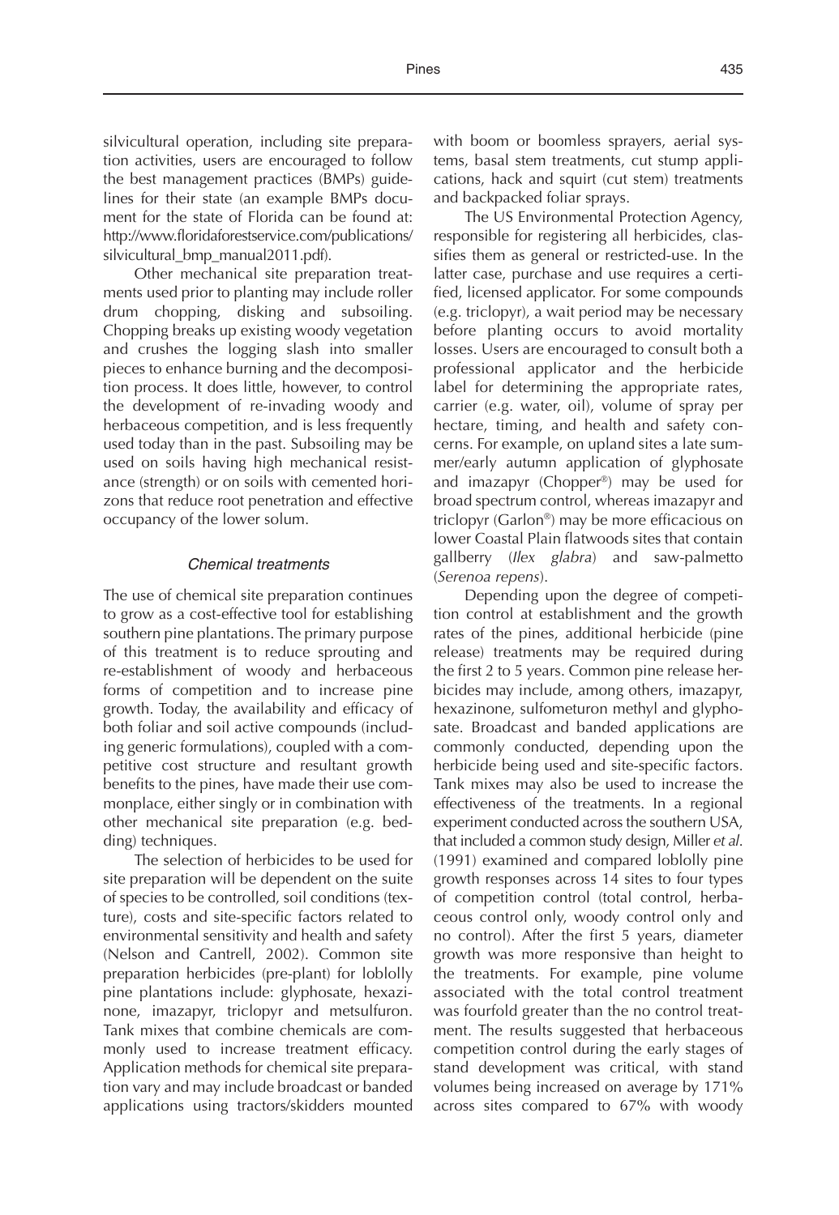silvicultural operation, including site preparation activities, users are encouraged to follow the best management practices (BMPs) guidelines for their state (an example BMPs document for the state of Florida can be found at: http://www.floridaforestservice.com/publications/silvicultural_bmp_manual2011.pdf).

Other mechanical site preparation treatments used prior to planting may include roller drum chopping, disking and subsoiling. Chopping breaks up existing woody vegetation and crushes the logging slash into smaller pieces to enhance burning and the decomposition process. It does little, however, to control the development of re-invading woody and herbaceous competition, and is less frequently used today than in the past. Subsoiling may be used on soils having high mechanical resistance (strength) or on soils with cemented horizons that reduce root penetration and effective occupancy of the lower solum.

### *Chemical treatments*

The use of chemical site preparation continues to grow as a cost-effective tool for establishing southern pine plantations. The primary purpose of this treatment is to reduce sprouting and re-establishment of woody and herbaceous forms of competition and to increase pine growth. Today, the availability and efficacy of both foliar and soil active compounds (including generic formulations), coupled with a competitive cost structure and resultant growth benefits to the pines, have made their use commonplace, either singly or in combination with other mechanical site preparation (e.g. bedding) techniques.

The selection of herbicides to be used for site preparation will be dependent on the suite of species to be controlled, soil conditions (texture), costs and site-specific factors related to environmental sensitivity and health and safety (Nelson and Cantrell, 2002). Common site preparation herbicides (pre-plant) for loblolly pine plantations include: glyphosate, hexazinone, imazapyr, triclopyr and metsulfuron. Tank mixes that combine chemicals are commonly used to increase treatment efficacy. Application methods for chemical site preparation vary and may include broadcast or banded applications using tractors/skidders mounted with boom or boomless sprayers, aerial systems, basal stem treatments, cut stump applications, hack and squirt (cut stem) treatments and backpacked foliar sprays.

The US Environmental Protection Agency, responsible for registering all herbicides, classifies them as general or restricted-use. In the latter case, purchase and use requires a certified, licensed applicator. For some compounds (e.g. triclopyr), a wait period may be necessary before planting occurs to avoid mortality losses. Users are encouraged to consult both a professional applicator and the herbicide label for determining the appropriate rates, carrier (e.g. water, oil), volume of spray per hectare, timing, and health and safety concerns. For example, on upland sites a late summer/early autumn application of glyphosate and imazapyr (Chopper®) may be used for broad spectrum control, whereas imazapyr and triclopyr (Garlon®) may be more efficacious on lower Coastal Plain flatwoods sites that contain gallberry (*Ilex glabra*) and saw-palmetto (*Serenoa repens*).

Depending upon the degree of competition control at establishment and the growth rates of the pines, additional herbicide (pine release) treatments may be required during the first 2 to 5 years. Common pine release herbicides may include, among others, imazapyr, hexazinone, sulfometuron methyl and glyphosate. Broadcast and banded applications are commonly conducted, depending upon the herbicide being used and site-specific factors. Tank mixes may also be used to increase the effectiveness of the treatments. In a regional experiment conducted across the southern USA, that included a common study design, Miller *et al*. (1991) examined and compared loblolly pine growth responses across 14 sites to four types of competition control (total control, herbaceous control only, woody control only and no control). After the first 5 years, diameter growth was more responsive than height to the treatments. For example, pine volume associated with the total control treatment was fourfold greater than the no control treatment. The results suggested that herbaceous competition control during the early stages of stand development was critical, with stand volumes being increased on average by 171% across sites compared to 67% with woody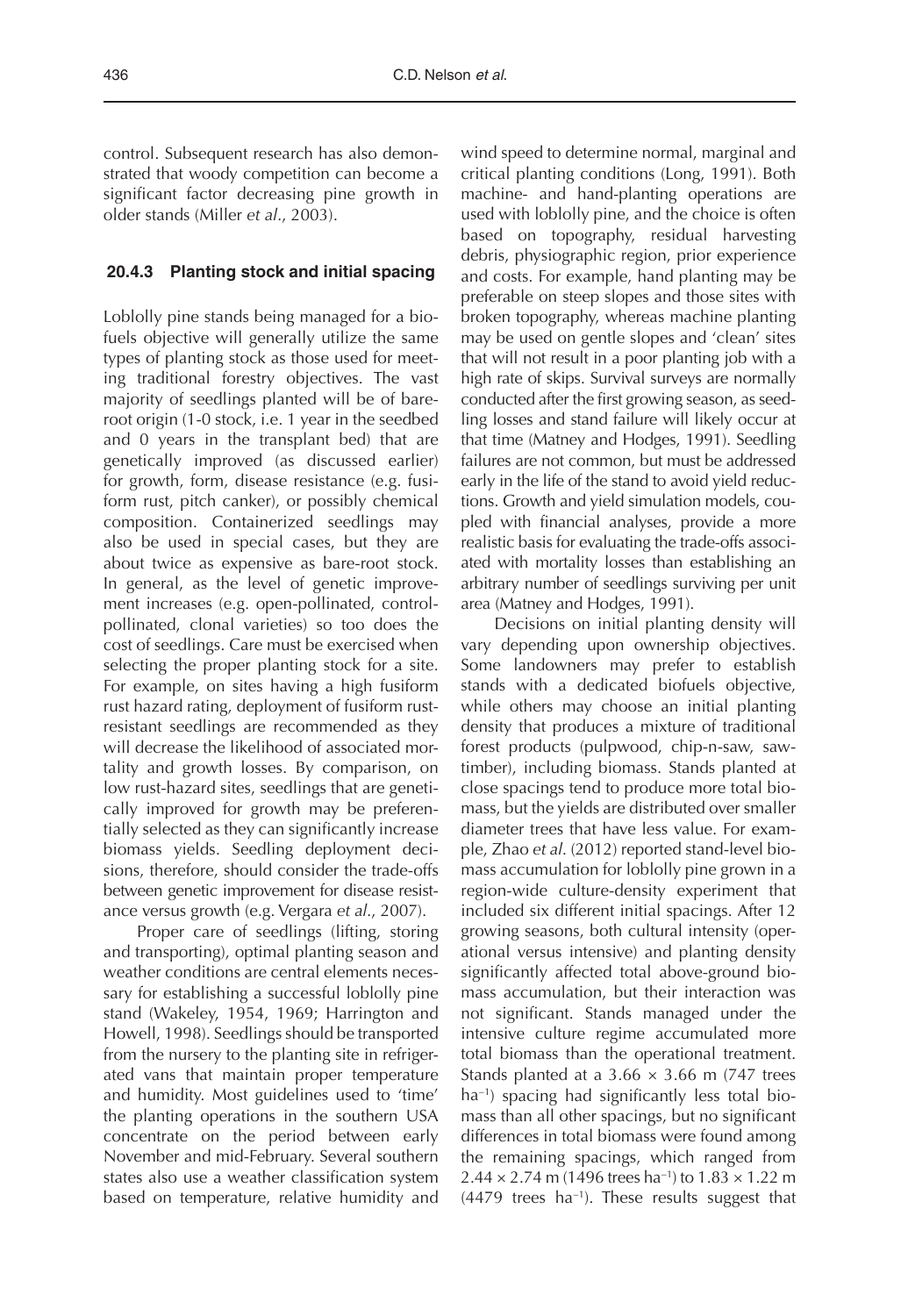control. Subsequent research has also demonstrated that woody competition can become a significant factor decreasing pine growth in older stands (Miller *et al*., 2003).

### 20.4.3 Planting stock and initial spacing

Loblolly pine stands being managed for a biofuels objective will generally utilize the same types of planting stock as those used for meeting traditional forestry objectives. The vast majority of seedlings planted will be of bare-root origin (1-0 stock, i.e. 1 year in the seedbed and 0 years in the transplant bed) that are genetically improved (as discussed earlier) for growth, form, disease resistance (e.g. fusiform rust, pitch canker), or possibly chemical composition. Containerized seedlings may also be used in special cases, but they are about twice as expensive as bare-root stock. In general, as the level of genetic improvement increases (e.g. open-pollinated, control-pollinated, clonal varieties) so too does the cost of seedlings. Care must be exercised when selecting the proper planting stock for a site. For example, on sites having a high fusiform rust hazard rating, deployment of fusiform rust-resistant seedlings are recommended as they will decrease the likelihood of associated mortality and growth losses. By comparison, on low rust-hazard sites, seedlings that are genetically improved for growth may be preferentially selected as they can significantly increase biomass yields. Seedling deployment decisions, therefore, should consider the trade-offs between genetic improvement for disease resistance versus growth (e.g. Vergara *et al*., 2007).

Proper care of seedlings (lifting, storing and transporting), optimal planting season and weather conditions are central elements necessary for establishing a successful loblolly pine stand (Wakeley, 1954, 1969; Harrington and Howell, 1998). Seedlings should be transported from the nursery to the planting site in refrigerated vans that maintain proper temperature and humidity. Most guidelines used to 'time' the planting operations in the southern USA concentrate on the period between early November and mid-February. Several southern states also use a weather classification system based on temperature, relative humidity and wind speed to determine normal, marginal and critical planting conditions (Long, 1991). Both machine- and hand-planting operations are used with loblolly pine, and the choice is often based on topography, residual harvesting debris, physiographic region, prior experience and costs. For example, hand planting may be preferable on steep slopes and those sites with broken topography, whereas machine planting may be used on gentle slopes and 'clean' sites that will not result in a poor planting job with a high rate of skips. Survival surveys are normally conducted after the first growing season, as seedling losses and stand failure will likely occur at that time (Matney and Hodges, 1991). Seedling failures are not common, but must be addressed early in the life of the stand to avoid yield reductions. Growth and yield simulation models, coupled with financial analyses, provide a more realistic basis for evaluating the trade-offs associated with mortality losses than establishing an arbitrary number of seedlings surviving per unit area (Matney and Hodges, 1991).

Decisions on initial planting density will vary depending upon ownership objectives. Some landowners may prefer to establish stands with a dedicated biofuels objective, while others may choose an initial planting density that produces a mixture of traditional forest products (pulpwood, chip-n-saw, sawtimber), including biomass. Stands planted at close spacings tend to produce more total biomass, but the yields are distributed over smaller diameter trees that have less value. For example, Zhao *et al*. (2012) reported stand-level biomass accumulation for loblolly pine grown in a region-wide culture-density experiment that included six different initial spacings. After 12 growing seasons, both cultural intensity (operational versus intensive) and planting density significantly affected total above-ground biomass accumulation, but their interaction was not significant. Stands managed under the intensive culture regime accumulated more total biomass than the operational treatment. Stands planted at a $3.66 \times 3.66$ m (747 trees $ha^{-1}$) spacing had significantly less total biomass than all other spacings, but no significant differences in total biomass were found among the remaining spacings, which ranged from $2.44 \times 2.74$ m (1496 trees $ha^{-1}$) to $1.83 \times 1.22$ m (4479 trees $ha^{-1}$). These results suggest that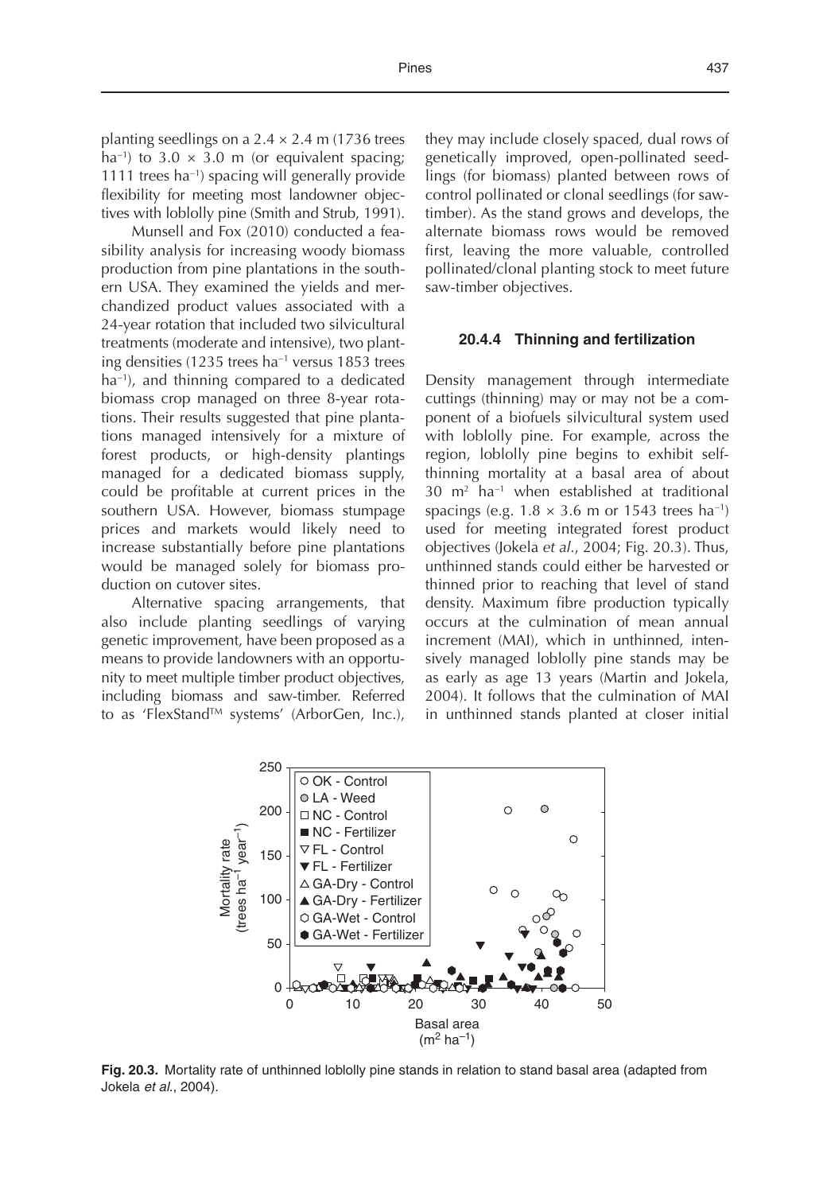planting seedlings on a 2.4 × 2.4 m (1736 trees ha$^{-1}$) to 3.0 × 3.0 m (or equivalent spacing; 1111 trees ha$^{-1}$) spacing will generally provide flexibility for meeting most landowner objectives with loblolly pine (Smith and Strub, 1991).

Munsell and Fox (2010) conducted a feasibility analysis for increasing woody biomass production from pine plantations in the southern USA. They examined the yields and merchandized product values associated with a 24-year rotation that included two silvicultural treatments (moderate and intensive), two planting densities (1235 trees ha$^{-1}$ versus 1853 trees ha$^{-1}$), and thinning compared to a dedicated biomass crop managed on three 8-year rotations. Their results suggested that pine plantations managed intensively for a mixture of forest products, or high-density plantings managed for a dedicated biomass supply, could be profitable at current prices in the southern USA. However, biomass stumpage prices and markets would likely need to increase substantially before pine plantations would be managed solely for biomass production on cutover sites.

Alternative spacing arrangements, that also include planting seedlings of varying genetic improvement, have been proposed as a means to provide landowners with an opportunity to meet multiple timber product objectives, including biomass and saw-timber. Referred to as 'FlexStand™ systems' (ArborGen, Inc.), they may include closely spaced, dual rows of genetically improved, open-pollinated seedlings (for biomass) planted between rows of control pollinated or clonal seedlings (for saw-timber). As the stand grows and develops, the alternate biomass rows would be removed first, leaving the more valuable, controlled pollinated/clonal planting stock to meet future saw-timber objectives.

### 20.4.4 Thinning and fertilization

Density management through intermediate cuttings (thinning) may or may not be a component of a biofuels silvicultural system used with loblolly pine. For example, across the region, loblolly pine begins to exhibit self-thinning mortality at a basal area of about 30 m$^2$ ha$^{-1}$ when established at traditional spacings (e.g. 1.8 × 3.6 m or 1543 trees ha$^{-1}$) used for meeting integrated forest product objectives (Jokela *et al.*, 2004; Fig. 20.3). Thus, unthinned stands could either be harvested or thinned prior to reaching that level of stand density. Maximum fibre production typically occurs at the culmination of mean annual increment (MAI), which in unthinned, intensively managed loblolly pine stands may be as early as age 13 years (Martin and Jokela, 2004). It follows that the culmination of MAI in unthinned stands planted at closer initial

**Fig. 20.3.** Mortality rate of unthinned loblolly pine stands in relation to stand basal area (adapted from Jokela *et al.*, 2004).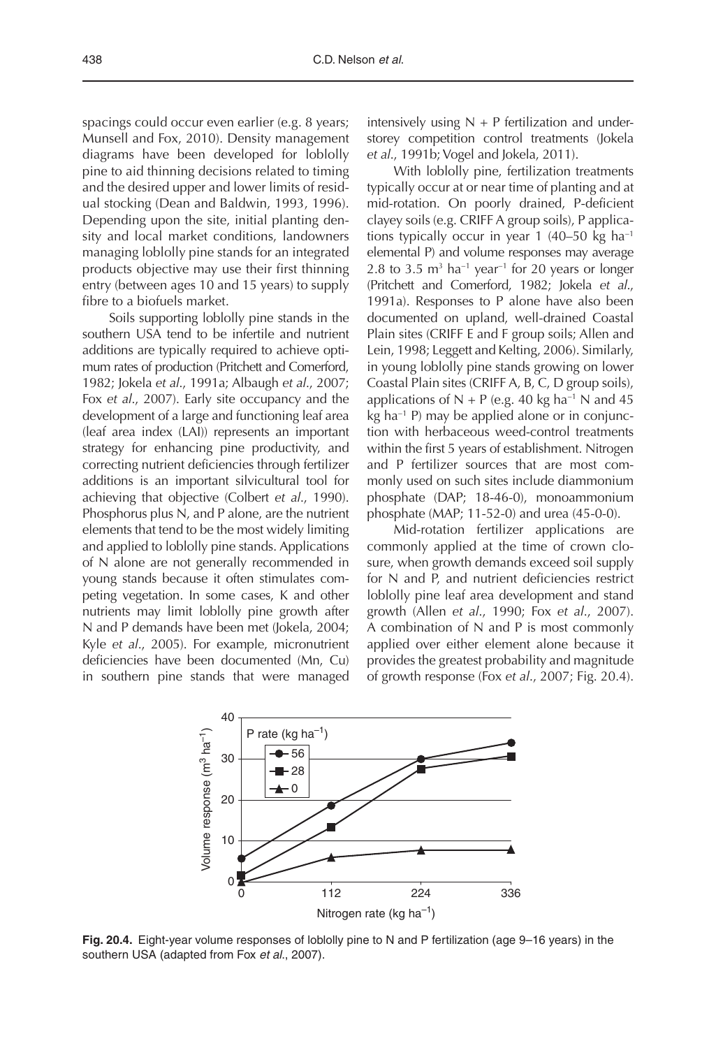spacings could occur even earlier (e.g. 8 years; Munsell and Fox, 2010). Density management diagrams have been developed for loblolly pine to aid thinning decisions related to timing and the desired upper and lower limits of residual stocking (Dean and Baldwin, 1993, 1996). Depending upon the site, initial planting density and local market conditions, landowners managing loblolly pine stands for an integrated products objective may use their first thinning entry (between ages 10 and 15 years) to supply fibre to a biofuels market.

Soils supporting loblolly pine stands in the southern USA tend to be infertile and nutrient additions are typically required to achieve optimum rates of production (Pritchett and Comerford, 1982; Jokela *et al*., 1991a; Albaugh *et al*., 2007; Fox *et al*., 2007). Early site occupancy and the development of a large and functioning leaf area (leaf area index (LAI)) represents an important strategy for enhancing pine productivity, and correcting nutrient deficiencies through fertilizer additions is an important silvicultural tool for achieving that objective (Colbert *et al*., 1990). Phosphorus plus N, and P alone, are the nutrient elements that tend to be the most widely limiting and applied to loblolly pine stands. Applications of N alone are not generally recommended in young stands because it often stimulates competing vegetation. In some cases, K and other nutrients may limit loblolly pine growth after N and P demands have been met (Jokela, 2004; Kyle *et al*., 2005). For example, micronutrient deficiencies have been documented (Mn, Cu) in southern pine stands that were managed intensively using N + P fertilization and understorey competition control treatments (Jokela *et al*., 1991b; Vogel and Jokela, 2011).

With loblolly pine, fertilization treatments typically occur at or near time of planting and at mid-rotation. On poorly drained, P-deficient clayey soils (e.g. CRIFF A group soils), P applications typically occur in year 1 (40–50 kg $ha^{-1}$ elemental P) and volume responses may average 2.8 to 3.5 $m^3$ $ha^{-1}$ $year^{-1}$ for 20 years or longer (Pritchett and Comerford, 1982; Jokela *et al*., 1991a). Responses to P alone have also been documented on upland, well-drained Coastal Plain sites (CRIFF E and F group soils; Allen and Lein, 1998; Leggett and Kelting, 2006). Similarly, in young loblolly pine stands growing on lower Coastal Plain sites (CRIFF A, B, C, D group soils), applications of N + P (e.g. 40 kg $ha^{-1}$ N and 45 kg $ha^{-1}$ P) may be applied alone or in conjunction with herbaceous weed-control treatments within the first 5 years of establishment. Nitrogen and P fertilizer sources that are most commonly used on such sites include diammonium phosphate (DAP; 18-46-0), monoammonium phosphate (MAP; 11-52-0) and urea (45-0-0).

Mid-rotation fertilizer applications are commonly applied at the time of crown closure, when growth demands exceed soil supply for N and P, and nutrient deficiencies restrict loblolly pine leaf area development and stand growth (Allen *et al*., 1990; Fox *et al*., 2007). A combination of N and P is most commonly applied over either element alone because it provides the greatest probability and magnitude of growth response (Fox *et al*., 2007; Fig. 20.4).

**Fig. 20.4.** Eight-year volume responses of loblolly pine to N and P fertilization (age 9–16 years) in the southern USA (adapted from Fox *et al*., 2007).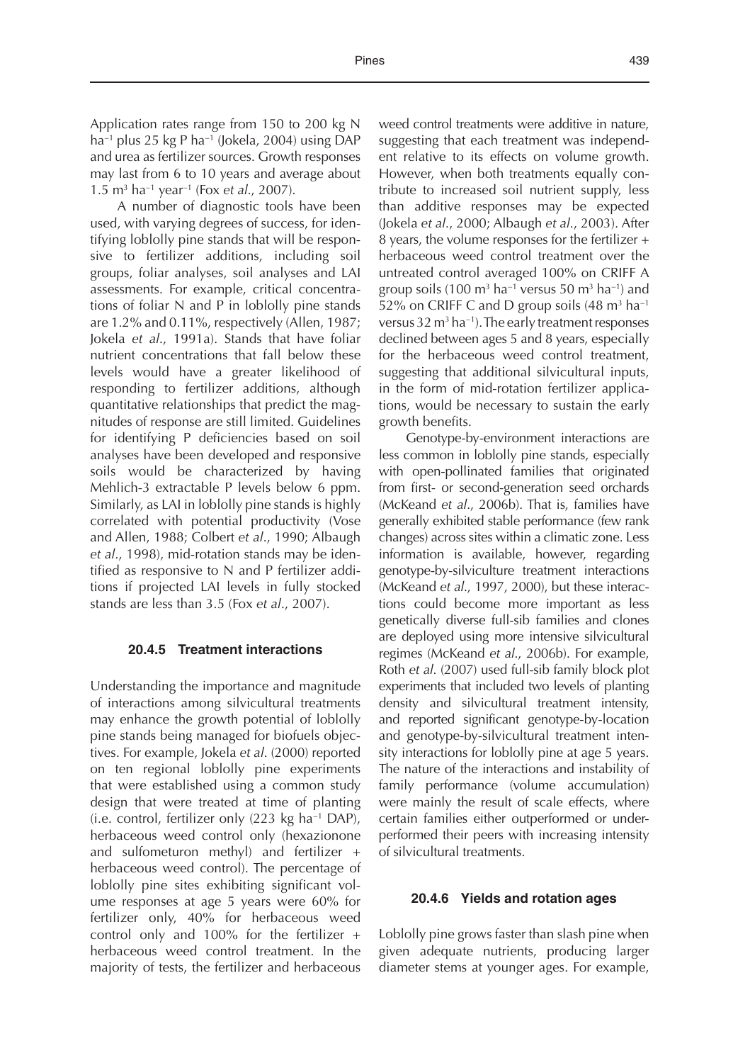Application rates range from 150 to 200 kg N $ha^{-1}$ plus 25 kg P $ha^{-1}$ (Jokela, 2004) using DAP and urea as fertilizer sources. Growth responses may last from 6 to 10 years and average about 1.5 $m^3$ $ha^{-1}$ $year^{-1}$ (Fox *et al.*, 2007).

A number of diagnostic tools have been used, with varying degrees of success, for identifying loblolly pine stands that will be responsive to fertilizer additions, including soil groups, foliar analyses, soil analyses and LAI assessments. For example, critical concentrations of foliar N and P in loblolly pine stands are 1.2% and 0.11%, respectively (Allen, 1987; Jokela *et al.*, 1991a). Stands that have foliar nutrient concentrations that fall below these levels would have a greater likelihood of responding to fertilizer additions, although quantitative relationships that predict the magnitudes of response are still limited. Guidelines for identifying P deficiencies based on soil analyses have been developed and responsive soils would be characterized by having Mehlich-3 extractable P levels below 6 ppm. Similarly, as LAI in loblolly pine stands is highly correlated with potential productivity (Vose and Allen, 1988; Colbert *et al.*, 1990; Albaugh *et al.*, 1998), mid-rotation stands may be identified as responsive to N and P fertilizer additions if projected LAI levels in fully stocked stands are less than 3.5 (Fox *et al.*, 2007).

### 20.4.5 Treatment interactions

Understanding the importance and magnitude of interactions among silvicultural treatments may enhance the growth potential of loblolly pine stands being managed for biofuels objectives. For example, Jokela *et al.* (2000) reported on ten regional loblolly pine experiments that were established using a common study design that were treated at time of planting (i.e. control, fertilizer only (223 kg $ha^{-1}$ DAP), herbaceous weed control only (hexazionone and sulfometuron methyl) and fertilizer + herbaceous weed control). The percentage of loblolly pine sites exhibiting significant volume responses at age 5 years were 60% for fertilizer only, 40% for herbaceous weed control only and 100% for the fertilizer + herbaceous weed control treatment. In the majority of tests, the fertilizer and herbaceous weed control treatments were additive in nature, suggesting that each treatment was independent relative to its effects on volume growth. However, when both treatments equally contribute to increased soil nutrient supply, less than additive responses may be expected (Jokela *et al.*, 2000; Albaugh *et al.*, 2003). After 8 years, the volume responses for the fertilizer + herbaceous weed control treatment over the untreated control averaged 100% on CRIFF A group soils (100 $m^3$ $ha^{-1}$ versus 50 $m^3$ $ha^{-1}$) and 52% on CRIFF C and D group soils (48 $m^3$ $ha^{-1}$ versus 32 $m^3$ $ha^{-1}$). The early treatment responses declined between ages 5 and 8 years, especially for the herbaceous weed control treatment, suggesting that additional silvicultural inputs, in the form of mid-rotation fertilizer applications, would be necessary to sustain the early growth benefits.

Genotype-by-environment interactions are less common in loblolly pine stands, especially with open-pollinated families that originated from first- or second-generation seed orchards (McKeand *et al.*, 2006b). That is, families have generally exhibited stable performance (few rank changes) across sites within a climatic zone. Less information is available, however, regarding genotype-by-silviculture treatment interactions (McKeand *et al.*, 1997, 2000), but these interactions could become more important as less genetically diverse full-sib families and clones are deployed using more intensive silvicultural regimes (McKeand *et al.*, 2006b). For example, Roth *et al.* (2007) used full-sib family block plot experiments that included two levels of planting density and silvicultural treatment intensity, and reported significant genotype-by-location and genotype-by-silvicultural treatment intensity interactions for loblolly pine at age 5 years. The nature of the interactions and instability of family performance (volume accumulation) were mainly the result of scale effects, where certain families either outperformed or underperformed their peers with increasing intensity of silvicultural treatments.

### 20.4.6 Yields and rotation ages

Loblolly pine grows faster than slash pine when given adequate nutrients, producing larger diameter stems at younger ages. For example,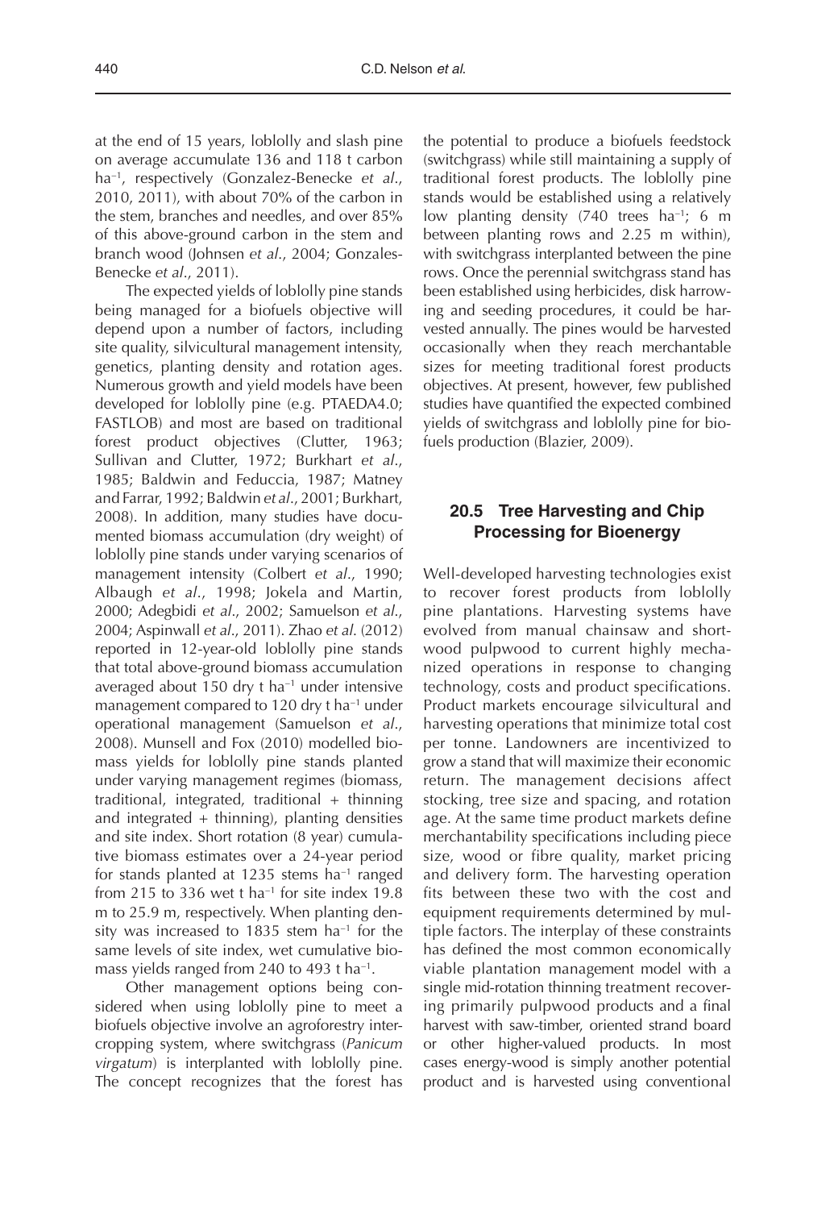at the end of 15 years, loblolly and slash pine on average accumulate 136 and 118 t carbon ha$^{-1}$, respectively (Gonzalez-Benecke *et al*., 2010, 2011), with about 70% of the carbon in the stem, branches and needles, and over 85% of this above-ground carbon in the stem and branch wood (Johnsen *et al*., 2004; Gonzales-Benecke *et al*., 2011).

The expected yields of loblolly pine stands being managed for a biofuels objective will depend upon a number of factors, including site quality, silvicultural management intensity, genetics, planting density and rotation ages. Numerous growth and yield models have been developed for loblolly pine (e.g. PTAEDA4.0; FASTLOB) and most are based on traditional forest product objectives (Clutter, 1963; Sullivan and Clutter, 1972; Burkhart *et al*., 1985; Baldwin and Feduccia, 1987; Matney and Farrar, 1992; Baldwin *et al*., 2001; Burkhart, 2008). In addition, many studies have documented biomass accumulation (dry weight) of loblolly pine stands under varying scenarios of management intensity (Colbert *et al*., 1990; Albaugh *et al*., 1998; Jokela and Martin, 2000; Adegbidi *et al*., 2002; Samuelson *et al*., 2004; Aspinwall *et al*., 2011). Zhao *et al*. (2012) reported in 12-year-old loblolly pine stands that total above-ground biomass accumulation averaged about 150 dry t ha$^{-1}$ under intensive management compared to 120 dry t ha$^{-1}$ under operational management (Samuelson *et al*., 2008). Munsell and Fox (2010) modelled biomass yields for loblolly pine stands planted under varying management regimes (biomass, traditional, integrated, traditional + thinning and integrated + thinning), planting densities and site index. Short rotation (8 year) cumulative biomass estimates over a 24-year period for stands planted at 1235 stems ha$^{-1}$ ranged from 215 to 336 wet t ha$^{-1}$ for site index 19.8 m to 25.9 m, respectively. When planting density was increased to 1835 stem ha$^{-1}$ for the same levels of site index, wet cumulative biomass yields ranged from 240 to 493 t ha$^{-1}$.

Other management options being considered when using loblolly pine to meet a biofuels objective involve an agroforestry intercropping system, where switchgrass (*Panicum virgatum*) is interplanted with loblolly pine. The concept recognizes that the forest has the potential to produce a biofuels feedstock (switchgrass) while still maintaining a supply of traditional forest products. The loblolly pine stands would be established using a relatively low planting density (740 trees ha$^{-1}$; 6 m between planting rows and 2.25 m within), with switchgrass interplanted between the pine rows. Once the perennial switchgrass stand has been established using herbicides, disk harrowing and seeding procedures, it could be harvested annually. The pines would be harvested occasionally when they reach merchantable sizes for meeting traditional forest products objectives. At present, however, few published studies have quantified the expected combined yields of switchgrass and loblolly pine for biofuels production (Blazier, 2009).

## 20.5 Tree Harvesting and Chip Processing for Bioenergy

Well-developed harvesting technologies exist to recover forest products from loblolly pine plantations. Harvesting systems have evolved from manual chainsaw and shortwood pulpwood to current highly mechanized operations in response to changing technology, costs and product specifications. Product markets encourage silvicultural and harvesting operations that minimize total cost per tonne. Landowners are incentivized to grow a stand that will maximize their economic return. The management decisions affect stocking, tree size and spacing, and rotation age. At the same time product markets define merchantability specifications including piece size, wood or fibre quality, market pricing and delivery form. The harvesting operation fits between these two with the cost and equipment requirements determined by multiple factors. The interplay of these constraints has defined the most common economically viable plantation management model with a single mid-rotation thinning treatment recovering primarily pulpwood products and a final harvest with saw-timber, oriented strand board or other higher-valued products. In most cases energy-wood is simply another potential product and is harvested using conventional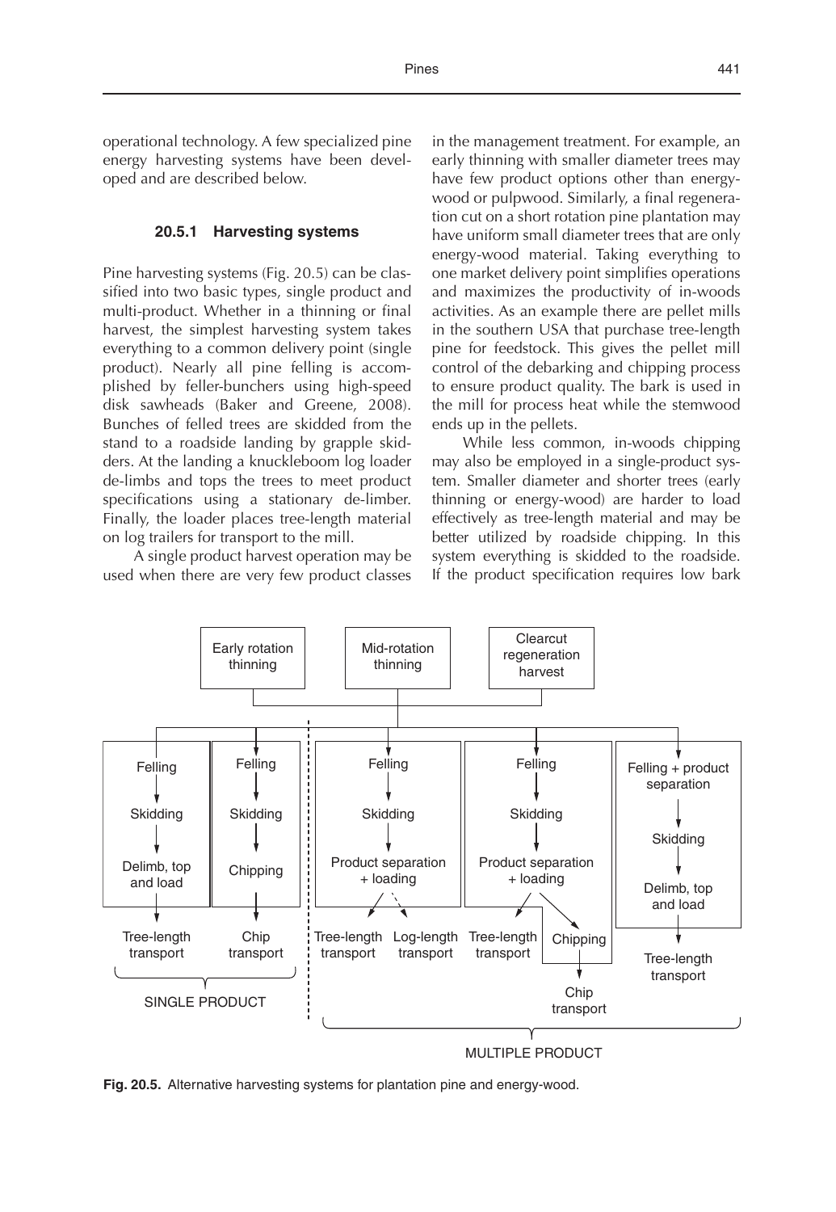operational technology. A few specialized pine energy harvesting systems have been developed and are described below.

### 20.5.1 Harvesting systems

Pine harvesting systems (Fig. 20.5) can be classified into two basic types, single product and multi-product. Whether in a thinning or final harvest, the simplest harvesting system takes everything to a common delivery point (single product). Nearly all pine felling is accomplished by feller-bunchers using high-speed disk sawheads (Baker and Greene, 2008). Bunches of felled trees are skidded from the stand to a roadside landing by grapple skidders. At the landing a knuckleboom log loader de-limbs and tops the trees to meet product specifications using a stationary de-limber. Finally, the loader places tree-length material on log trailers for transport to the mill.

A single product harvest operation may be used when there are very few product classes in the management treatment. For example, an early thinning with smaller diameter trees may have few product options other than energy-wood or pulpwood. Similarly, a final regeneration cut on a short rotation pine plantation may have uniform small diameter trees that are only energy-wood material. Taking everything to one market delivery point simplifies operations and maximizes the productivity of in-woods activities. As an example there are pellet mills in the southern USA that purchase tree-length pine for feedstock. This gives the pellet mill control of the debarking and chipping process to ensure product quality. The bark is used in the mill for process heat while the stemwood ends up in the pellets.

While less common, in-woods chipping may also be employed in a single-product system. Smaller diameter and shorter trees (early thinning or energy-wood) are harder to load effectively as tree-length material and may be better utilized by roadside chipping. In this system everything is skidded to the roadside. If the product specification requires low bark

Early rotation thinning
Mid-rotation thinning
Clearcut regeneration harvest

Felling
Skidding
Delimb, top and load
Tree-length transport

Felling
Skidding
Chipping
Chip transport

SINGLE PRODUCT

Felling
Skidding
Product separation + loading
Tree-length transport
Log-length transport

Felling
Skidding
Product separation + loading
Tree-length transport
Chipping
Chip transport

Felling + product separation
Skidding
Delimb, top and load
Tree-length transport

MULTIPLE PRODUCT

**Fig. 20.5.** Alternative harvesting systems for plantation pine and energy-wood.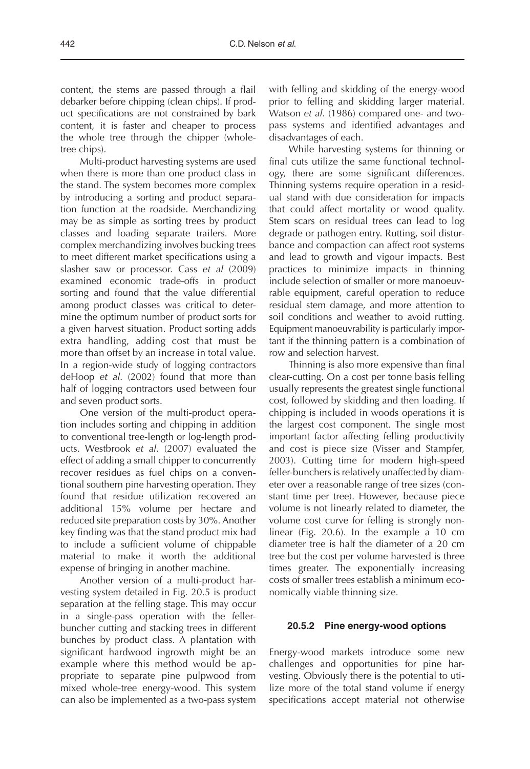content, the stems are passed through a flail debarker before chipping (clean chips). If product specifications are not constrained by bark content, it is faster and cheaper to process the whole tree through the chipper (whole-tree chips).

Multi-product harvesting systems are used when there is more than one product class in the stand. The system becomes more complex by introducing a sorting and product separation function at the roadside. Merchandizing may be as simple as sorting trees by product classes and loading separate trailers. More complex merchandizing involves bucking trees to meet different market specifications using a slasher saw or processor. Cass *et al* (2009) examined economic trade-offs in product sorting and found that the value differential among product classes was critical to determine the optimum number of product sorts for a given harvest situation. Product sorting adds extra handling, adding cost that must be more than offset by an increase in total value. In a region-wide study of logging contractors deHoop *et al*. (2002) found that more than half of logging contractors used between four and seven product sorts.

One version of the multi-product operation includes sorting and chipping in addition to conventional tree-length or log-length products. Westbrook *et al*. (2007) evaluated the effect of adding a small chipper to concurrently recover residues as fuel chips on a conventional southern pine harvesting operation. They found that residue utilization recovered an additional 15% volume per hectare and reduced site preparation costs by 30%. Another key finding was that the stand product mix had to include a sufficient volume of chippable material to make it worth the additional expense of bringing in another machine.

Another version of a multi-product harvesting system detailed in Fig. 20.5 is product separation at the felling stage. This may occur in a single-pass operation with the feller-buncher cutting and stacking trees in different bunches by product class. A plantation with significant hardwood ingrowth might be an example where this method would be appropriate to separate pine pulpwood from mixed whole-tree energy-wood. This system can also be implemented as a two-pass system with felling and skidding of the energy-wood prior to felling and skidding larger material. Watson *et al*. (1986) compared one- and two-pass systems and identified advantages and disadvantages of each.

While harvesting systems for thinning or final cuts utilize the same functional technology, there are some significant differences. Thinning systems require operation in a residual stand with due consideration for impacts that could affect mortality or wood quality. Stem scars on residual trees can lead to log degrade or pathogen entry. Rutting, soil disturbance and compaction can affect root systems and lead to growth and vigour impacts. Best practices to minimize impacts in thinning include selection of smaller or more manoeuvrable equipment, careful operation to reduce residual stem damage, and more attention to soil conditions and weather to avoid rutting. Equipment manoeuvrability is particularly important if the thinning pattern is a combination of row and selection harvest.

Thinning is also more expensive than final clear-cutting. On a cost per tonne basis felling usually represents the greatest single functional cost, followed by skidding and then loading. If chipping is included in woods operations it is the largest cost component. The single most important factor affecting felling productivity and cost is piece size (Visser and Stampfer, 2003). Cutting time for modern high-speed feller-bunchers is relatively unaffected by diameter over a reasonable range of tree sizes (constant time per tree). However, because piece volume is not linearly related to diameter, the volume cost curve for felling is strongly nonlinear (Fig. 20.6). In the example a 10 cm diameter tree is half the diameter of a 20 cm tree but the cost per volume harvested is three times greater. The exponentially increasing costs of smaller trees establish a minimum economically viable thinning size.

### 20.5.2 Pine energy-wood options

Energy-wood markets introduce some new challenges and opportunities for pine harvesting. Obviously there is the potential to utilize more of the total stand volume if energy specifications accept material not otherwise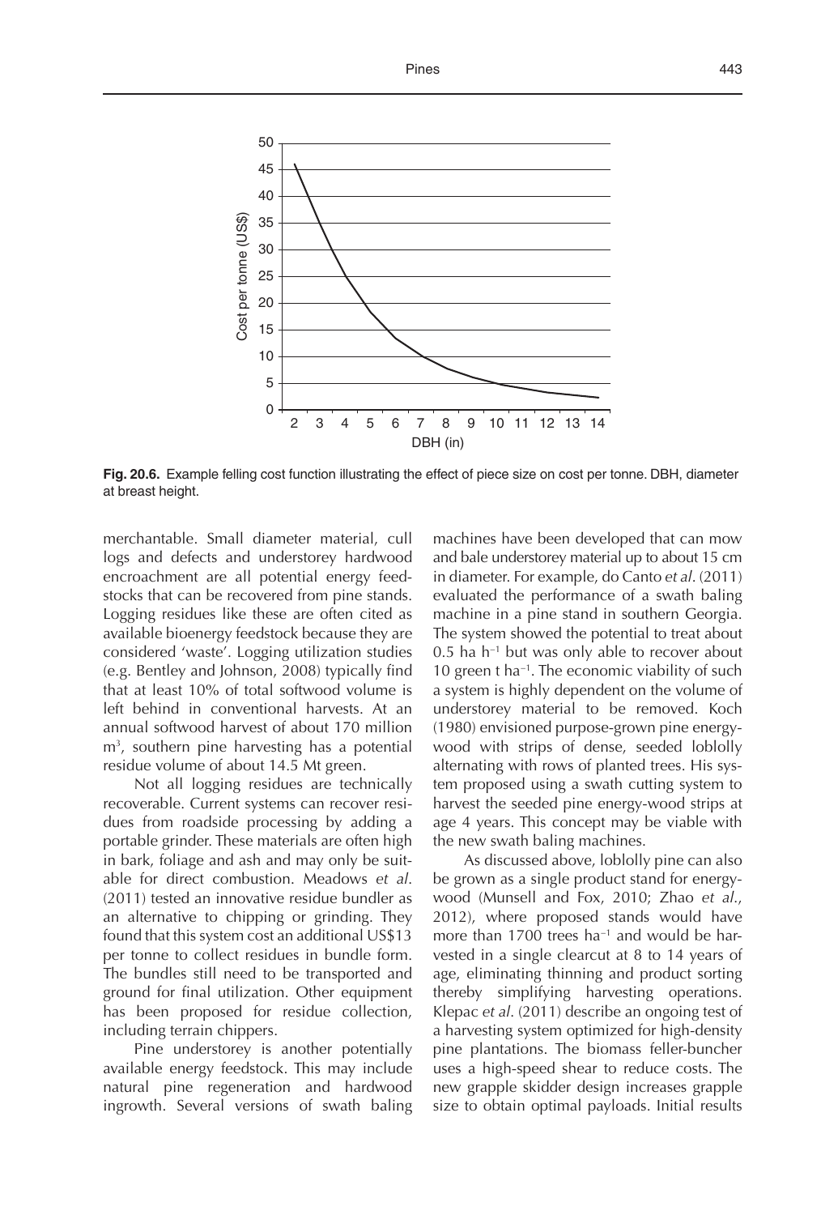**Fig. 20.6.** Example felling cost function illustrating the effect of piece size on cost per tonne. DBH, diameter at breast height.

merchantable. Small diameter material, cull logs and defects and understorey hardwood encroachment are all potential energy feedstocks that can be recovered from pine stands. Logging residues like these are often cited as available bioenergy feedstock because they are considered 'waste'. Logging utilization studies (e.g. Bentley and Johnson, 2008) typically find that at least 10% of total softwood volume is left behind in conventional harvests. At an annual softwood harvest of about 170 million $m^3$, southern pine harvesting has a potential residue volume of about 14.5 Mt green.

Not all logging residues are technically recoverable. Current systems can recover residues from roadside processing by adding a portable grinder. These materials are often high in bark, foliage and ash and may only be suitable for direct combustion. Meadows *et al*. (2011) tested an innovative residue bundler as an alternative to chipping or grinding. They found that this system cost an additional US$13 per tonne to collect residues in bundle form. The bundles still need to be transported and ground for final utilization. Other equipment has been proposed for residue collection, including terrain chippers.

Pine understorey is another potentially available energy feedstock. This may include natural pine regeneration and hardwood ingrowth. Several versions of swath baling machines have been developed that can mow and bale understorey material up to about 15 cm in diameter. For example, do Canto *et al*. (2011) evaluated the performance of a swath baling machine in a pine stand in southern Georgia. The system showed the potential to treat about 0.5 ha $h^{-1}$ but was only able to recover about 10 green t $ha^{-1}$. The economic viability of such a system is highly dependent on the volume of understorey material to be removed. Koch (1980) envisioned purpose-grown pine energy-wood with strips of dense, seeded loblolly alternating with rows of planted trees. His system proposed using a swath cutting system to harvest the seeded pine energy-wood strips at age 4 years. This concept may be viable with the new swath baling machines.

As discussed above, loblolly pine can also be grown as a single product stand for energy-wood (Munsell and Fox, 2010; Zhao *et al*., 2012), where proposed stands would have more than 1700 trees $ha^{-1}$ and would be harvested in a single clearcut at 8 to 14 years of age, eliminating thinning and product sorting thereby simplifying harvesting operations. Klepac *et al*. (2011) describe an ongoing test of a harvesting system optimized for high-density pine plantations. The biomass feller-buncher uses a high-speed shear to reduce costs. The new grapple skidder design increases grapple size to obtain optimal payloads. Initial results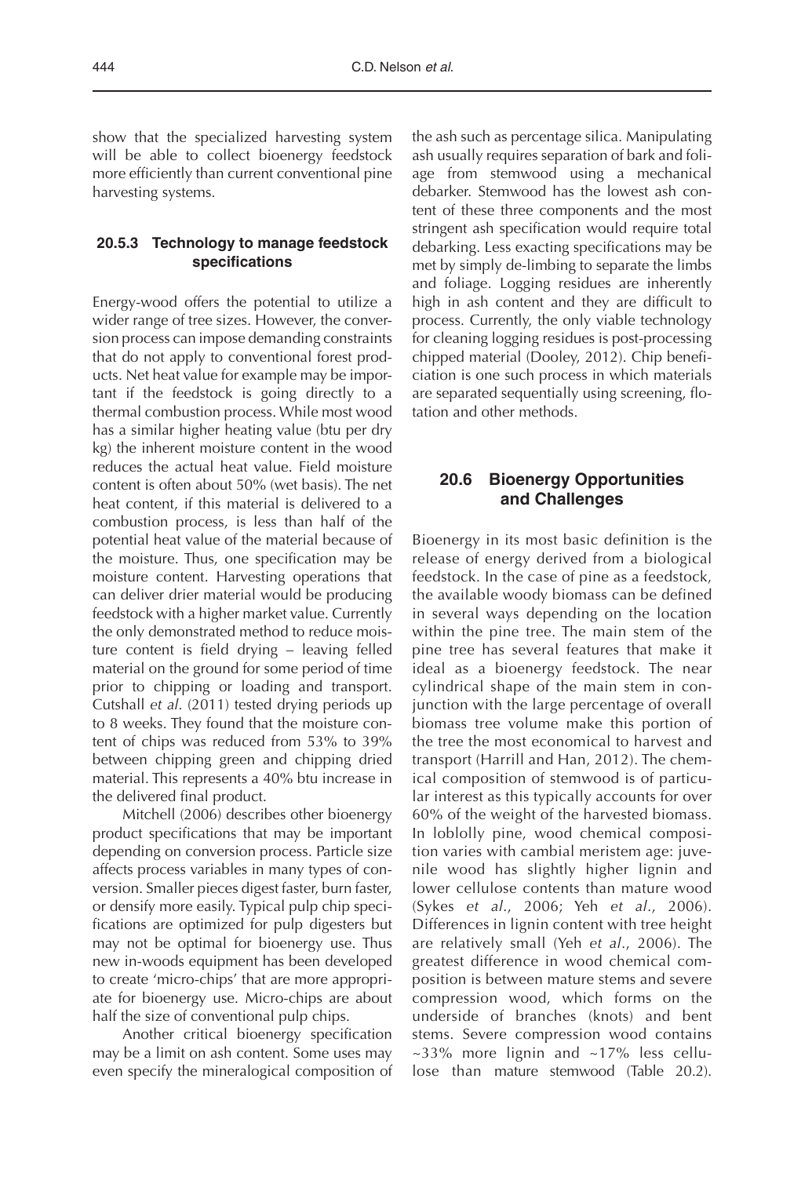show that the specialized harvesting system will be able to collect bioenergy feedstock more efficiently than current conventional pine harvesting systems.

### 20.5.3 Technology to manage feedstock specifications

Energy-wood offers the potential to utilize a wider range of tree sizes. However, the conversion process can impose demanding constraints that do not apply to conventional forest products. Net heat value for example may be important if the feedstock is going directly to a thermal combustion process. While most wood has a similar higher heating value (btu per dry kg) the inherent moisture content in the wood reduces the actual heat value. Field moisture content is often about 50% (wet basis). The net heat content, if this material is delivered to a combustion process, is less than half of the potential heat value of the material because of the moisture. Thus, one specification may be moisture content. Harvesting operations that can deliver drier material would be producing feedstock with a higher market value. Currently the only demonstrated method to reduce moisture content is field drying – leaving felled material on the ground for some period of time prior to chipping or loading and transport. Cutshall *et al*. (2011) tested drying periods up to 8 weeks. They found that the moisture content of chips was reduced from 53% to 39% between chipping green and chipping dried material. This represents a 40% btu increase in the delivered final product.

Mitchell (2006) describes other bioenergy product specifications that may be important depending on conversion process. Particle size affects process variables in many types of conversion. Smaller pieces digest faster, burn faster, or densify more easily. Typical pulp chip specifications are optimized for pulp digesters but may not be optimal for bioenergy use. Thus new in-woods equipment has been developed to create 'micro-chips' that are more appropriate for bioenergy use. Micro-chips are about half the size of conventional pulp chips.

Another critical bioenergy specification may be a limit on ash content. Some uses may even specify the mineralogical composition of the ash such as percentage silica. Manipulating ash usually requires separation of bark and foliage from stemwood using a mechanical debarker. Stemwood has the lowest ash content of these three components and the most stringent ash specification would require total debarking. Less exacting specifications may be met by simply de-limbing to separate the limbs and foliage. Logging residues are inherently high in ash content and they are difficult to process. Currently, the only viable technology for cleaning logging residues is post-processing chipped material (Dooley, 2012). Chip beneficiation is one such process in which materials are separated sequentially using screening, flotation and other methods.

## 20.6 Bioenergy Opportunities and Challenges

Bioenergy in its most basic definition is the release of energy derived from a biological feedstock. In the case of pine as a feedstock, the available woody biomass can be defined in several ways depending on the location within the pine tree. The main stem of the pine tree has several features that make it ideal as a bioenergy feedstock. The near cylindrical shape of the main stem in conjunction with the large percentage of overall biomass tree volume make this portion of the tree the most economical to harvest and transport (Harrill and Han, 2012). The chemical composition of stemwood is of particular interest as this typically accounts for over 60% of the weight of the harvested biomass. In loblolly pine, wood chemical composition varies with cambial meristem age: juvenile wood has slightly higher lignin and lower cellulose contents than mature wood (Sykes *et al*., 2006; Yeh *et al*., 2006). Differences in lignin content with tree height are relatively small (Yeh *et al*., 2006). The greatest difference in wood chemical composition is between mature stems and severe compression wood, which forms on the underside of branches (knots) and bent stems. Severe compression wood contains ~33% more lignin and ~17% less cellulose than mature stemwood (Table 20.2).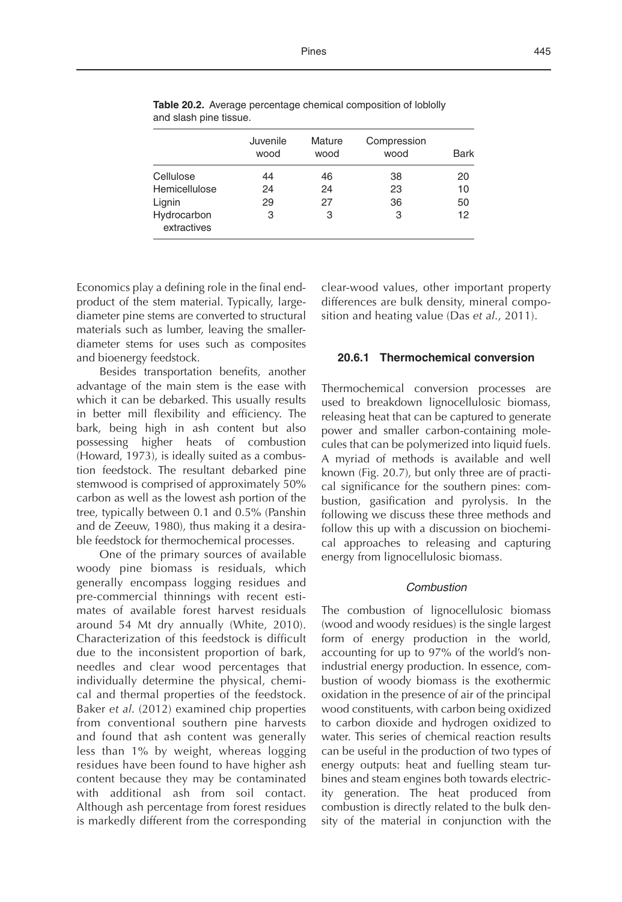**Table 20.2.** Average percentage chemical composition of loblolly and slash pine tissue.

| | Juvenile wood | Mature wood | Compression wood | Bark |
|---|---|---|---|---|
| Cellulose | 44 | 46 | 38 | 20 |
| Hemicellulose | 24 | 24 | 23 | 10 |
| Lignin | 29 | 27 | 36 | 50 |
| Hydrocarbon extractives | 3 | 3 | 3 | 12 |

Economics play a defining role in the final end-product of the stem material. Typically, large-diameter pine stems are converted to structural materials such as lumber, leaving the smaller-diameter stems for uses such as composites and bioenergy feedstock.

Besides transportation benefits, another advantage of the main stem is the ease with which it can be debarked. This usually results in better mill flexibility and efficiency. The bark, being high in ash content but also possessing higher heats of combustion (Howard, 1973), is ideally suited as a combustion feedstock. The resultant debarked pine stemwood is comprised of approximately 50% carbon as well as the lowest ash portion of the tree, typically between 0.1 and 0.5% (Panshin and de Zeeuw, 1980), thus making it a desirable feedstock for thermochemical processes.

One of the primary sources of available woody pine biomass is residuals, which generally encompass logging residues and pre-commercial thinnings with recent estimates of available forest harvest residuals around 54 Mt dry annually (White, 2010). Characterization of this feedstock is difficult due to the inconsistent proportion of bark, needles and clear wood percentages that individually determine the physical, chemical and thermal properties of the feedstock. Baker *et al*. (2012) examined chip properties from conventional southern pine harvests and found that ash content was generally less than 1% by weight, whereas logging residues have been found to have higher ash content because they may be contaminated with additional ash from soil contact. Although ash percentage from forest residues is markedly different from the corresponding clear-wood values, other important property differences are bulk density, mineral composition and heating value (Das *et al*., 2011).

### 20.6.1 Thermochemical conversion

Thermochemical conversion processes are used to breakdown lignocellulosic biomass, releasing heat that can be captured to generate power and smaller carbon-containing molecules that can be polymerized into liquid fuels. A myriad of methods is available and well known (Fig. 20.7), but only three are of practical significance for the southern pines: combustion, gasification and pyrolysis. In the following we discuss these three methods and follow this up with a discussion on biochemical approaches to releasing and capturing energy from lignocellulosic biomass.

#### *Combustion*

The combustion of lignocellulosic biomass (wood and woody residues) is the single largest form of energy production in the world, accounting for up to 97% of the world's non-industrial energy production. In essence, combustion of woody biomass is the exothermic oxidation in the presence of air of the principal wood constituents, with carbon being oxidized to carbon dioxide and hydrogen oxidized to water. This series of chemical reaction results can be useful in the production of two types of energy outputs: heat and fuelling steam turbines and steam engines both towards electricity generation. The heat produced from combustion is directly related to the bulk density of the material in conjunction with the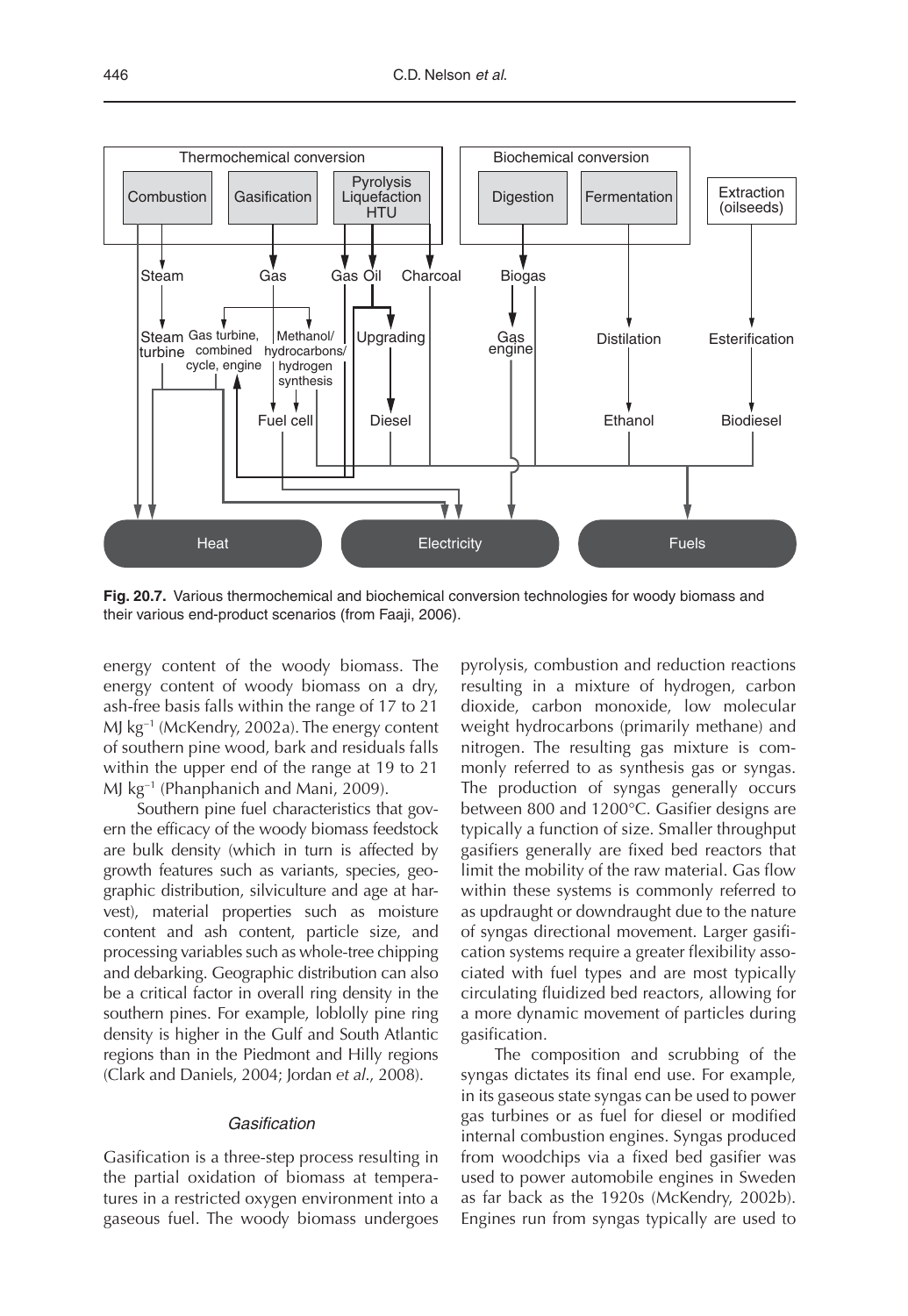Thermochemical conversion

Combustion | Gasification | Pyrolysis Liquefaction HTU

Biochemical conversion

Digestion | Fermentation

Extraction (oilseeds)

Steam | Gas | Gas | Oil | Charcoal | Biogas

Steam turbine | Gas turbine, combined cycle, engine | Methanol/ hydrocarbons/ hydrogen synthesis | Upgrading | Gas engine | Distilation | Esterification

Fuel cell | Diesel | Ethanol | Biodiesel

Heat | Electricity | Fuels

**Fig. 20.7.** Various thermochemical and biochemical conversion technologies for woody biomass and their various end-product scenarios (from Faaji, 2006).

energy content of the woody biomass. The energy content of woody biomass on a dry, ash-free basis falls within the range of 17 to 21 MJ $kg^{-1}$ (McKendry, 2002a). The energy content of southern pine wood, bark and residuals falls within the upper end of the range at 19 to 21 MJ $kg^{-1}$ (Phanphanich and Mani, 2009).

Southern pine fuel characteristics that govern the efficacy of the woody biomass feedstock are bulk density (which in turn is affected by growth features such as variants, species, geographic distribution, silviculture and age at harvest), material properties such as moisture content and ash content, particle size, and processing variables such as whole-tree chipping and debarking. Geographic distribution can also be a critical factor in overall ring density in the southern pines. For example, loblolly pine ring density is higher in the Gulf and South Atlantic regions than in the Piedmont and Hilly regions (Clark and Daniels, 2004; Jordan *et al.*, 2008).

### *Gasification*

Gasification is a three-step process resulting in the partial oxidation of biomass at temperatures in a restricted oxygen environment into a gaseous fuel. The woody biomass undergoes pyrolysis, combustion and reduction reactions resulting in a mixture of hydrogen, carbon dioxide, carbon monoxide, low molecular weight hydrocarbons (primarily methane) and nitrogen. The resulting gas mixture is commonly referred to as synthesis gas or syngas. The production of syngas generally occurs between 800 and 1200°C. Gasifier designs are typically a function of size. Smaller throughput gasifiers generally are fixed bed reactors that limit the mobility of the raw material. Gas flow within these systems is commonly referred to as updraught or downdraught due to the nature of syngas directional movement. Larger gasification systems require a greater flexibility associated with fuel types and are most typically circulating fluidized bed reactors, allowing for a more dynamic movement of particles during gasification.

The composition and scrubbing of the syngas dictates its final end use. For example, in its gaseous state syngas can be used to power gas turbines or as fuel for diesel or modified internal combustion engines. Syngas produced from woodchips via a fixed bed gasifier was used to power automobile engines in Sweden as far back as the 1920s (McKendry, 2002b). Engines run from syngas typically are used to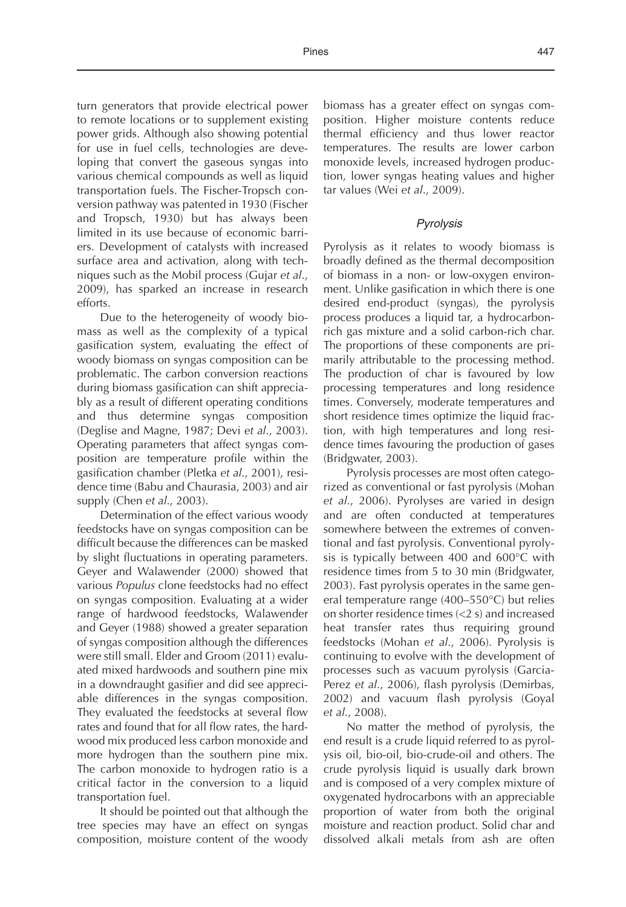turn generators that provide electrical power to remote locations or to supplement existing power grids. Although also showing potential for use in fuel cells, technologies are developing that convert the gaseous syngas into various chemical compounds as well as liquid transportation fuels. The Fischer-Tropsch conversion pathway was patented in 1930 (Fischer and Tropsch, 1930) but has always been limited in its use because of economic barriers. Development of catalysts with increased surface area and activation, along with techniques such as the Mobil process (Gujar *et al*., 2009), has sparked an increase in research efforts.

Due to the heterogeneity of woody biomass as well as the complexity of a typical gasification system, evaluating the effect of woody biomass on syngas composition can be problematic. The carbon conversion reactions during biomass gasification can shift appreciably as a result of different operating conditions and thus determine syngas composition (Deglise and Magne, 1987; Devi *et al*., 2003). Operating parameters that affect syngas composition are temperature profile within the gasification chamber (Pletka *et al*., 2001), residence time (Babu and Chaurasia, 2003) and air supply (Chen *et al*., 2003).

Determination of the effect various woody feedstocks have on syngas composition can be difficult because the differences can be masked by slight fluctuations in operating parameters. Geyer and Walawender (2000) showed that various *Populus* clone feedstocks had no effect on syngas composition. Evaluating at a wider range of hardwood feedstocks, Walawender and Geyer (1988) showed a greater separation of syngas composition although the differences were still small. Elder and Groom (2011) evaluated mixed hardwoods and southern pine mix in a downdraught gasifier and did see appreciable differences in the syngas composition. They evaluated the feedstocks at several flow rates and found that for all flow rates, the hardwood mix produced less carbon monoxide and more hydrogen than the southern pine mix. The carbon monoxide to hydrogen ratio is a critical factor in the conversion to a liquid transportation fuel.

It should be pointed out that although the tree species may have an effect on syngas composition, moisture content of the woody biomass has a greater effect on syngas composition. Higher moisture contents reduce thermal efficiency and thus lower reactor temperatures. The results are lower carbon monoxide levels, increased hydrogen production, lower syngas heating values and higher tar values (Wei *et al*., 2009).

### *Pyrolysis*

Pyrolysis as it relates to woody biomass is broadly defined as the thermal decomposition of biomass in a non- or low-oxygen environment. Unlike gasification in which there is one desired end-product (syngas), the pyrolysis process produces a liquid tar, a hydrocarbon-rich gas mixture and a solid carbon-rich char. The proportions of these components are primarily attributable to the processing method. The production of char is favoured by low processing temperatures and long residence times. Conversely, moderate temperatures and short residence times optimize the liquid fraction, with high temperatures and long residence times favouring the production of gases (Bridgwater, 2003).

Pyrolysis processes are most often categorized as conventional or fast pyrolysis (Mohan *et al*., 2006). Pyrolyses are varied in design and are often conducted at temperatures somewhere between the extremes of conventional and fast pyrolysis. Conventional pyrolysis is typically between 400 and 600°C with residence times from 5 to 30 min (Bridgwater, 2003). Fast pyrolysis operates in the same general temperature range (400–550°C) but relies on shorter residence times (<2 s) and increased heat transfer rates thus requiring ground feedstocks (Mohan *et al*., 2006). Pyrolysis is continuing to evolve with the development of processes such as vacuum pyrolysis (Garcia-Perez *et al*., 2006), flash pyrolysis (Demirbas, 2002) and vacuum flash pyrolysis (Goyal *et al*., 2008).

No matter the method of pyrolysis, the end result is a crude liquid referred to as pyrolysis oil, bio-oil, bio-crude-oil and others. The crude pyrolysis liquid is usually dark brown and is composed of a very complex mixture of oxygenated hydrocarbons with an appreciable proportion of water from both the original moisture and reaction product. Solid char and dissolved alkali metals from ash are often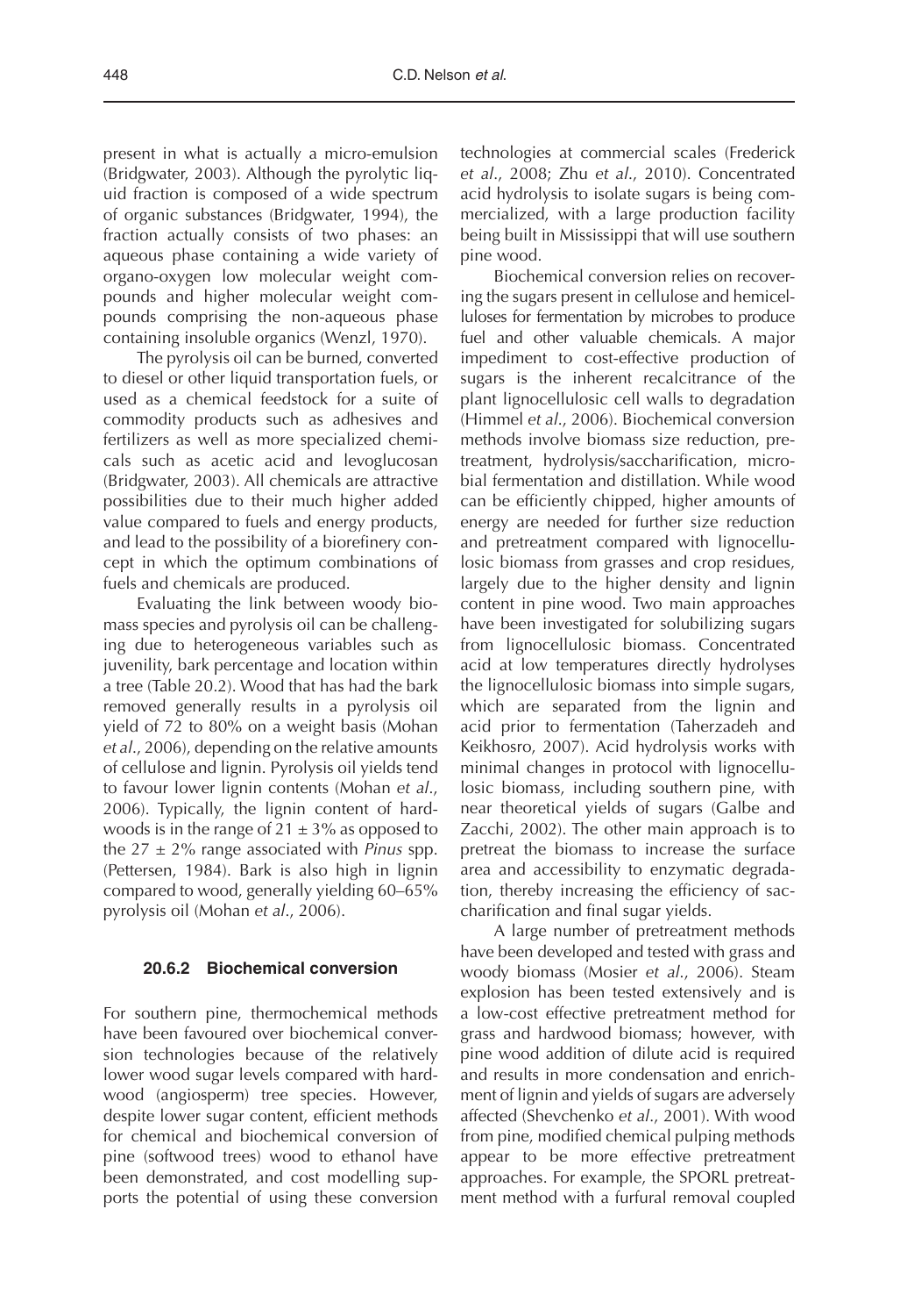present in what is actually a micro-emulsion (Bridgwater, 2003). Although the pyrolytic liquid fraction is composed of a wide spectrum of organic substances (Bridgwater, 1994), the fraction actually consists of two phases: an aqueous phase containing a wide variety of organo-oxygen low molecular weight compounds and higher molecular weight compounds comprising the non-aqueous phase containing insoluble organics (Wenzl, 1970).

The pyrolysis oil can be burned, converted to diesel or other liquid transportation fuels, or used as a chemical feedstock for a suite of commodity products such as adhesives and fertilizers as well as more specialized chemicals such as acetic acid and levoglucosan (Bridgwater, 2003). All chemicals are attractive possibilities due to their much higher added value compared to fuels and energy products, and lead to the possibility of a biorefinery concept in which the optimum combinations of fuels and chemicals are produced.

Evaluating the link between woody biomass species and pyrolysis oil can be challenging due to heterogeneous variables such as juvenility, bark percentage and location within a tree (Table 20.2). Wood that has had the bark removed generally results in a pyrolysis oil yield of 72 to 80% on a weight basis (Mohan *et al*., 2006), depending on the relative amounts of cellulose and lignin. Pyrolysis oil yields tend to favour lower lignin contents (Mohan *et al*., 2006). Typically, the lignin content of hardwoods is in the range of $21 \pm 3\%$ as opposed to the $27 \pm 2\%$ range associated with *Pinus* spp. (Pettersen, 1984). Bark is also high in lignin compared to wood, generally yielding 60–65% pyrolysis oil (Mohan *et al*., 2006).

### 20.6.2 Biochemical conversion

For southern pine, thermochemical methods have been favoured over biochemical conversion technologies because of the relatively lower wood sugar levels compared with hardwood (angiosperm) tree species. However, despite lower sugar content, efficient methods for chemical and biochemical conversion of pine (softwood trees) wood to ethanol have been demonstrated, and cost modelling supports the potential of using these conversion technologies at commercial scales (Frederick *et al*., 2008; Zhu *et al*., 2010). Concentrated acid hydrolysis to isolate sugars is being commercialized, with a large production facility being built in Mississippi that will use southern pine wood.

Biochemical conversion relies on recovering the sugars present in cellulose and hemicelluloses for fermentation by microbes to produce fuel and other valuable chemicals. A major impediment to cost-effective production of sugars is the inherent recalcitrance of the plant lignocellulosic cell walls to degradation (Himmel *et al*., 2006). Biochemical conversion methods involve biomass size reduction, pretreatment, hydrolysis/saccharification, microbial fermentation and distillation. While wood can be efficiently chipped, higher amounts of energy are needed for further size reduction and pretreatment compared with lignocellulosic biomass from grasses and crop residues, largely due to the higher density and lignin content in pine wood. Two main approaches have been investigated for solubilizing sugars from lignocellulosic biomass. Concentrated acid at low temperatures directly hydrolyses the lignocellulosic biomass into simple sugars, which are separated from the lignin and acid prior to fermentation (Taherzadeh and Keikhosro, 2007). Acid hydrolysis works with minimal changes in protocol with lignocellulosic biomass, including southern pine, with near theoretical yields of sugars (Galbe and Zacchi, 2002). The other main approach is to pretreat the biomass to increase the surface area and accessibility to enzymatic degradation, thereby increasing the efficiency of saccharification and final sugar yields.

A large number of pretreatment methods have been developed and tested with grass and woody biomass (Mosier *et al*., 2006). Steam explosion has been tested extensively and is a low-cost effective pretreatment method for grass and hardwood biomass; however, with pine wood addition of dilute acid is required and results in more condensation and enrichment of lignin and yields of sugars are adversely affected (Shevchenko *et al*., 2001). With wood from pine, modified chemical pulping methods appear to be more effective pretreatment approaches. For example, the SPORL pretreatment method with a furfural removal coupled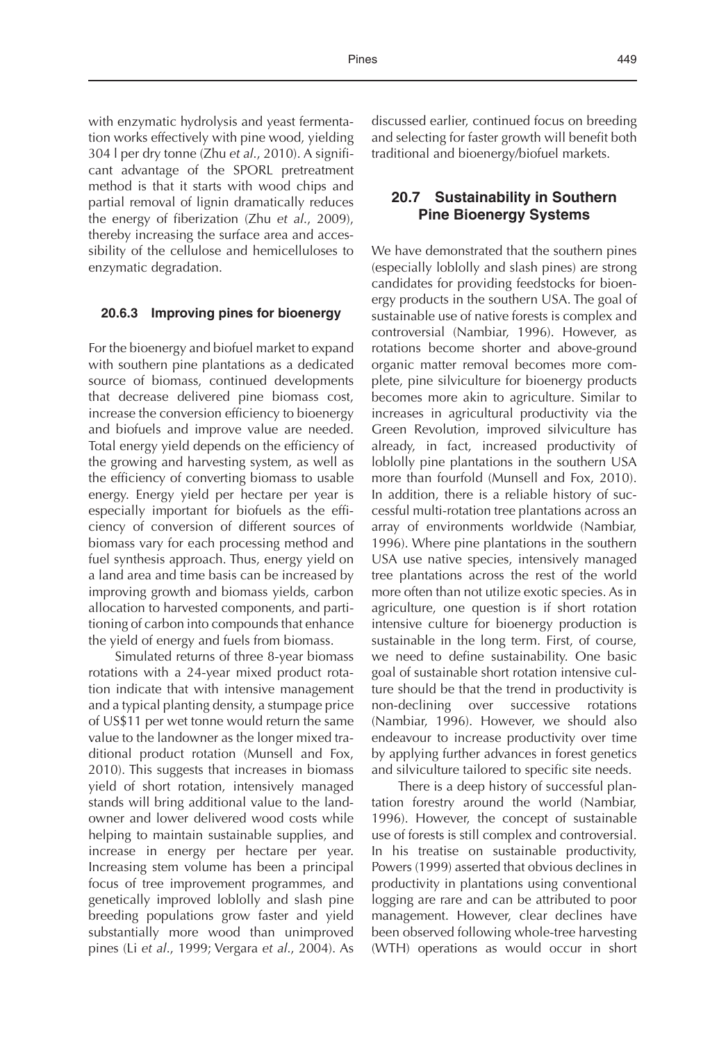with enzymatic hydrolysis and yeast fermentation works effectively with pine wood, yielding 304 l per dry tonne (Zhu *et al.*, 2010). A significant advantage of the SPORL pretreatment method is that it starts with wood chips and partial removal of lignin dramatically reduces the energy of fiberization (Zhu *et al.*, 2009), thereby increasing the surface area and accessibility of the cellulose and hemicelluloses to enzymatic degradation.

### 20.6.3 Improving pines for bioenergy

For the bioenergy and biofuel market to expand with southern pine plantations as a dedicated source of biomass, continued developments that decrease delivered pine biomass cost, increase the conversion efficiency to bioenergy and biofuels and improve value are needed. Total energy yield depends on the efficiency of the growing and harvesting system, as well as the efficiency of converting biomass to usable energy. Energy yield per hectare per year is especially important for biofuels as the efficiency of conversion of different sources of biomass vary for each processing method and fuel synthesis approach. Thus, energy yield on a land area and time basis can be increased by improving growth and biomass yields, carbon allocation to harvested components, and partitioning of carbon into compounds that enhance the yield of energy and fuels from biomass.

Simulated returns of three 8-year biomass rotations with a 24-year mixed product rotation indicate that with intensive management and a typical planting density, a stumpage price of US$11 per wet tonne would return the same value to the landowner as the longer mixed traditional product rotation (Munsell and Fox, 2010). This suggests that increases in biomass yield of short rotation, intensively managed stands will bring additional value to the landowner and lower delivered wood costs while helping to maintain sustainable supplies, and increase in energy per hectare per year. Increasing stem volume has been a principal focus of tree improvement programmes, and genetically improved loblolly and slash pine breeding populations grow faster and yield substantially more wood than unimproved pines (Li *et al.*, 1999; Vergara *et al.*, 2004). As discussed earlier, continued focus on breeding and selecting for faster growth will benefit both traditional and bioenergy/biofuel markets.

## 20.7 Sustainability in Southern Pine Bioenergy Systems

We have demonstrated that the southern pines (especially loblolly and slash pines) are strong candidates for providing feedstocks for bioenergy products in the southern USA. The goal of sustainable use of native forests is complex and controversial (Nambiar, 1996). However, as rotations become shorter and above-ground organic matter removal becomes more complete, pine silviculture for bioenergy products becomes more akin to agriculture. Similar to increases in agricultural productivity via the Green Revolution, improved silviculture has already, in fact, increased productivity of loblolly pine plantations in the southern USA more than fourfold (Munsell and Fox, 2010). In addition, there is a reliable history of successful multi-rotation tree plantations across an array of environments worldwide (Nambiar, 1996). Where pine plantations in the southern USA use native species, intensively managed tree plantations across the rest of the world more often than not utilize exotic species. As in agriculture, one question is if short rotation intensive culture for bioenergy production is sustainable in the long term. First, of course, we need to define sustainability. One basic goal of sustainable short rotation intensive culture should be that the trend in productivity is non-declining over successive rotations (Nambiar, 1996). However, we should also endeavour to increase productivity over time by applying further advances in forest genetics and silviculture tailored to specific site needs.

There is a deep history of successful plantation forestry around the world (Nambiar, 1996). However, the concept of sustainable use of forests is still complex and controversial. In his treatise on sustainable productivity, Powers (1999) asserted that obvious declines in productivity in plantations using conventional logging are rare and can be attributed to poor management. However, clear declines have been observed following whole-tree harvesting (WTH) operations as would occur in short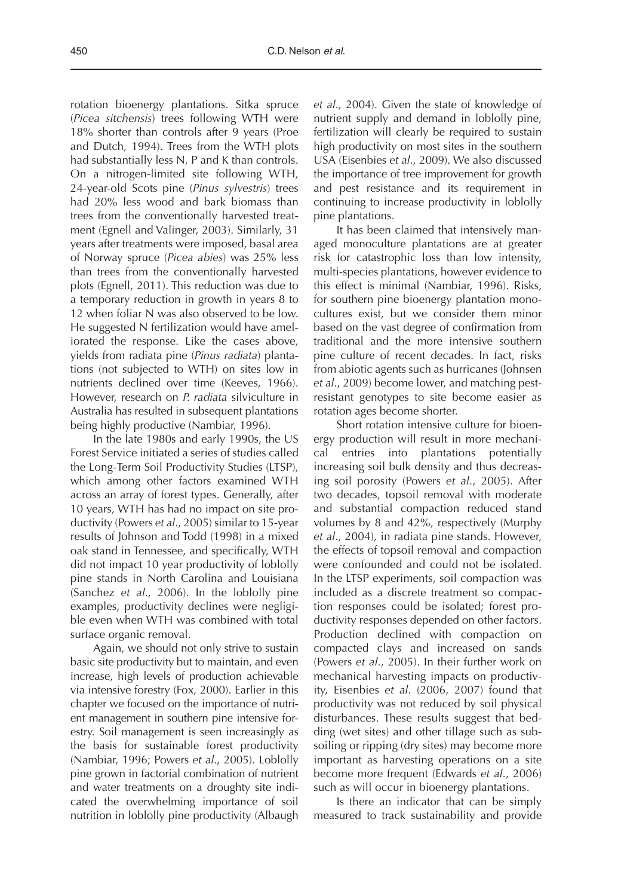rotation bioenergy plantations. Sitka spruce (*Picea sitchensis*) trees following WTH were 18% shorter than controls after 9 years (Proe and Dutch, 1994). Trees from the WTH plots had substantially less N, P and K than controls. On a nitrogen-limited site following WTH, 24-year-old Scots pine (*Pinus sylvestris*) trees had 20% less wood and bark biomass than trees from the conventionally harvested treatment (Egnell and Valinger, 2003). Similarly, 31 years after treatments were imposed, basal area of Norway spruce (*Picea abies*) was 25% less than trees from the conventionally harvested plots (Egnell, 2011). This reduction was due to a temporary reduction in growth in years 8 to 12 when foliar N was also observed to be low. He suggested N fertilization would have ameliorated the response. Like the cases above, yields from radiata pine (*Pinus radiata*) plantations (not subjected to WTH) on sites low in nutrients declined over time (Keeves, 1966). However, research on *P. radiata* silviculture in Australia has resulted in subsequent plantations being highly productive (Nambiar, 1996).

In the late 1980s and early 1990s, the US Forest Service initiated a series of studies called the Long-Term Soil Productivity Studies (LTSP), which among other factors examined WTH across an array of forest types. Generally, after 10 years, WTH has had no impact on site productivity (Powers *et al*., 2005) similar to 15-year results of Johnson and Todd (1998) in a mixed oak stand in Tennessee, and specifically, WTH did not impact 10 year productivity of loblolly pine stands in North Carolina and Louisiana (Sanchez *et al*., 2006). In the loblolly pine examples, productivity declines were negligible even when WTH was combined with total surface organic removal.

Again, we should not only strive to sustain basic site productivity but to maintain, and even increase, high levels of production achievable via intensive forestry (Fox, 2000). Earlier in this chapter we focused on the importance of nutrient management in southern pine intensive forestry. Soil management is seen increasingly as the basis for sustainable forest productivity (Nambiar, 1996; Powers *et al*., 2005). Loblolly pine grown in factorial combination of nutrient and water treatments on a droughty site indicated the overwhelming importance of soil nutrition in loblolly pine productivity (Albaugh *et al*., 2004). Given the state of knowledge of nutrient supply and demand in loblolly pine, fertilization will clearly be required to sustain high productivity on most sites in the southern USA (Eisenbies *et al*., 2009). We also discussed the importance of tree improvement for growth and pest resistance and its requirement in continuing to increase productivity in loblolly pine plantations.

It has been claimed that intensively managed monoculture plantations are at greater risk for catastrophic loss than low intensity, multi-species plantations, however evidence to this effect is minimal (Nambiar, 1996). Risks, for southern pine bioenergy plantation monocultures exist, but we consider them minor based on the vast degree of confirmation from traditional and the more intensive southern pine culture of recent decades. In fact, risks from abiotic agents such as hurricanes (Johnsen *et al*., 2009) become lower, and matching pest-resistant genotypes to site become easier as rotation ages become shorter.

Short rotation intensive culture for bioenergy production will result in more mechanical entries into plantations potentially increasing soil bulk density and thus decreasing soil porosity (Powers *et al*., 2005). After two decades, topsoil removal with moderate and substantial compaction reduced stand volumes by 8 and 42%, respectively (Murphy *et al*., 2004), in radiata pine stands. However, the effects of topsoil removal and compaction were confounded and could not be isolated. In the LTSP experiments, soil compaction was included as a discrete treatment so compaction responses could be isolated; forest productivity responses depended on other factors. Production declined with compaction on compacted clays and increased on sands (Powers *et al*., 2005). In their further work on mechanical harvesting impacts on productivity, Eisenbies *et al*. (2006, 2007) found that productivity was not reduced by soil physical disturbances. These results suggest that bedding (wet sites) and other tillage such as subsoiling or ripping (dry sites) may become more important as harvesting operations on a site become more frequent (Edwards *et al*., 2006) such as will occur in bioenergy plantations.

Is there an indicator that can be simply measured to track sustainability and provide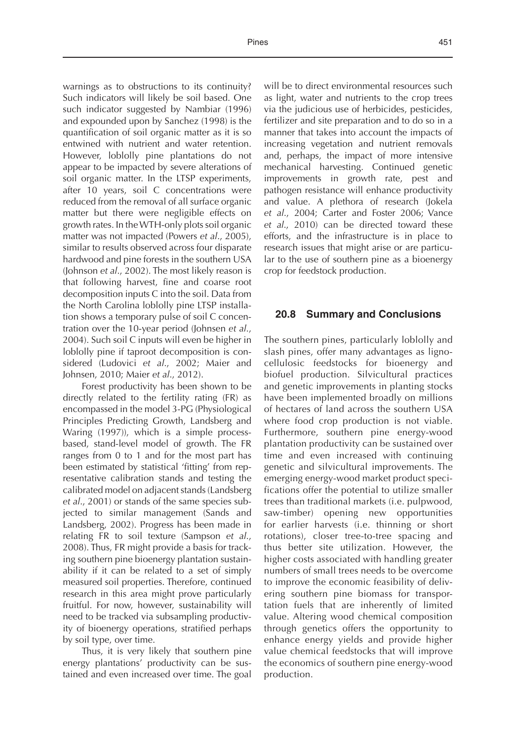warnings as to obstructions to its continuity? Such indicators will likely be soil based. One such indicator suggested by Nambiar (1996) and expounded upon by Sanchez (1998) is the quantification of soil organic matter as it is so entwined with nutrient and water retention. However, loblolly pine plantations do not appear to be impacted by severe alterations of soil organic matter. In the LTSP experiments, after 10 years, soil C concentrations were reduced from the removal of all surface organic matter but there were negligible effects on growth rates. In the WTH-only plots soil organic matter was not impacted (Powers *et al*., 2005), similar to results observed across four disparate hardwood and pine forests in the southern USA (Johnson *et al*., 2002). The most likely reason is that following harvest, fine and coarse root decomposition inputs C into the soil. Data from the North Carolina loblolly pine LTSP installation shows a temporary pulse of soil C concentration over the 10-year period (Johnsen *et al*., 2004). Such soil C inputs will even be higher in loblolly pine if taproot decomposition is considered (Ludovici *et al*., 2002; Maier and Johnsen, 2010; Maier *et al*., 2012).

Forest productivity has been shown to be directly related to the fertility rating (FR) as encompassed in the model 3-PG (Physiological Principles Predicting Growth, Landsberg and Waring (1997)), which is a simple process-based, stand-level model of growth. The FR ranges from 0 to 1 and for the most part has been estimated by statistical 'fitting' from representative calibration stands and testing the calibrated model on adjacent stands (Landsberg *et al*., 2001) or stands of the same species subjected to similar management (Sands and Landsberg, 2002). Progress has been made in relating FR to soil texture (Sampson *et al*., 2008). Thus, FR might provide a basis for tracking southern pine bioenergy plantation sustainability if it can be related to a set of simply measured soil properties. Therefore, continued research in this area might prove particularly fruitful. For now, however, sustainability will need to be tracked via subsampling productivity of bioenergy operations, stratified perhaps by soil type, over time.

Thus, it is very likely that southern pine energy plantations' productivity can be sustained and even increased over time. The goal will be to direct environmental resources such as light, water and nutrients to the crop trees via the judicious use of herbicides, pesticides, fertilizer and site preparation and to do so in a manner that takes into account the impacts of increasing vegetation and nutrient removals and, perhaps, the impact of more intensive mechanical harvesting. Continued genetic improvements in growth rate, pest and pathogen resistance will enhance productivity and value. A plethora of research (Jokela *et al*., 2004; Carter and Foster 2006; Vance *et al*., 2010) can be directed toward these efforts, and the infrastructure is in place to research issues that might arise or are particular to the use of southern pine as a bioenergy crop for feedstock production.

## 20.8 Summary and Conclusions

The southern pines, particularly loblolly and slash pines, offer many advantages as lignocellulosic feedstocks for bioenergy and biofuel production. Silvicultural practices and genetic improvements in planting stocks have been implemented broadly on millions of hectares of land across the southern USA where food crop production is not viable. Furthermore, southern pine energy-wood plantation productivity can be sustained over time and even increased with continuing genetic and silvicultural improvements. The emerging energy-wood market product specifications offer the potential to utilize smaller trees than traditional markets (i.e. pulpwood, saw-timber) opening new opportunities for earlier harvests (i.e. thinning or short rotations), closer tree-to-tree spacing and thus better site utilization. However, the higher costs associated with handling greater numbers of small trees needs to be overcome to improve the economic feasibility of delivering southern pine biomass for transportation fuels that are inherently of limited value. Altering wood chemical composition through genetics offers the opportunity to enhance energy yields and provide higher value chemical feedstocks that will improve the economics of southern pine energy-wood production.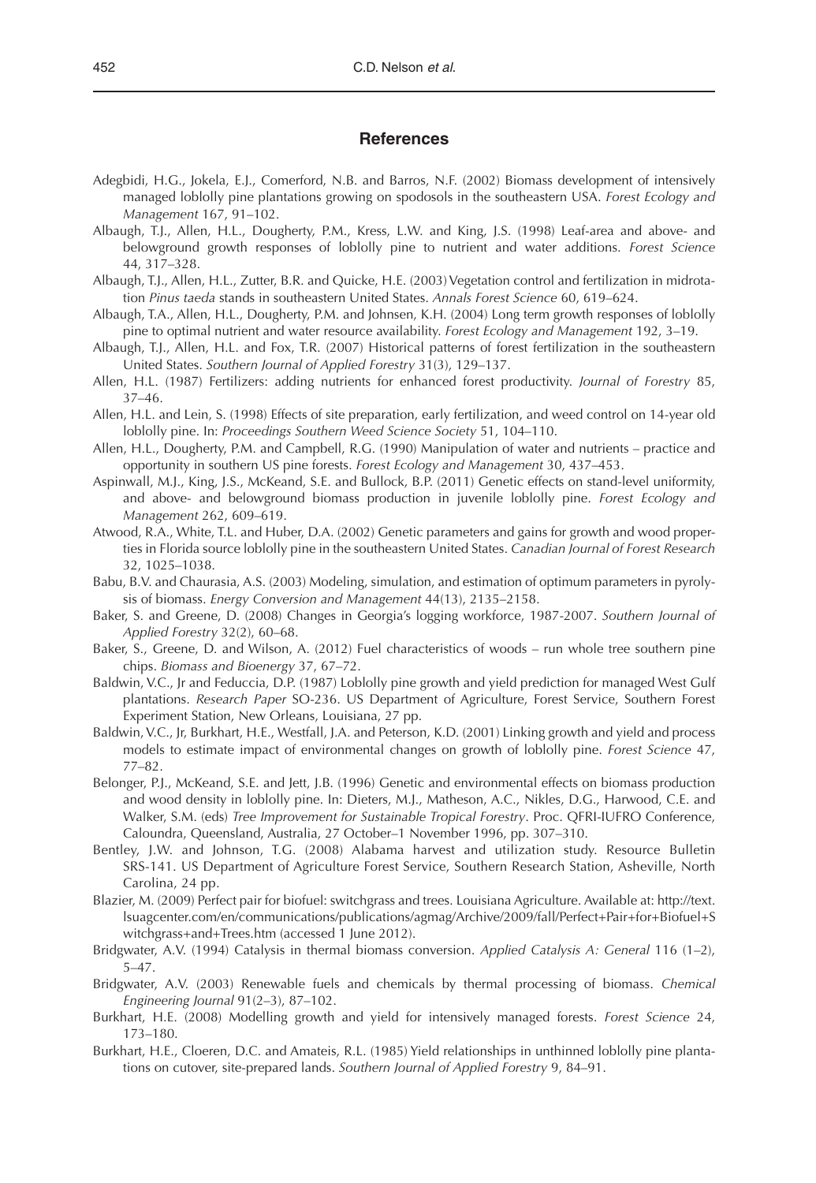## References

Adegbidi, H.G., Jokela, E.J., Comerford, N.B. and Barros, N.F. (2002) Biomass development of intensively managed loblolly pine plantations growing on spodosols in the southeastern USA. *Forest Ecology and Management* 167, 91–102.

Albaugh, T.J., Allen, H.L., Dougherty, P.M., Kress, L.W. and King, J.S. (1998) Leaf-area and above- and belowground growth responses of loblolly pine to nutrient and water additions. *Forest Science* 44, 317–328.

Albaugh, T.J., Allen, H.L., Zutter, B.R. and Quicke, H.E. (2003) Vegetation control and fertilization in midrotation *Pinus taeda* stands in southeastern United States. *Annals Forest Science* 60, 619–624.

Albaugh, T.A., Allen, H.L., Dougherty, P.M. and Johnsen, K.H. (2004) Long term growth responses of loblolly pine to optimal nutrient and water resource availability. *Forest Ecology and Management* 192, 3–19.

Albaugh, T.J., Allen, H.L. and Fox, T.R. (2007) Historical patterns of forest fertilization in the southeastern United States. *Southern Journal of Applied Forestry* 31(3), 129–137.

Allen, H.L. (1987) Fertilizers: adding nutrients for enhanced forest productivity. *Journal of Forestry* 85, 37–46.

Allen, H.L. and Lein, S. (1998) Effects of site preparation, early fertilization, and weed control on 14-year old loblolly pine. In: *Proceedings Southern Weed Science Society* 51, 104–110.

Allen, H.L., Dougherty, P.M. and Campbell, R.G. (1990) Manipulation of water and nutrients – practice and opportunity in southern US pine forests. *Forest Ecology and Management* 30, 437–453.

Aspinwall, M.J., King, J.S., McKeand, S.E. and Bullock, B.P. (2011) Genetic effects on stand-level uniformity, and above- and belowground biomass production in juvenile loblolly pine. *Forest Ecology and Management* 262, 609–619.

Atwood, R.A., White, T.L. and Huber, D.A. (2002) Genetic parameters and gains for growth and wood properties in Florida source loblolly pine in the southeastern United States. *Canadian Journal of Forest Research* 32, 1025–1038.

Babu, B.V. and Chaurasia, A.S. (2003) Modeling, simulation, and estimation of optimum parameters in pyrolysis of biomass. *Energy Conversion and Management* 44(13), 2135–2158.

Baker, S. and Greene, D. (2008) Changes in Georgia's logging workforce, 1987-2007. *Southern Journal of Applied Forestry* 32(2), 60–68.

Baker, S., Greene, D. and Wilson, A. (2012) Fuel characteristics of woods – run whole tree southern pine chips. *Biomass and Bioenergy* 37, 67–72.

Baldwin, V.C., Jr and Feduccia, D.P. (1987) Loblolly pine growth and yield prediction for managed West Gulf plantations. *Research Paper* SO-236. US Department of Agriculture, Forest Service, Southern Forest Experiment Station, New Orleans, Louisiana, 27 pp.

Baldwin, V.C., Jr, Burkhart, H.E., Westfall, J.A. and Peterson, K.D. (2001) Linking growth and yield and process models to estimate impact of environmental changes on growth of loblolly pine. *Forest Science* 47, 77–82.

Belonger, P.J., McKeand, S.E. and Jett, J.B. (1996) Genetic and environmental effects on biomass production and wood density in loblolly pine. In: Dieters, M.J., Matheson, A.C., Nikles, D.G., Harwood, C.E. and Walker, S.M. (eds) *Tree Improvement for Sustainable Tropical Forestry*. Proc. QFRI-IUFRO Conference, Caloundra, Queensland, Australia, 27 October–1 November 1996, pp. 307–310.

Bentley, J.W. and Johnson, T.G. (2008) Alabama harvest and utilization study. Resource Bulletin SRS-141. US Department of Agriculture Forest Service, Southern Research Station, Asheville, North Carolina, 24 pp.

Blazier, M. (2009) Perfect pair for biofuel: switchgrass and trees. Louisiana Agriculture. Available at: http://text.lsuagcenter.com/en/communications/publications/agmag/Archive/2009/fall/Perfect+Pair+for+Biofuel+Switchgrass+and+Trees.htm (accessed 1 June 2012).

Bridgwater, A.V. (1994) Catalysis in thermal biomass conversion. *Applied Catalysis A: General* 116 (1–2), 5–47.

Bridgwater, A.V. (2003) Renewable fuels and chemicals by thermal processing of biomass. *Chemical Engineering Journal* 91(2–3), 87–102.

Burkhart, H.E. (2008) Modelling growth and yield for intensively managed forests. *Forest Science* 24, 173–180.

Burkhart, H.E., Cloeren, D.C. and Amateis, R.L. (1985) Yield relationships in unthinned loblolly pine plantations on cutover, site-prepared lands. *Southern Journal of Applied Forestry* 9, 84–91.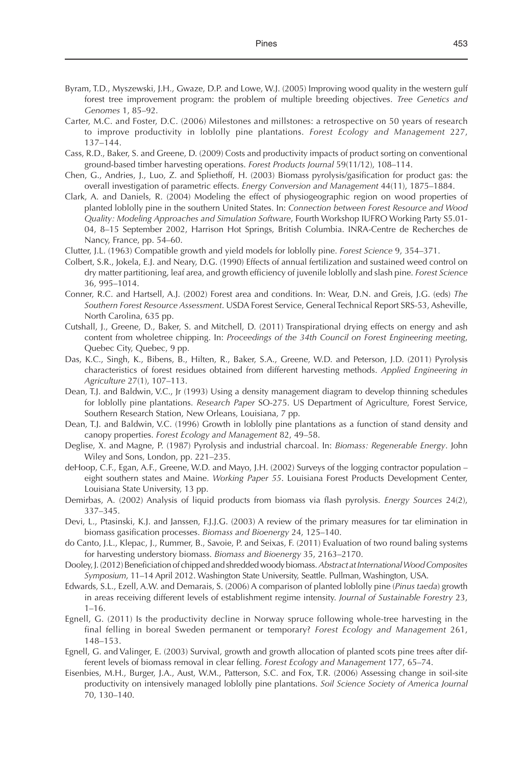Byram, T.D., Myszewski, J.H., Gwaze, D.P. and Lowe, W.J. (2005) Improving wood quality in the western gulf forest tree improvement program: the problem of multiple breeding objectives. *Tree Genetics and Genomes* 1, 85–92.

Carter, M.C. and Foster, D.C. (2006) Milestones and millstones: a retrospective on 50 years of research to improve productivity in loblolly pine plantations. *Forest Ecology and Management* 227, 137–144.

Cass, R.D., Baker, S. and Greene, D. (2009) Costs and productivity impacts of product sorting on conventional ground-based timber harvesting operations. *Forest Products Journal* 59(11/12), 108–114.

Chen, G., Andries, J., Luo, Z. and Spliethoff, H. (2003) Biomass pyrolysis/gasification for product gas: the overall investigation of parametric effects. *Energy Conversion and Management* 44(11), 1875–1884.

Clark, A. and Daniels, R. (2004) Modeling the effect of physiogeographic region on wood properties of planted loblolly pine in the southern United States. In: *Connection between Forest Resource and Wood Quality: Modeling Approaches and Simulation Software*, Fourth Workshop IUFRO Working Party S5.01-04, 8–15 September 2002, Harrison Hot Springs, British Columbia. INRA-Centre de Recherches de Nancy, France, pp. 54–60.

Clutter, J.L. (1963) Compatible growth and yield models for loblolly pine. *Forest Science* 9, 354–371.

Colbert, S.R., Jokela, E.J. and Neary, D.G. (1990) Effects of annual fertilization and sustained weed control on dry matter partitioning, leaf area, and growth efficiency of juvenile loblolly and slash pine. *Forest Science* 36, 995–1014.

Conner, R.C. and Hartsell, A.J. (2002) Forest area and conditions. In: Wear, D.N. and Greis, J.G. (eds) *The Southern Forest Resource Assessment*. USDA Forest Service, General Technical Report SRS-53, Asheville, North Carolina, 635 pp.

Cutshall, J., Greene, D., Baker, S. and Mitchell, D. (2011) Transpirational drying effects on energy and ash content from wholetree chipping. In: *Proceedings of the 34th Council on Forest Engineering meeting*, Quebec City, Quebec, 9 pp.

Das, K.C., Singh, K., Bibens, B., Hilten, R., Baker, S.A., Greene, W.D. and Peterson, J.D. (2011) Pyrolysis characteristics of forest residues obtained from different harvesting methods. *Applied Engineering in Agriculture* 27(1), 107–113.

Dean, T.J. and Baldwin, V.C., Jr (1993) Using a density management diagram to develop thinning schedules for loblolly pine plantations. *Research Paper* SO-275. US Department of Agriculture, Forest Service, Southern Research Station, New Orleans, Louisiana, 7 pp.

Dean, T.J. and Baldwin, V.C. (1996) Growth in loblolly pine plantations as a function of stand density and canopy properties. *Forest Ecology and Management* 82, 49–58.

Deglise, X. and Magne, P. (1987) Pyrolysis and industrial charcoal. In: *Biomass: Regenerable Energy*. John Wiley and Sons, London, pp. 221–235.

deHoop, C.F., Egan, A.F., Greene, W.D. and Mayo, J.H. (2002) Surveys of the logging contractor population – eight southern states and Maine. *Working Paper 55*. Louisiana Forest Products Development Center, Louisiana State University, 13 pp.

Demirbas, A. (2002) Analysis of liquid products from biomass via flash pyrolysis. *Energy Sources* 24(2), 337–345.

Devi, L., Ptasinski, K.J. and Janssen, F.J.J.G. (2003) A review of the primary measures for tar elimination in biomass gasification processes. *Biomass and Bioenergy* 24, 125–140.

do Canto, J.L., Klepac, J., Rummer, B., Savoie, P. and Seixas, F. (2011) Evaluation of two round baling systems for harvesting understory biomass. *Biomass and Bioenergy* 35, 2163–2170.

Dooley, J. (2012) Beneficiation of chipped and shredded woody biomass. *Abstract at International Wood Composites Symposium*, 11–14 April 2012. Washington State University, Seattle. Pullman, Washington, USA.

Edwards, S.L., Ezell, A.W. and Demarais, S. (2006) A comparison of planted loblolly pine (*Pinus taeda*) growth in areas receiving different levels of establishment regime intensity. *Journal of Sustainable Forestry* 23, 1–16.

Egnell, G. (2011) Is the productivity decline in Norway spruce following whole-tree harvesting in the final felling in boreal Sweden permanent or temporary? *Forest Ecology and Management* 261, 148–153.

Egnell, G. and Valinger, E. (2003) Survival, growth and growth allocation of planted scots pine trees after different levels of biomass removal in clear felling. *Forest Ecology and Management* 177, 65–74.

Eisenbies, M.H., Burger, J.A., Aust, W.M., Patterson, S.C. and Fox, T.R. (2006) Assessing change in soil-site productivity on intensively managed loblolly pine plantations. *Soil Science Society of America Journal* 70, 130–140.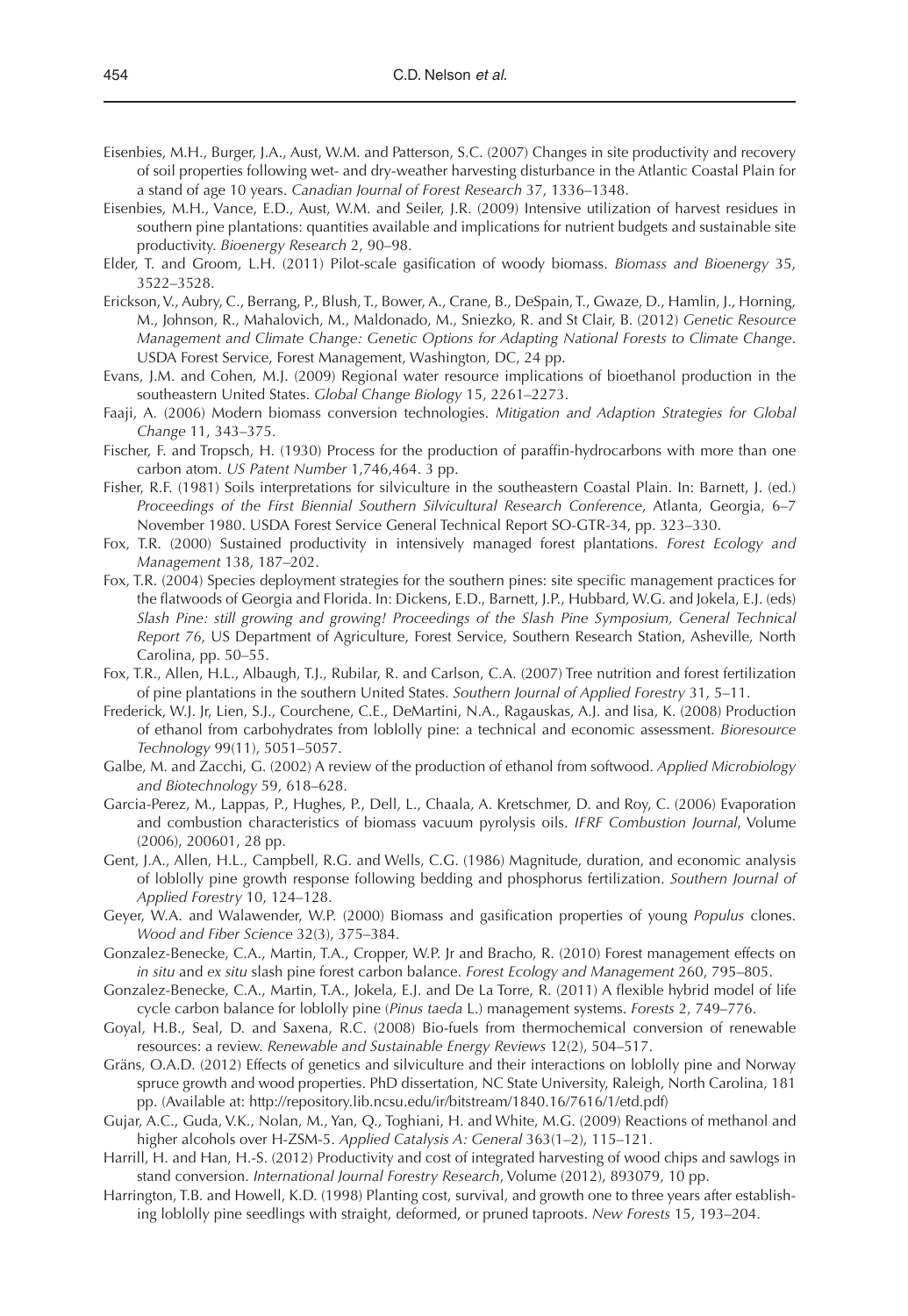Eisenbies, M.H., Burger, J.A., Aust, W.M. and Patterson, S.C. (2007) Changes in site productivity and recovery of soil properties following wet- and dry-weather harvesting disturbance in the Atlantic Coastal Plain for a stand of age 10 years. *Canadian Journal of Forest Research* 37, 1336–1348.

Eisenbies, M.H., Vance, E.D., Aust, W.M. and Seiler, J.R. (2009) Intensive utilization of harvest residues in southern pine plantations: quantities available and implications for nutrient budgets and sustainable site productivity. *Bioenergy Research* 2, 90–98.

Elder, T. and Groom, L.H. (2011) Pilot-scale gasification of woody biomass. *Biomass and Bioenergy* 35, 3522–3528.

Erickson, V., Aubry, C., Berrang, P., Blush, T., Bower, A., Crane, B., DeSpain, T., Gwaze, D., Hamlin, J., Horning, M., Johnson, R., Mahalovich, M., Maldonado, M., Sniezko, R. and St Clair, B. (2012) *Genetic Resource Management and Climate Change: Genetic Options for Adapting National Forests to Climate Change*. USDA Forest Service, Forest Management, Washington, DC, 24 pp.

Evans, J.M. and Cohen, M.J. (2009) Regional water resource implications of bioethanol production in the southeastern United States. *Global Change Biology* 15, 2261–2273.

Faaji, A. (2006) Modern biomass conversion technologies. *Mitigation and Adaption Strategies for Global Change* 11, 343–375.

Fischer, F. and Tropsch, H. (1930) Process for the production of paraffin-hydrocarbons with more than one carbon atom. *US Patent Number* 1,746,464. 3 pp.

Fisher, R.F. (1981) Soils interpretations for silviculture in the southeastern Coastal Plain. In: Barnett, J. (ed.) *Proceedings of the First Biennial Southern Silvicultural Research Conference*, Atlanta, Georgia, 6–7 November 1980. USDA Forest Service General Technical Report SO-GTR-34, pp. 323–330.

Fox, T.R. (2000) Sustained productivity in intensively managed forest plantations. *Forest Ecology and Management* 138, 187–202.

Fox, T.R. (2004) Species deployment strategies for the southern pines: site specific management practices for the flatwoods of Georgia and Florida. In: Dickens, E.D., Barnett, J.P., Hubbard, W.G. and Jokela, E.J. (eds) *Slash Pine: still growing and growing! Proceedings of the Slash Pine Symposium, General Technical Report 76*, US Department of Agriculture, Forest Service, Southern Research Station, Asheville, North Carolina, pp. 50–55.

Fox, T.R., Allen, H.L., Albaugh, T.J., Rubilar, R. and Carlson, C.A. (2007) Tree nutrition and forest fertilization of pine plantations in the southern United States. *Southern Journal of Applied Forestry* 31, 5–11.

Frederick, W.J. Jr, Lien, S.J., Courchene, C.E., DeMartini, N.A., Ragauskas, A.J. and Iisa, K. (2008) Production of ethanol from carbohydrates from loblolly pine: a technical and economic assessment. *Bioresource Technology* 99(11), 5051–5057.

Galbe, M. and Zacchi, G. (2002) A review of the production of ethanol from softwood. *Applied Microbiology and Biotechnology* 59, 618–628.

Garcia-Perez, M., Lappas, P., Hughes, P., Dell, L., Chaala, A. Kretschmer, D. and Roy, C. (2006) Evaporation and combustion characteristics of biomass vacuum pyrolysis oils. *IFRF Combustion Journal*, Volume (2006), 200601, 28 pp.

Gent, J.A., Allen, H.L., Campbell, R.G. and Wells, C.G. (1986) Magnitude, duration, and economic analysis of loblolly pine growth response following bedding and phosphorus fertilization. *Southern Journal of Applied Forestry* 10, 124–128.

Geyer, W.A. and Walawender, W.P. (2000) Biomass and gasification properties of young *Populus* clones. *Wood and Fiber Science* 32(3), 375–384.

Gonzalez-Benecke, C.A., Martin, T.A., Cropper, W.P. Jr and Bracho, R. (2010) Forest management effects on *in situ* and *ex situ* slash pine forest carbon balance. *Forest Ecology and Management* 260, 795–805.

Gonzalez-Benecke, C.A., Martin, T.A., Jokela, E.J. and De La Torre, R. (2011) A flexible hybrid model of life cycle carbon balance for loblolly pine (*Pinus taeda* L.) management systems. *Forests* 2, 749–776.

Goyal, H.B., Seal, D. and Saxena, R.C. (2008) Bio-fuels from thermochemical conversion of renewable resources: a review. *Renewable and Sustainable Energy Reviews* 12(2), 504–517.

Gräns, O.A.D. (2012) Effects of genetics and silviculture and their interactions on loblolly pine and Norway spruce growth and wood properties. PhD dissertation, NC State University, Raleigh, North Carolina, 181 pp. (Available at: http://repository.lib.ncsu.edu/ir/bitstream/1840.16/7616/1/etd.pdf)

Gujar, A.C., Guda, V.K., Nolan, M., Yan, Q., Toghiani, H. and White, M.G. (2009) Reactions of methanol and higher alcohols over H-ZSM-5. *Applied Catalysis A: General* 363(1–2), 115–121.

Harrill, H. and Han, H.-S. (2012) Productivity and cost of integrated harvesting of wood chips and sawlogs in stand conversion. *International Journal Forestry Research*, Volume (2012), 893079, 10 pp.

Harrington, T.B. and Howell, K.D. (1998) Planting cost, survival, and growth one to three years after establishing loblolly pine seedlings with straight, deformed, or pruned taproots. *New Forests* 15, 193–204.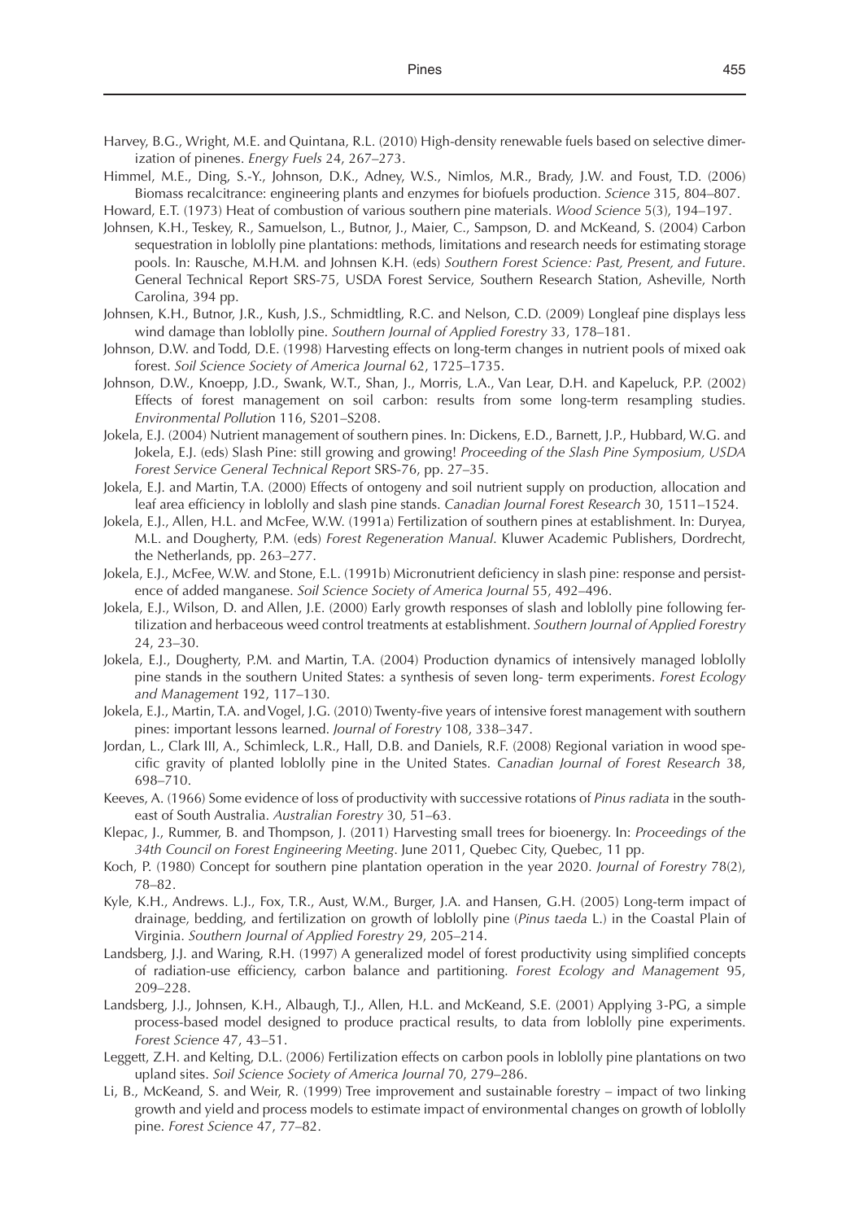Harvey, B.G., Wright, M.E. and Quintana, R.L. (2010) High-density renewable fuels based on selective dimerization of pinenes. *Energy Fuels* 24, 267–273.

Himmel, M.E., Ding, S.-Y., Johnson, D.K., Adney, W.S., Nimlos, M.R., Brady, J.W. and Foust, T.D. (2006) Biomass recalcitrance: engineering plants and enzymes for biofuels production. *Science* 315, 804–807.

Howard, E.T. (1973) Heat of combustion of various southern pine materials. *Wood Science* 5(3), 194–197.

Johnsen, K.H., Teskey, R., Samuelson, L., Butnor, J., Maier, C., Sampson, D. and McKeand, S. (2004) Carbon sequestration in loblolly pine plantations: methods, limitations and research needs for estimating storage pools. In: Rausche, M.H.M. and Johnsen K.H. (eds) *Southern Forest Science: Past, Present, and Future*. General Technical Report SRS-75, USDA Forest Service, Southern Research Station, Asheville, North Carolina, 394 pp.

Johnsen, K.H., Butnor, J.R., Kush, J.S., Schmidtling, R.C. and Nelson, C.D. (2009) Longleaf pine displays less wind damage than loblolly pine. *Southern Journal of Applied Forestry* 33, 178–181.

Johnson, D.W. and Todd, D.E. (1998) Harvesting effects on long-term changes in nutrient pools of mixed oak forest. *Soil Science Society of America Journal* 62, 1725–1735.

Johnson, D.W., Knoepp, J.D., Swank, W.T., Shan, J., Morris, L.A., Van Lear, D.H. and Kapeluck, P.P. (2002) Effects of forest management on soil carbon: results from some long-term resampling studies. *Environmental Pollution* 116, S201–S208.

Jokela, E.J. (2004) Nutrient management of southern pines. In: Dickens, E.D., Barnett, J.P., Hubbard, W.G. and Jokela, E.J. (eds) Slash Pine: still growing and growing! *Proceeding of the Slash Pine Symposium, USDA Forest Service General Technical Report* SRS-76, pp. 27–35.

Jokela, E.J. and Martin, T.A. (2000) Effects of ontogeny and soil nutrient supply on production, allocation and leaf area efficiency in loblolly and slash pine stands. *Canadian Journal Forest Research* 30, 1511–1524.

Jokela, E.J., Allen, H.L. and McFee, W.W. (1991a) Fertilization of southern pines at establishment. In: Duryea, M.L. and Dougherty, P.M. (eds) *Forest Regeneration Manual*. Kluwer Academic Publishers, Dordrecht, the Netherlands, pp. 263–277.

Jokela, E.J., McFee, W.W. and Stone, E.L. (1991b) Micronutrient deficiency in slash pine: response and persistence of added manganese. *Soil Science Society of America Journal* 55, 492–496.

Jokela, E.J., Wilson, D. and Allen, J.E. (2000) Early growth responses of slash and loblolly pine following fertilization and herbaceous weed control treatments at establishment. *Southern Journal of Applied Forestry* 24, 23–30.

Jokela, E.J., Dougherty, P.M. and Martin, T.A. (2004) Production dynamics of intensively managed loblolly pine stands in the southern United States: a synthesis of seven long- term experiments. *Forest Ecology and Management* 192, 117–130.

Jokela, E.J., Martin, T.A. and Vogel, J.G. (2010) Twenty-five years of intensive forest management with southern pines: important lessons learned. *Journal of Forestry* 108, 338–347.

Jordan, L., Clark III, A., Schimleck, L.R., Hall, D.B. and Daniels, R.F. (2008) Regional variation in wood specific gravity of planted loblolly pine in the United States. *Canadian Journal of Forest Research* 38, 698–710.

Keeves, A. (1966) Some evidence of loss of productivity with successive rotations of *Pinus radiata* in the southeast of South Australia. *Australian Forestry* 30, 51–63.

Klepac, J., Rummer, B. and Thompson, J. (2011) Harvesting small trees for bioenergy. In: *Proceedings of the 34th Council on Forest Engineering Meeting*. June 2011, Quebec City, Quebec, 11 pp.

Koch, P. (1980) Concept for southern pine plantation operation in the year 2020. *Journal of Forestry* 78(2), 78–82.

Kyle, K.H., Andrews. L.J., Fox, T.R., Aust, W.M., Burger, J.A. and Hansen, G.H. (2005) Long-term impact of drainage, bedding, and fertilization on growth of loblolly pine (*Pinus taeda* L.) in the Coastal Plain of Virginia. *Southern Journal of Applied Forestry* 29, 205–214.

Landsberg, J.J. and Waring, R.H. (1997) A generalized model of forest productivity using simplified concepts of radiation-use efficiency, carbon balance and partitioning. *Forest Ecology and Management* 95, 209–228.

Landsberg, J.J., Johnsen, K.H., Albaugh, T.J., Allen, H.L. and McKeand, S.E. (2001) Applying 3-PG, a simple process-based model designed to produce practical results, to data from loblolly pine experiments. *Forest Science* 47, 43–51.

Leggett, Z.H. and Kelting, D.L. (2006) Fertilization effects on carbon pools in loblolly pine plantations on two upland sites. *Soil Science Society of America Journal* 70, 279–286.

Li, B., McKeand, S. and Weir, R. (1999) Tree improvement and sustainable forestry – impact of two linking growth and yield and process models to estimate impact of environmental changes on growth of loblolly pine. *Forest Science* 47, 77–82.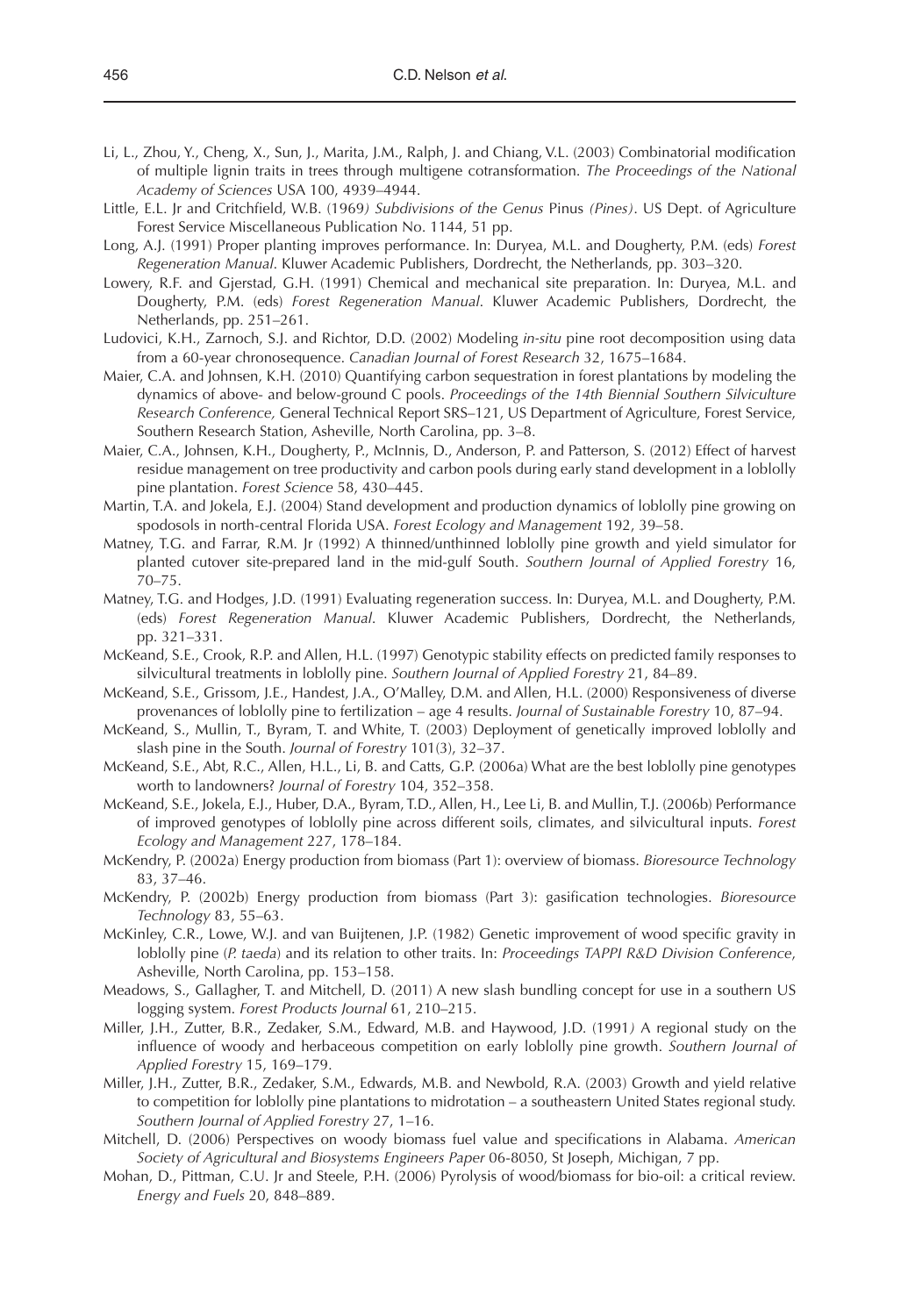Li, L., Zhou, Y., Cheng, X., Sun, J., Marita, J.M., Ralph, J. and Chiang, V.L. (2003) Combinatorial modification of multiple lignin traits in trees through multigene cotransformation. *The Proceedings of the National Academy of Sciences* USA 100, 4939–4944.

Little, E.L. Jr and Critchfield, W.B. (1969*) Subdivisions of the Genus* Pinus *(Pines)*. US Dept. of Agriculture Forest Service Miscellaneous Publication No. 1144, 51 pp.

Long, A.J. (1991) Proper planting improves performance. In: Duryea, M.L. and Dougherty, P.M. (eds) *Forest Regeneration Manual*. Kluwer Academic Publishers, Dordrecht, the Netherlands, pp. 303–320.

Lowery, R.F. and Gjerstad, G.H. (1991) Chemical and mechanical site preparation. In: Duryea, M.L. and Dougherty, P.M. (eds) *Forest Regeneration Manual*. Kluwer Academic Publishers, Dordrecht, the Netherlands, pp. 251–261.

Ludovici, K.H., Zarnoch, S.J. and Richtor, D.D. (2002) Modeling *in-situ* pine root decomposition using data from a 60-year chronosequence. *Canadian Journal of Forest Research* 32, 1675–1684.

Maier, C.A. and Johnsen, K.H. (2010) Quantifying carbon sequestration in forest plantations by modeling the dynamics of above- and below-ground C pools. *Proceedings of the 14th Biennial Southern Silviculture Research Conference,* General Technical Report SRS–121, US Department of Agriculture, Forest Service, Southern Research Station, Asheville, North Carolina, pp. 3–8.

Maier, C.A., Johnsen, K.H., Dougherty, P., McInnis, D., Anderson, P. and Patterson, S. (2012) Effect of harvest residue management on tree productivity and carbon pools during early stand development in a loblolly pine plantation. *Forest Science* 58, 430–445.

Martin, T.A. and Jokela, E.J. (2004) Stand development and production dynamics of loblolly pine growing on spodosols in north-central Florida USA. *Forest Ecology and Management* 192, 39–58.

Matney, T.G. and Farrar, R.M. Jr (1992) A thinned/unthinned loblolly pine growth and yield simulator for planted cutover site-prepared land in the mid-gulf South. *Southern Journal of Applied Forestry* 16, 70–75.

Matney, T.G. and Hodges, J.D. (1991) Evaluating regeneration success. In: Duryea, M.L. and Dougherty, P.M. (eds) *Forest Regeneration Manual*. Kluwer Academic Publishers, Dordrecht, the Netherlands, pp. 321–331.

McKeand, S.E., Crook, R.P. and Allen, H.L. (1997) Genotypic stability effects on predicted family responses to silvicultural treatments in loblolly pine. *Southern Journal of Applied Forestry* 21, 84–89.

McKeand, S.E., Grissom, J.E., Handest, J.A., O'Malley, D.M. and Allen, H.L. (2000) Responsiveness of diverse provenances of loblolly pine to fertilization – age 4 results. *Journal of Sustainable Forestry* 10, 87–94.

McKeand, S., Mullin, T., Byram, T. and White, T. (2003) Deployment of genetically improved loblolly and slash pine in the South. *Journal of Forestry* 101(3), 32–37.

McKeand, S.E., Abt, R.C., Allen, H.L., Li, B. and Catts, G.P. (2006a) What are the best loblolly pine genotypes worth to landowners? *Journal of Forestry* 104, 352–358.

McKeand, S.E., Jokela, E.J., Huber, D.A., Byram, T.D., Allen, H., Lee Li, B. and Mullin, T.J. (2006b) Performance of improved genotypes of loblolly pine across different soils, climates, and silvicultural inputs. *Forest Ecology and Management* 227, 178–184.

McKendry, P. (2002a) Energy production from biomass (Part 1): overview of biomass. *Bioresource Technology* 83, 37–46.

McKendry, P. (2002b) Energy production from biomass (Part 3): gasification technologies. *Bioresource Technology* 83, 55–63.

McKinley, C.R., Lowe, W.J. and van Buijtenen, J.P. (1982) Genetic improvement of wood specific gravity in loblolly pine (*P. taeda*) and its relation to other traits. In: *Proceedings TAPPI R&D Division Conference*, Asheville, North Carolina, pp. 153–158.

Meadows, S., Gallagher, T. and Mitchell, D. (2011) A new slash bundling concept for use in a southern US logging system. *Forest Products Journal* 61, 210–215.

Miller, J.H., Zutter, B.R., Zedaker, S.M., Edward, M.B. and Haywood, J.D. (1991*)* A regional study on the influence of woody and herbaceous competition on early loblolly pine growth. *Southern Journal of Applied Forestry* 15, 169–179.

Miller, J.H., Zutter, B.R., Zedaker, S.M., Edwards, M.B. and Newbold, R.A. (2003) Growth and yield relative to competition for loblolly pine plantations to midrotation – a southeastern United States regional study. *Southern Journal of Applied Forestry* 27, 1–16.

Mitchell, D. (2006) Perspectives on woody biomass fuel value and specifications in Alabama. *American Society of Agricultural and Biosystems Engineers Paper* 06-8050, St Joseph, Michigan, 7 pp.

Mohan, D., Pittman, C.U. Jr and Steele, P.H. (2006) Pyrolysis of wood/biomass for bio-oil: a critical review. *Energy and Fuels* 20, 848–889.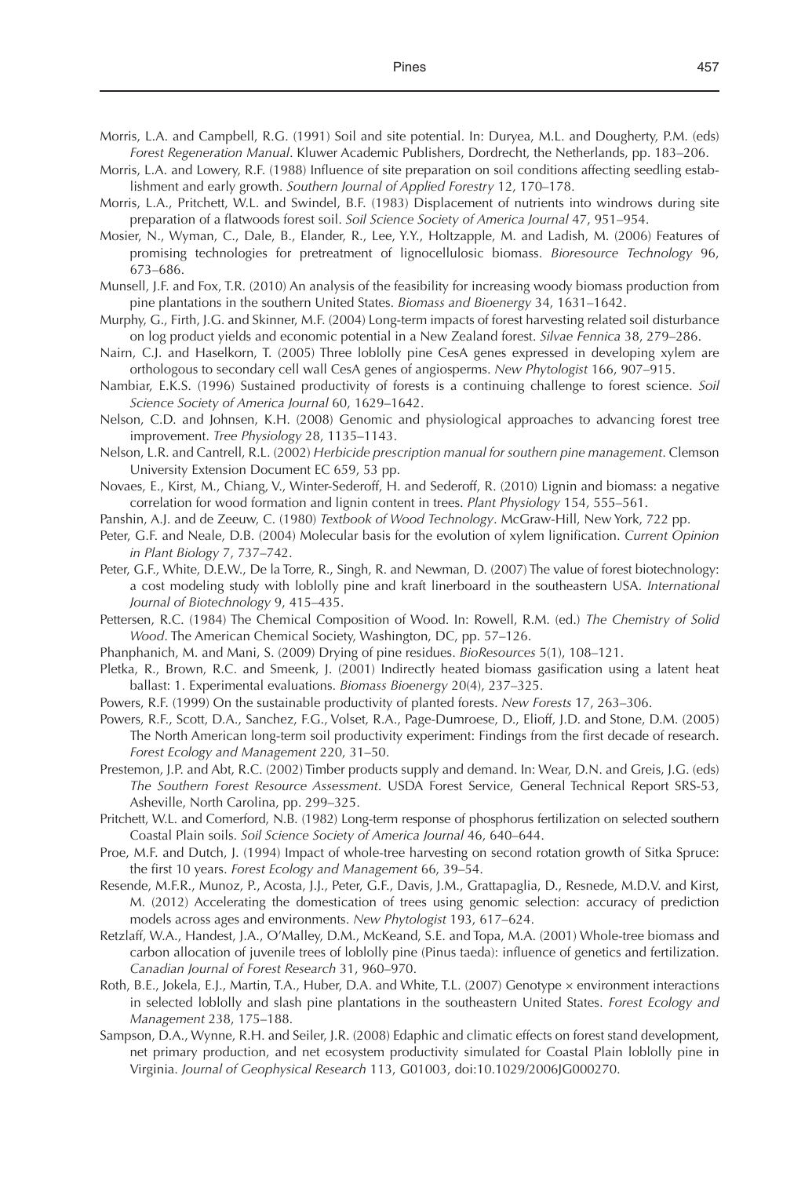Morris, L.A. and Campbell, R.G. (1991) Soil and site potential. In: Duryea, M.L. and Dougherty, P.M. (eds) *Forest Regeneration Manual*. Kluwer Academic Publishers, Dordrecht, the Netherlands, pp. 183–206.

Morris, L.A. and Lowery, R.F. (1988) Influence of site preparation on soil conditions affecting seedling establishment and early growth. *Southern Journal of Applied Forestry* 12, 170–178.

Morris, L.A., Pritchett, W.L. and Swindel, B.F. (1983) Displacement of nutrients into windrows during site preparation of a flatwoods forest soil. *Soil Science Society of America Journal* 47, 951–954.

Mosier, N., Wyman, C., Dale, B., Elander, R., Lee, Y.Y., Holtzapple, M. and Ladish, M. (2006) Features of promising technologies for pretreatment of lignocellulosic biomass. *Bioresource Technology* 96, 673–686.

Munsell, J.F. and Fox, T.R. (2010) An analysis of the feasibility for increasing woody biomass production from pine plantations in the southern United States. *Biomass and Bioenergy* 34, 1631–1642.

Murphy, G., Firth, J.G. and Skinner, M.F. (2004) Long-term impacts of forest harvesting related soil disturbance on log product yields and economic potential in a New Zealand forest. *Silvae Fennica* 38, 279–286.

Nairn, C.J. and Haselkorn, T. (2005) Three loblolly pine CesA genes expressed in developing xylem are orthologous to secondary cell wall CesA genes of angiosperms. *New Phytologist* 166, 907–915.

Nambiar, E.K.S. (1996) Sustained productivity of forests is a continuing challenge to forest science. *Soil Science Society of America Journal* 60, 1629–1642.

Nelson, C.D. and Johnsen, K.H. (2008) Genomic and physiological approaches to advancing forest tree improvement. *Tree Physiology* 28, 1135–1143.

Nelson, L.R. and Cantrell, R.L. (2002) *Herbicide prescription manual for southern pine management*. Clemson University Extension Document EC 659, 53 pp.

Novaes, E., Kirst, M., Chiang, V., Winter-Sederoff, H. and Sederoff, R. (2010) Lignin and biomass: a negative correlation for wood formation and lignin content in trees. *Plant Physiology* 154, 555–561.

Panshin, A.J. and de Zeeuw, C. (1980) *Textbook of Wood Technology*. McGraw-Hill, New York, 722 pp.

Peter, G.F. and Neale, D.B. (2004) Molecular basis for the evolution of xylem lignification. *Current Opinion in Plant Biology* 7, 737–742.

Peter, G.F., White, D.E.W., De la Torre, R., Singh, R. and Newman, D. (2007) The value of forest biotechnology: a cost modeling study with loblolly pine and kraft linerboard in the southeastern USA. *International Journal of Biotechnology* 9, 415–435.

Pettersen, R.C. (1984) The Chemical Composition of Wood. In: Rowell, R.M. (ed.) *The Chemistry of Solid Wood*. The American Chemical Society, Washington, DC, pp. 57–126.

Phanphanich, M. and Mani, S. (2009) Drying of pine residues. *BioResources* 5(1), 108–121.

Pletka, R., Brown, R.C. and Smeenk, J. (2001) Indirectly heated biomass gasification using a latent heat ballast: 1. Experimental evaluations. *Biomass Bioenergy* 20(4), 237–325.

Powers, R.F. (1999) On the sustainable productivity of planted forests. *New Forests* 17, 263–306.

Powers, R.F., Scott, D.A., Sanchez, F.G., Volset, R.A., Page-Dumroese, D., Elioff, J.D. and Stone, D.M. (2005) The North American long-term soil productivity experiment: Findings from the first decade of research. *Forest Ecology and Management* 220, 31–50.

Prestemon, J.P. and Abt, R.C. (2002) Timber products supply and demand. In: Wear, D.N. and Greis, J.G. (eds) *The Southern Forest Resource Assessment*. USDA Forest Service, General Technical Report SRS-53, Asheville, North Carolina, pp. 299–325.

Pritchett, W.L. and Comerford, N.B. (1982) Long-term response of phosphorus fertilization on selected southern Coastal Plain soils. *Soil Science Society of America Journal* 46, 640–644.

Proe, M.F. and Dutch, J. (1994) Impact of whole-tree harvesting on second rotation growth of Sitka Spruce: the first 10 years. *Forest Ecology and Management* 66, 39–54.

Resende, M.F.R., Munoz, P., Acosta, J.J., Peter, G.F., Davis, J.M., Grattapaglia, D., Resnede, M.D.V. and Kirst, M. (2012) Accelerating the domestication of trees using genomic selection: accuracy of prediction models across ages and environments. *New Phytologist* 193, 617–624.

Retzlaff, W.A., Handest, J.A., O'Malley, D.M., McKeand, S.E. and Topa, M.A. (2001) Whole-tree biomass and carbon allocation of juvenile trees of loblolly pine (Pinus taeda): influence of genetics and fertilization. *Canadian Journal of Forest Research* 31, 960–970.

Roth, B.E., Jokela, E.J., Martin, T.A., Huber, D.A. and White, T.L. (2007) Genotype × environment interactions in selected loblolly and slash pine plantations in the southeastern United States. *Forest Ecology and Management* 238, 175–188.

Sampson, D.A., Wynne, R.H. and Seiler, J.R. (2008) Edaphic and climatic effects on forest stand development, net primary production, and net ecosystem productivity simulated for Coastal Plain loblolly pine in Virginia. *Journal of Geophysical Research* 113, G01003, doi:10.1029/2006JG000270.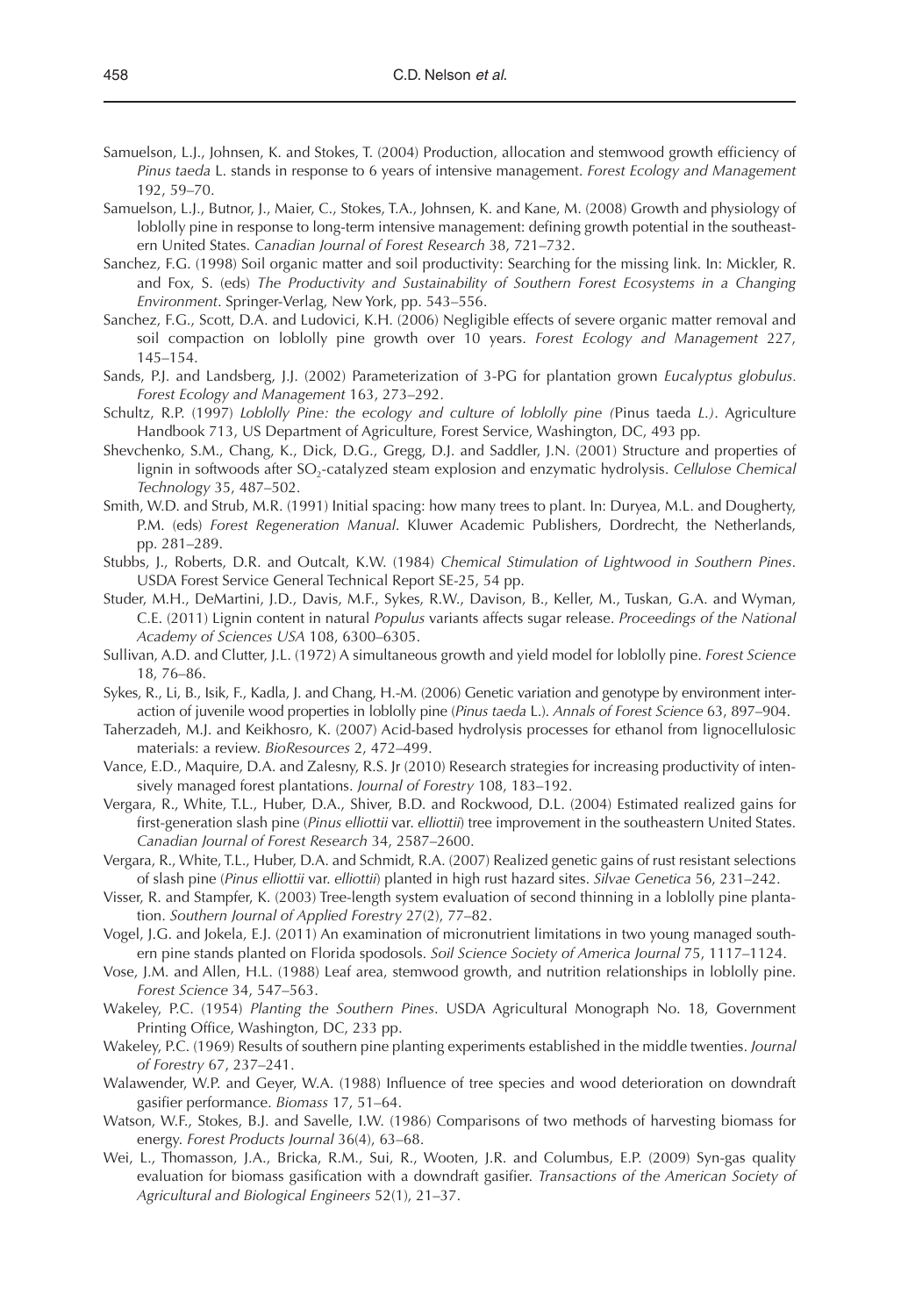Samuelson, L.J., Johnsen, K. and Stokes, T. (2004) Production, allocation and stemwood growth efficiency of *Pinus taeda* L. stands in response to 6 years of intensive management. *Forest Ecology and Management* 192, 59–70.

Samuelson, L.J., Butnor, J., Maier, C., Stokes, T.A., Johnsen, K. and Kane, M. (2008) Growth and physiology of loblolly pine in response to long-term intensive management: defining growth potential in the southeastern United States. *Canadian Journal of Forest Research* 38, 721–732.

Sanchez, F.G. (1998) Soil organic matter and soil productivity: Searching for the missing link. In: Mickler, R. and Fox, S. (eds) *The Productivity and Sustainability of Southern Forest Ecosystems in a Changing Environment*. Springer-Verlag, New York, pp. 543–556.

Sanchez, F.G., Scott, D.A. and Ludovici, K.H. (2006) Negligible effects of severe organic matter removal and soil compaction on loblolly pine growth over 10 years. *Forest Ecology and Management* 227, 145–154.

Sands, P.J. and Landsberg, J.J. (2002) Parameterization of 3-PG for plantation grown *Eucalyptus globulus*. *Forest Ecology and Management* 163, 273–292.

Schultz, R.P. (1997) *Loblolly Pine: the ecology and culture of loblolly pine (*Pinus taeda *L.)*. Agriculture Handbook 713, US Department of Agriculture, Forest Service, Washington, DC, 493 pp.

Shevchenko, S.M., Chang, K., Dick, D.G., Gregg, D.J. and Saddler, J.N. (2001) Structure and properties of lignin in softwoods after $SO_2$-catalyzed steam explosion and enzymatic hydrolysis. *Cellulose Chemical Technology* 35, 487–502.

Smith, W.D. and Strub, M.R. (1991) Initial spacing: how many trees to plant. In: Duryea, M.L. and Dougherty, P.M. (eds) *Forest Regeneration Manual*. Kluwer Academic Publishers, Dordrecht, the Netherlands, pp. 281–289.

Stubbs, J., Roberts, D.R. and Outcalt, K.W. (1984) *Chemical Stimulation of Lightwood in Southern Pines*. USDA Forest Service General Technical Report SE-25, 54 pp.

Studer, M.H., DeMartini, J.D., Davis, M.F., Sykes, R.W., Davison, B., Keller, M., Tuskan, G.A. and Wyman, C.E. (2011) Lignin content in natural *Populus* variants affects sugar release. *Proceedings of the National Academy of Sciences USA* 108, 6300–6305.

Sullivan, A.D. and Clutter, J.L. (1972) A simultaneous growth and yield model for loblolly pine. *Forest Science* 18, 76–86.

Sykes, R., Li, B., Isik, F., Kadla, J. and Chang, H.-M. (2006) Genetic variation and genotype by environment interaction of juvenile wood properties in loblolly pine (*Pinus taeda* L.). *Annals of Forest Science* 63, 897–904.

Taherzadeh, M.J. and Keikhosro, K. (2007) Acid-based hydrolysis processes for ethanol from lignocellulosic materials: a review. *BioResources* 2, 472–499.

Vance, E.D., Maquire, D.A. and Zalesny, R.S. Jr (2010) Research strategies for increasing productivity of intensively managed forest plantations. *Journal of Forestry* 108, 183–192.

Vergara, R., White, T.L., Huber, D.A., Shiver, B.D. and Rockwood, D.L. (2004) Estimated realized gains for first-generation slash pine (*Pinus elliottii* var. *elliottii*) tree improvement in the southeastern United States. *Canadian Journal of Forest Research* 34, 2587–2600.

Vergara, R., White, T.L., Huber, D.A. and Schmidt, R.A. (2007) Realized genetic gains of rust resistant selections of slash pine (*Pinus elliottii* var. *elliottii*) planted in high rust hazard sites. *Silvae Genetica* 56, 231–242.

Visser, R. and Stampfer, K. (2003) Tree-length system evaluation of second thinning in a loblolly pine plantation. *Southern Journal of Applied Forestry* 27(2), 77–82.

Vogel, J.G. and Jokela, E.J. (2011) An examination of micronutrient limitations in two young managed southern pine stands planted on Florida spodosols. *Soil Science Society of America Journal* 75, 1117–1124.

Vose, J.M. and Allen, H.L. (1988) Leaf area, stemwood growth, and nutrition relationships in loblolly pine. *Forest Science* 34, 547–563.

Wakeley, P.C. (1954) *Planting the Southern Pines*. USDA Agricultural Monograph No. 18, Government Printing Office, Washington, DC, 233 pp.

Wakeley, P.C. (1969) Results of southern pine planting experiments established in the middle twenties. *Journal of Forestry* 67, 237–241.

Walawender, W.P. and Geyer, W.A. (1988) Influence of tree species and wood deterioration on downdraft gasifier performance. *Biomass* 17, 51–64.

Watson, W.F., Stokes, B.J. and Savelle, I.W. (1986) Comparisons of two methods of harvesting biomass for energy. *Forest Products Journal* 36(4), 63–68.

Wei, L., Thomasson, J.A., Bricka, R.M., Sui, R., Wooten, J.R. and Columbus, E.P. (2009) Syn-gas quality evaluation for biomass gasification with a downdraft gasifier. *Transactions of the American Society of Agricultural and Biological Engineers* 52(1), 21–37.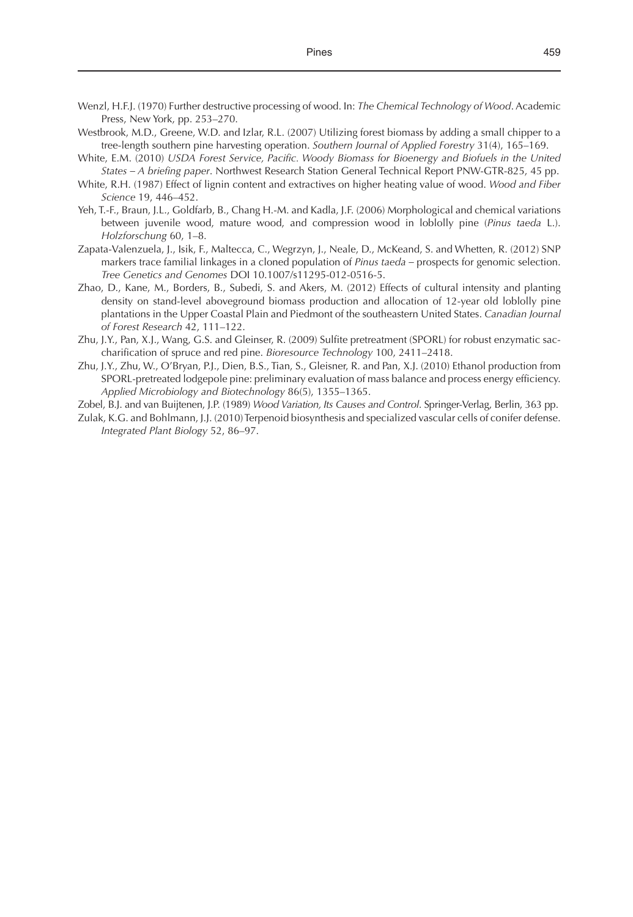Wenzl, H.F.J. (1970) Further destructive processing of wood. In: *The Chemical Technology of Wood*. Academic Press, New York, pp. 253–270.

Westbrook, M.D., Greene, W.D. and Izlar, R.L. (2007) Utilizing forest biomass by adding a small chipper to a tree-length southern pine harvesting operation. *Southern Journal of Applied Forestry* 31(4), 165–169.

White, E.M. (2010) *USDA Forest Service, Pacific. Woody Biomass for Bioenergy and Biofuels in the United States – A briefing paper*. Northwest Research Station General Technical Report PNW-GTR-825, 45 pp.

White, R.H. (1987) Effect of lignin content and extractives on higher heating value of wood. *Wood and Fiber Science* 19, 446–452.

Yeh, T.-F., Braun, J.L., Goldfarb, B., Chang H.-M. and Kadla, J.F. (2006) Morphological and chemical variations between juvenile wood, mature wood, and compression wood in loblolly pine (*Pinus taeda* L.). *Holzforschung* 60, 1–8.

Zapata-Valenzuela, J., Isik, F., Maltecca, C., Wegrzyn, J., Neale, D., McKeand, S. and Whetten, R. (2012) SNP markers trace familial linkages in a cloned population of *Pinus taeda* – prospects for genomic selection. *Tree Genetics and Genomes* DOI 10.1007/s11295-012-0516-5.

Zhao, D., Kane, M., Borders, B., Subedi, S. and Akers, M. (2012) Effects of cultural intensity and planting density on stand-level aboveground biomass production and allocation of 12-year old loblolly pine plantations in the Upper Coastal Plain and Piedmont of the southeastern United States. *Canadian Journal of Forest Research* 42, 111–122.

Zhu, J.Y., Pan, X.J., Wang, G.S. and Gleinser, R. (2009) Sulfite pretreatment (SPORL) for robust enzymatic saccharification of spruce and red pine. *Bioresource Technology* 100, 2411–2418.

Zhu, J.Y., Zhu, W., O'Bryan, P.J., Dien, B.S., Tian, S., Gleisner, R. and Pan, X.J. (2010) Ethanol production from SPORL-pretreated lodgepole pine: preliminary evaluation of mass balance and process energy efficiency. *Applied Microbiology and Biotechnology* 86(5), 1355–1365.

Zobel, B.J. and van Buijtenen, J.P. (1989) *Wood Variation, Its Causes and Control*. Springer-Verlag, Berlin, 363 pp.

Zulak, K.G. and Bohlmann, J.J. (2010) Terpenoid biosynthesis and specialized vascular cells of conifer defense. *Integrated Plant Biology* 52, 86–97.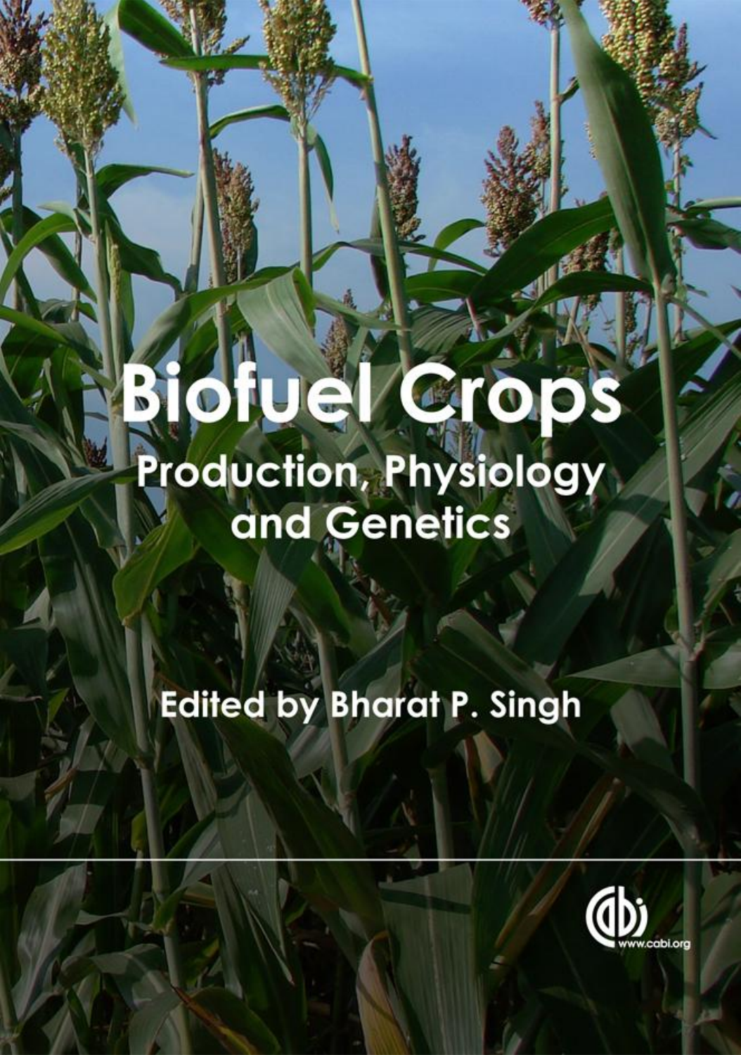# Biofuel Crops

## Production, Physiology and Genetics

Edited by Bharat P. Singh

www.cabi.org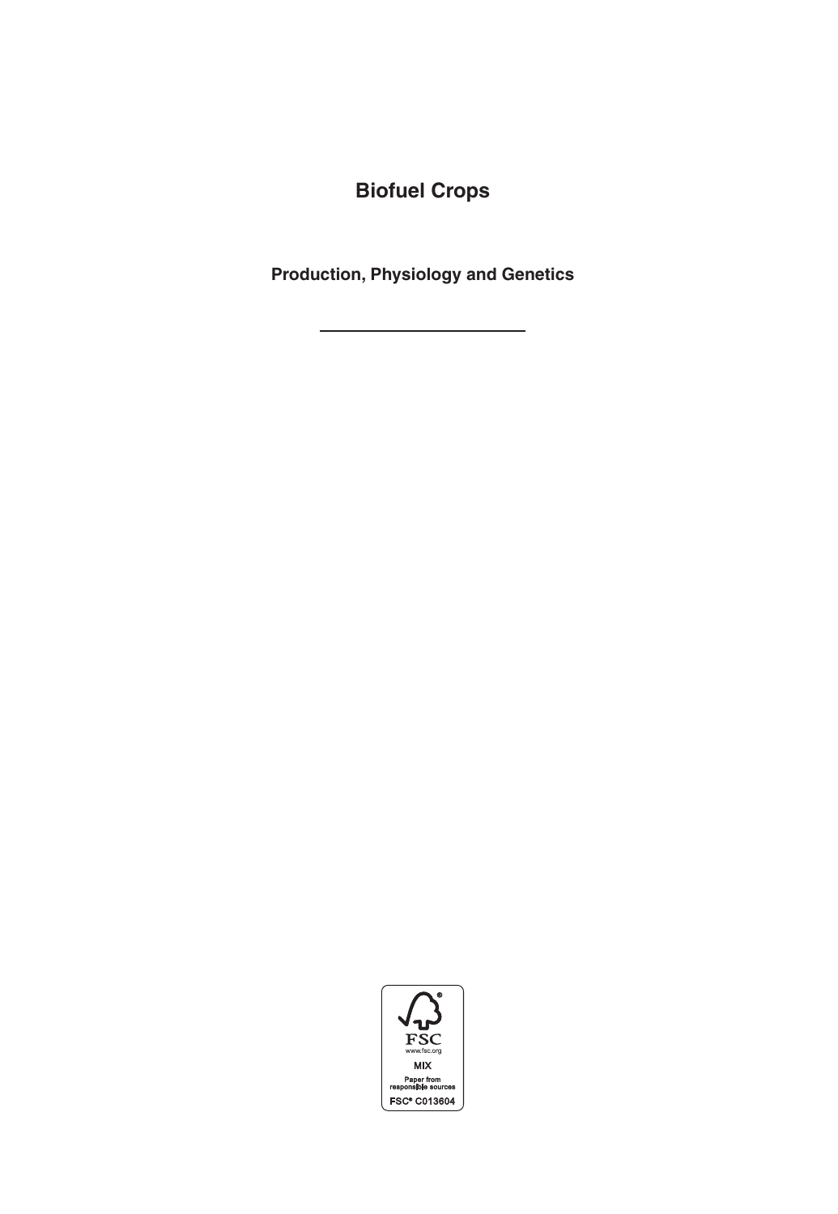# Biofuel Crops

## Production, Physiology and Genetics

---

FSC
www.fsc.org
MIX
Paper from responsible sources
FSC® C013604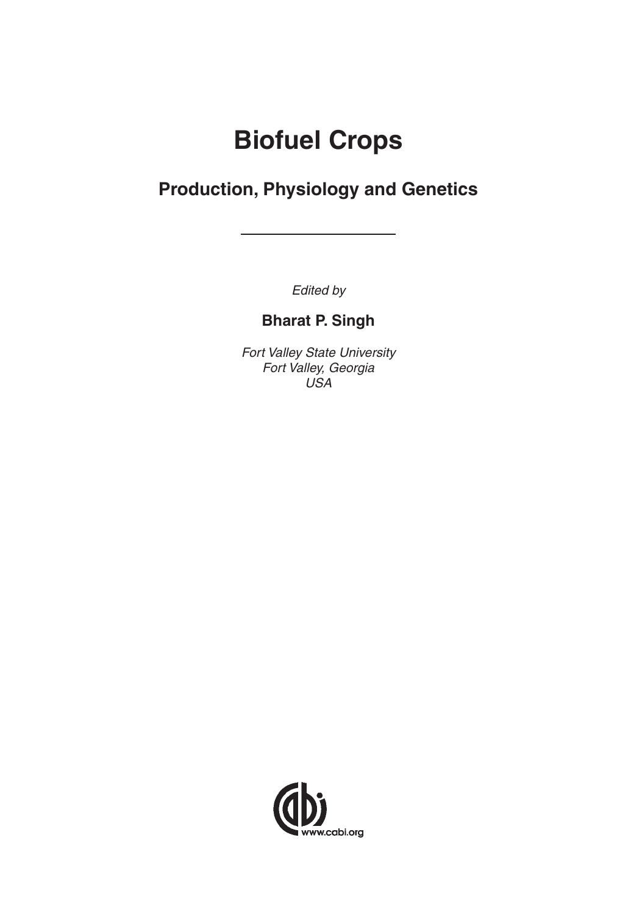# Biofuel Crops

## Production, Physiology and Genetics

*Edited by*

**Bharat P. Singh**

*Fort Valley State University*
*Fort Valley, Georgia*
*USA*

www.cabi.org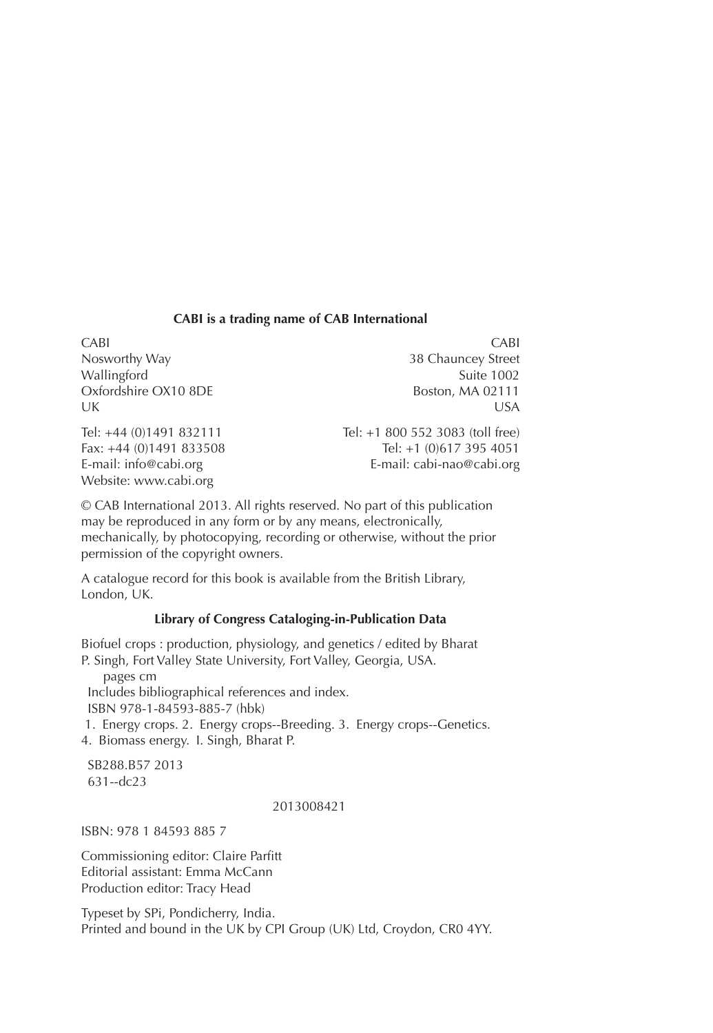**CABI is a trading name of CAB International**

CABI
Nosworthy Way
Wallingford
Oxfordshire OX10 8DE
UK

Tel: +44 (0)1491 832111
Fax: +44 (0)1491 833508
E-mail: info@cabi.org
Website: www.cabi.org

CABI
38 Chauncey Street
Suite 1002
Boston, MA 02111
USA

Tel: +1 800 552 3083 (toll free)
Tel: +1 (0)617 395 4051
E-mail: cabi-nao@cabi.org

© CAB International 2013. All rights reserved. No part of this publication may be reproduced in any form or by any means, electronically, mechanically, by photocopying, recording or otherwise, without the prior permission of the copyright owners.

A catalogue record for this book is available from the British Library, London, UK.

**Library of Congress Cataloging-in-Publication Data**

Biofuel crops : production, physiology, and genetics / edited by Bharat P. Singh, Fort Valley State University, Fort Valley, Georgia, USA.
pages cm
Includes bibliographical references and index.
ISBN 978-1-84593-885-7 (hbk)
1. Energy crops. 2. Energy crops--Breeding. 3. Energy crops--Genetics. 4. Biomass energy. I. Singh, Bharat P.

SB288.B57 2013
631--dc23

2013008421

ISBN: 978 1 84593 885 7

Commissioning editor: Claire Parfitt
Editorial assistant: Emma McCann
Production editor: Tracy Head

Typeset by SPi, Pondicherry, India.
Printed and bound in the UK by CPI Group (UK) Ltd, Croydon, CR0 4YY.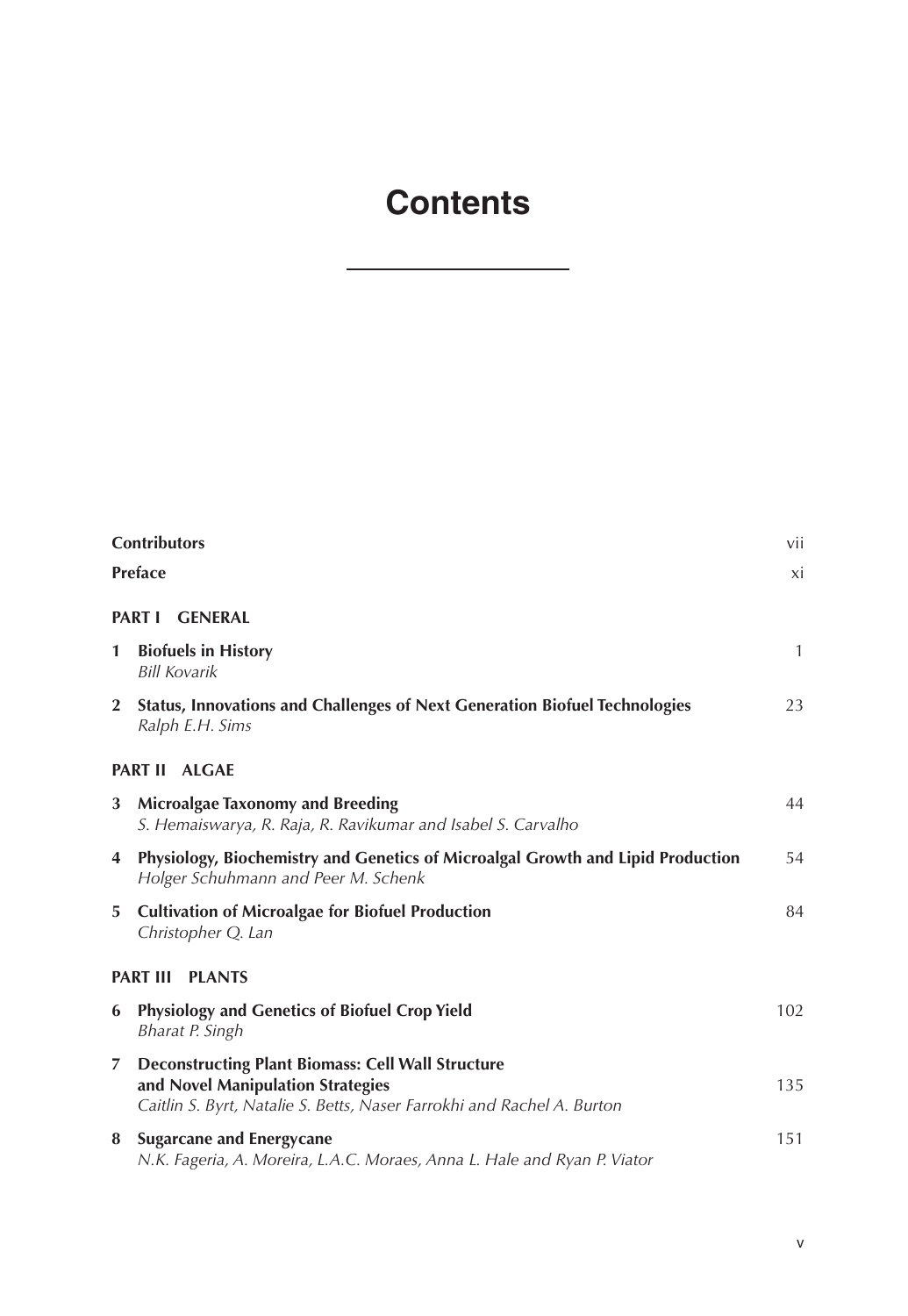# Contents

| | | |
|---|---|---|
| **Contributors** | | vii |
| **Preface** | | xi |
| **PART I GENERAL** | | |
| **1** | **Biofuels in History**<br>*Bill Kovarik* | 1 |
| **2** | **Status, Innovations and Challenges of Next Generation Biofuel Technologies**<br>*Ralph E.H. Sims* | 23 |
| **PART II ALGAE** | | |
| **3** | **Microalgae Taxonomy and Breeding**<br>*S. Hemaiswarya, R. Raja, R. Ravikumar and Isabel S. Carvalho* | 44 |
| **4** | **Physiology, Biochemistry and Genetics of Microalgal Growth and Lipid Production**<br>*Holger Schuhmann and Peer M. Schenk* | 54 |
| **5** | **Cultivation of Microalgae for Biofuel Production**<br>*Christopher Q. Lan* | 84 |
| **PART III PLANTS** | | |
| **6** | **Physiology and Genetics of Biofuel Crop Yield**<br>*Bharat P. Singh* | 102 |
| **7** | **Deconstructing Plant Biomass: Cell Wall Structure and Novel Manipulation Strategies**<br>*Caitlin S. Byrt, Natalie S. Betts, Naser Farrokhi and Rachel A. Burton* | 135 |
| **8** | **Sugarcane and Energycane**<br>*N.K. Fageria, A. Moreira, L.A.C. Moraes, Anna L. Hale and Ryan P. Viator* | 151 |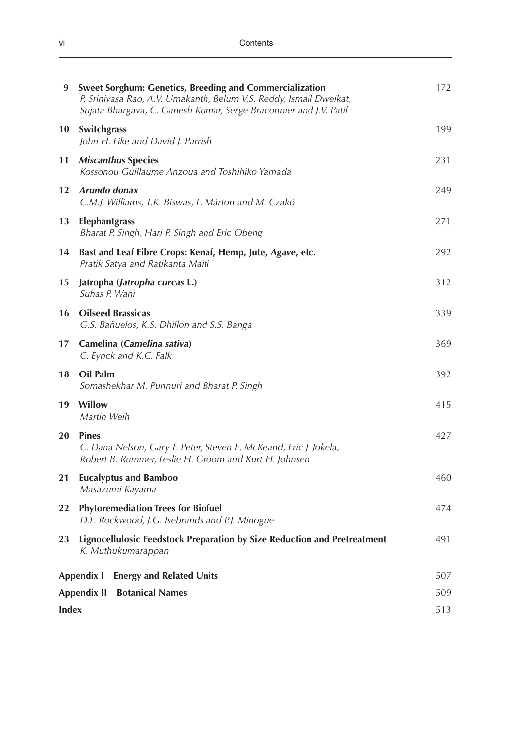| | | |
|---|---|---|
| **9** | **Sweet Sorghum: Genetics, Breeding and Commercialization**<br>*P. Srinivasa Rao, A.V. Umakanth, Belum V.S. Reddy, Ismail Dweikat, Sujata Bhargava, C. Ganesh Kumar, Serge Braconnier and J.V. Patil* | 172 |
| **10** | **Switchgrass**<br>*John H. Fike and David J. Parrish* | 199 |
| **11** | ***Miscanthus* Species**<br>*Kossonou Guillaume Anzoua and Toshihiko Yamada* | 231 |
| **12** | ***Arundo donax***<br>*C.M.J. Williams, T.K. Biswas, L. Márton and M. Czakó* | 249 |
| **13** | **Elephantgrass**<br>*Bharat P. Singh, Hari P. Singh and Eric Obeng* | 271 |
| **14** | **Bast and Leaf Fibre Crops: Kenaf, Hemp, Jute, *Agave*, etc.**<br>*Pratik Satya and Ratikanta Maiti* | 292 |
| **15** | **Jatropha (*Jatropha curcas* L.)**<br>*Suhas P. Wani* | 312 |
| **16** | **Oilseed Brassicas**<br>*G.S. Bañuelos, K.S. Dhillon and S.S. Banga* | 339 |
| **17** | **Camelina (*Camelina sativa*)**<br>*C. Eynck and K.C. Falk* | 369 |
| **18** | **Oil Palm**<br>*Somashekhar M. Punnuri and Bharat P. Singh* | 392 |
| **19** | **Willow**<br>*Martin Weih* | 415 |
| **20** | **Pines**<br>*C. Dana Nelson, Gary F. Peter, Steven E. McKeand, Eric J. Jokela, Robert B. Rummer, Leslie H. Groom and Kurt H. Johnsen* | 427 |
| **21** | **Eucalyptus and Bamboo**<br>*Masazumi Kayama* | 460 |
| **22** | **Phytoremediation Trees for Biofuel**<br>*D.L. Rockwood, J.G. Isebrands and P.J. Minogue* | 474 |
| **23** | **Lignocellulosic Feedstock Preparation by Size Reduction and Pretreatment**<br>*K. Muthukumarappan* | 491 |
| | **Appendix I Energy and Related Units** | 507 |
| | **Appendix II Botanical Names** | 509 |
| | **Index** | 513 |